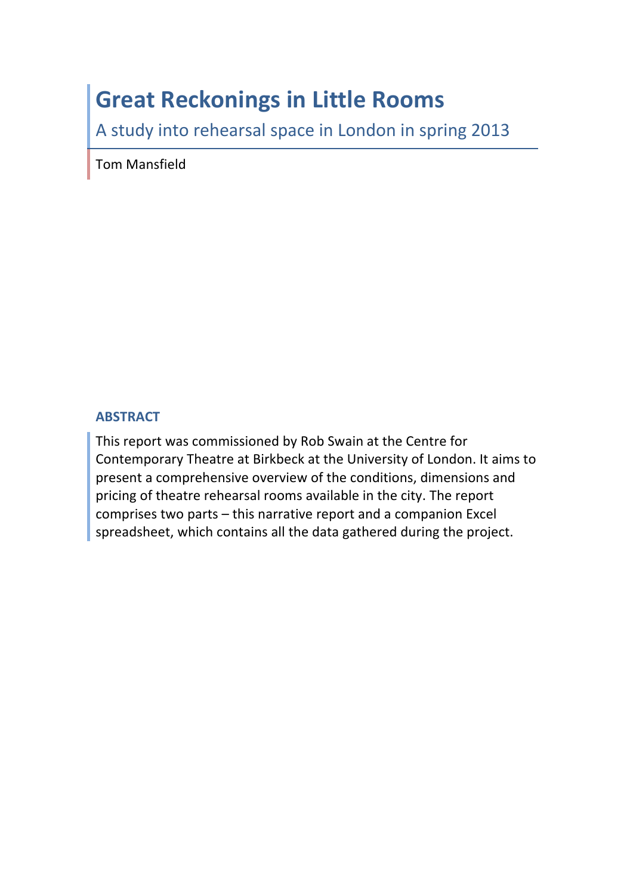# Great Reckonings in Little Rooms

A study into rehearsal space in London in spring 2013

Tom Mansfield

## ABSTRACT

This report was commissioned by Rob Swain at the Centre for Contemporary Theatre at Birkbeck at the University of London. It aims to present a comprehensive overview of the conditions, dimensions and pricing of theatre rehearsal rooms available in the city. The report comprises two parts – this narrative report and a companion Excel spreadsheet, which contains all the data gathered during the project.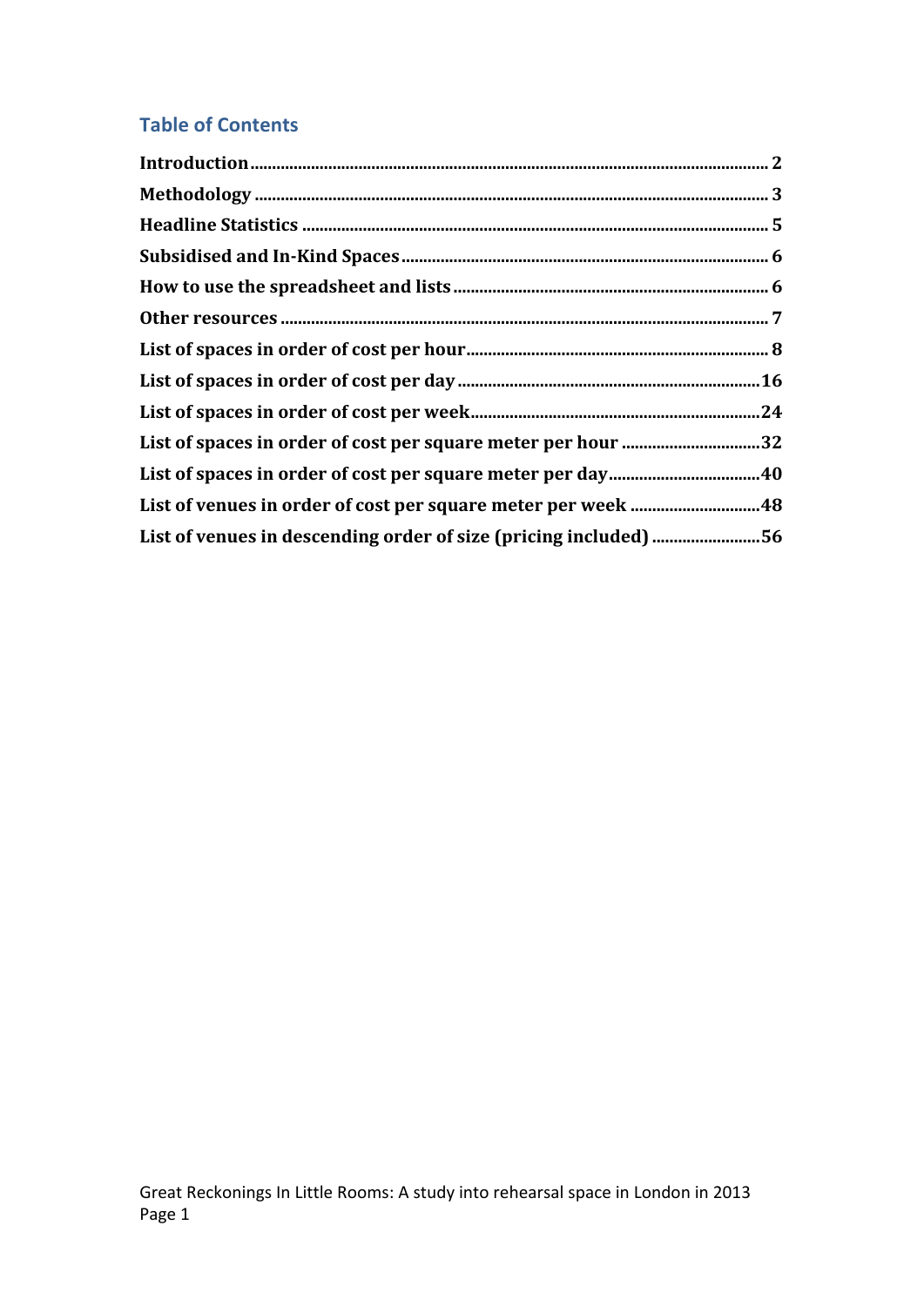## Table of Contents

| | |
|---|---|
| **Introduction** | **2** |
| **Methodology** | **3** |
| **Headline Statistics** | **5** |
| **Subsidised and In-Kind Spaces** | **6** |
| **How to use the spreadsheet and lists** | **6** |
| **Other resources** | **7** |
| **List of spaces in order of cost per hour** | **8** |
| **List of spaces in order of cost per day** | **16** |
| **List of spaces in order of cost per week** | **24** |
| **List of spaces in order of cost per square meter per hour** | **32** |
| **List of spaces in order of cost per square meter per day** | **40** |
| **List of venues in order of cost per square meter per week** | **48** |
| **List of venues in descending order of size (pricing included)** | **56** |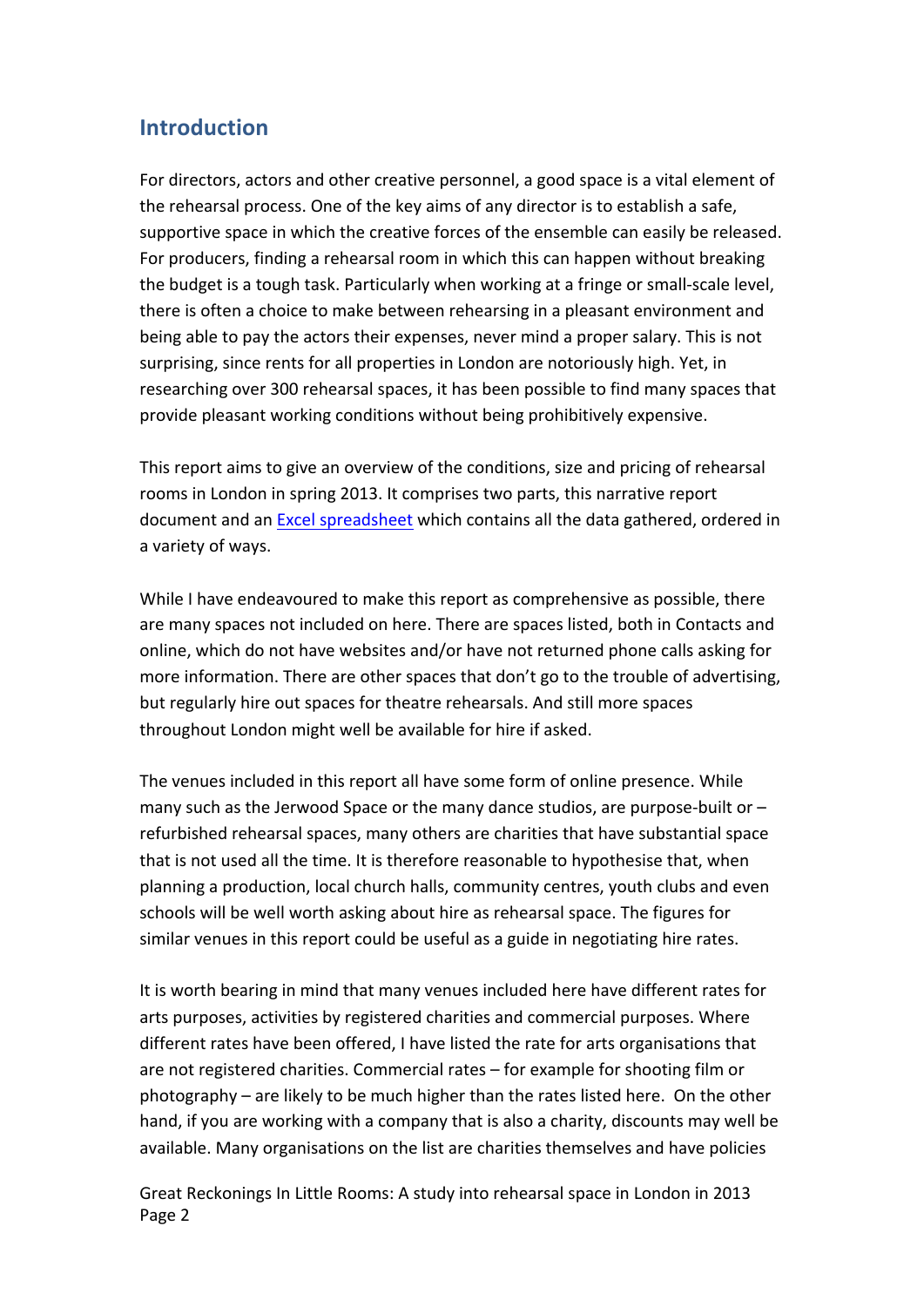## Introduction

For directors, actors and other creative personnel, a good space is a vital element of the rehearsal process. One of the key aims of any director is to establish a safe, supportive space in which the creative forces of the ensemble can easily be released. For producers, finding a rehearsal room in which this can happen without breaking the budget is a tough task. Particularly when working at a fringe or small-scale level, there is often a choice to make between rehearsing in a pleasant environment and being able to pay the actors their expenses, never mind a proper salary. This is not surprising, since rents for all properties in London are notoriously high. Yet, in researching over 300 rehearsal spaces, it has been possible to find many spaces that provide pleasant working conditions without being prohibitively expensive.

This report aims to give an overview of the conditions, size and pricing of rehearsal rooms in London in spring 2013. It comprises two parts, this narrative report document and an Excel spreadsheet which contains all the data gathered, ordered in a variety of ways.

While I have endeavoured to make this report as comprehensive as possible, there are many spaces not included on here. There are spaces listed, both in Contacts and online, which do not have websites and/or have not returned phone calls asking for more information. There are other spaces that don't go to the trouble of advertising, but regularly hire out spaces for theatre rehearsals. And still more spaces throughout London might well be available for hire if asked.

The venues included in this report all have some form of online presence. While many such as the Jerwood Space or the many dance studios, are purpose-built or –refurbished rehearsal spaces, many others are charities that have substantial space that is not used all the time. It is therefore reasonable to hypothesise that, when planning a production, local church halls, community centres, youth clubs and even schools will be well worth asking about hire as rehearsal space. The figures for similar venues in this report could be useful as a guide in negotiating hire rates.

It is worth bearing in mind that many venues included here have different rates for arts purposes, activities by registered charities and commercial purposes. Where different rates have been offered, I have listed the rate for arts organisations that are not registered charities. Commercial rates – for example for shooting film or photography – are likely to be much higher than the rates listed here. On the other hand, if you are working with a company that is also a charity, discounts may well be available. Many organisations on the list are charities themselves and have policies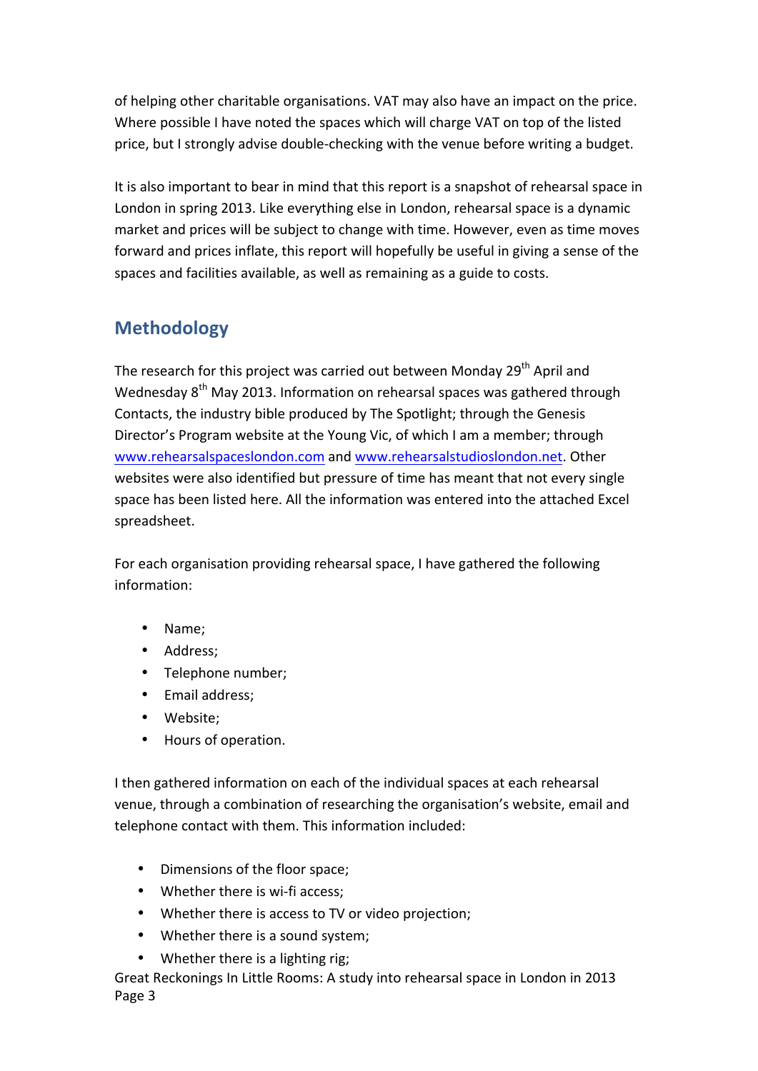of helping other charitable organisations. VAT may also have an impact on the price. Where possible I have noted the spaces which will charge VAT on top of the listed price, but I strongly advise double-checking with the venue before writing a budget.

It is also important to bear in mind that this report is a snapshot of rehearsal space in London in spring 2013. Like everything else in London, rehearsal space is a dynamic market and prices will be subject to change with time. However, even as time moves forward and prices inflate, this report will hopefully be useful in giving a sense of the spaces and facilities available, as well as remaining as a guide to costs.

## Methodology

The research for this project was carried out between Monday 29th April and Wednesday 8th May 2013. Information on rehearsal spaces was gathered through Contacts, the industry bible produced by The Spotlight; through the Genesis Director's Program website at the Young Vic, of which I am a member; through www.rehearsalspaceslondon.com and www.rehearsalstudioslondon.net. Other websites were also identified but pressure of time has meant that not every single space has been listed here. All the information was entered into the attached Excel spreadsheet.

For each organisation providing rehearsal space, I have gathered the following information:

- Name;
- Address;
- Telephone number;
- Email address;
- Website;
- Hours of operation.

I then gathered information on each of the individual spaces at each rehearsal venue, through a combination of researching the organisation's website, email and telephone contact with them. This information included:

- Dimensions of the floor space;
- Whether there is wi-fi access;
- Whether there is access to TV or video projection;
- Whether there is a sound system;
- Whether there is a lighting rig;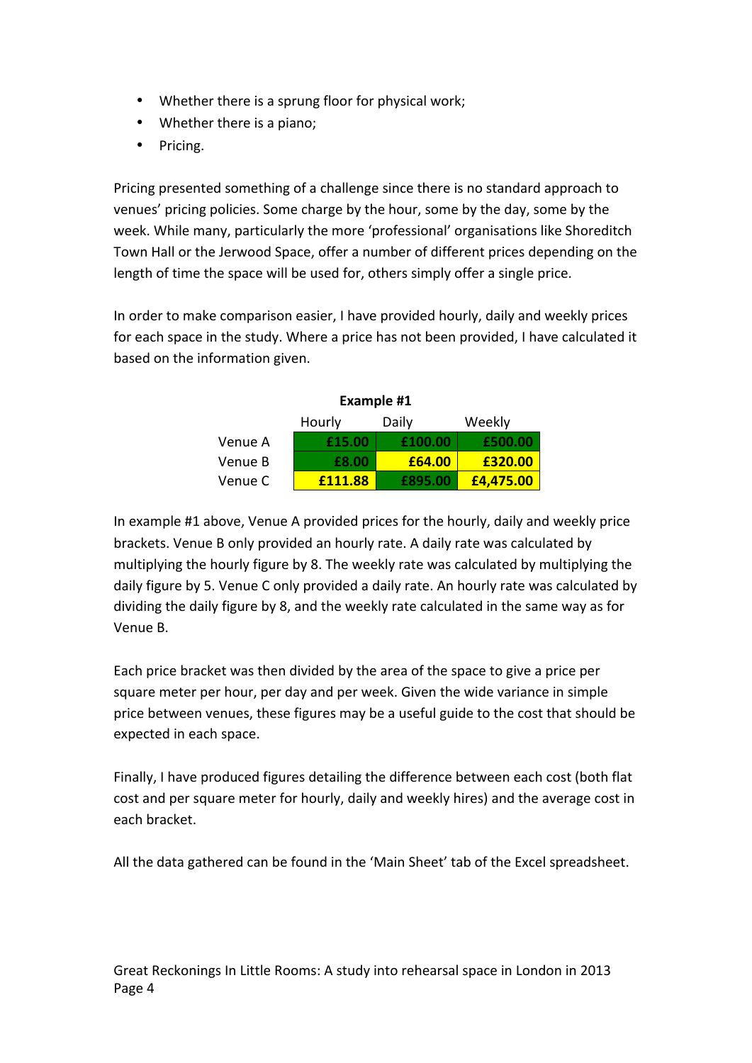- Whether there is a sprung floor for physical work;
- Whether there is a piano;
- Pricing.

Pricing presented something of a challenge since there is no standard approach to venues' pricing policies. Some charge by the hour, some by the day, some by the week. While many, particularly the more 'professional' organisations like Shoreditch Town Hall or the Jerwood Space, offer a number of different prices depending on the length of time the space will be used for, others simply offer a single price.

In order to make comparison easier, I have provided hourly, daily and weekly prices for each space in the study. Where a price has not been provided, I have calculated it based on the information given.

**Example #1**

| | Hourly | Daily | Weekly |
|---|---|---|---|
| Venue A | £15.00 | £100.00 | £500.00 |
| Venue B | £8.00 | £64.00 | £320.00 |
| Venue C | £111.88 | £895.00 | £4,475.00 |

In example #1 above, Venue A provided prices for the hourly, daily and weekly price brackets. Venue B only provided an hourly rate. A daily rate was calculated by multiplying the hourly figure by 8. The weekly rate was calculated by multiplying the daily figure by 5. Venue C only provided a daily rate. An hourly rate was calculated by dividing the daily figure by 8, and the weekly rate calculated in the same way as for Venue B.

Each price bracket was then divided by the area of the space to give a price per square meter per hour, per day and per week. Given the wide variance in simple price between venues, these figures may be a useful guide to the cost that should be expected in each space.

Finally, I have produced figures detailing the difference between each cost (both flat cost and per square meter for hourly, daily and weekly hires) and the average cost in each bracket.

All the data gathered can be found in the 'Main Sheet' tab of the Excel spreadsheet.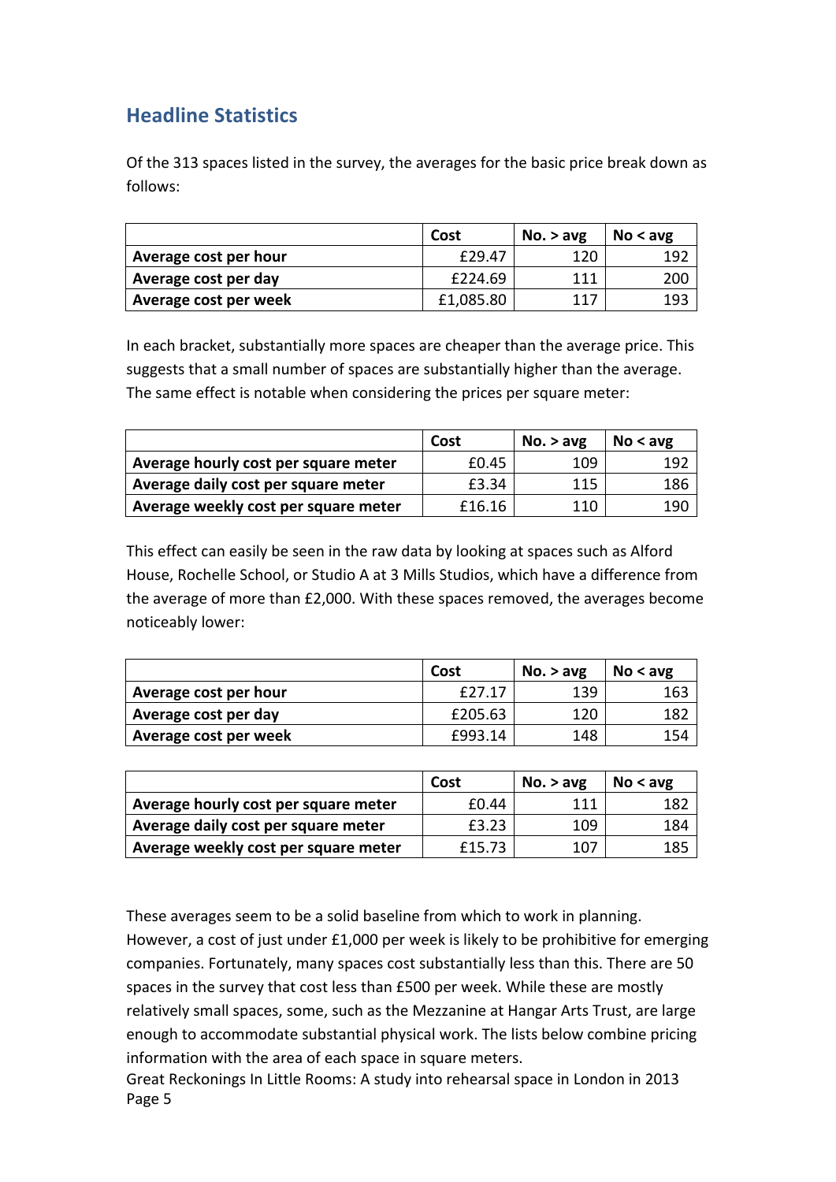## Headline Statistics

Of the 313 spaces listed in the survey, the averages for the basic price break down as follows:

| | Cost | No. > avg | No < avg |
|---|---|---|---|
| **Average cost per hour** | £29.47 | 120 | 192 |
| **Average cost per day** | £224.69 | 111 | 200 |
| **Average cost per week** | £1,085.80 | 117 | 193 |

In each bracket, substantially more spaces are cheaper than the average price. This suggests that a small number of spaces are substantially higher than the average. The same effect is notable when considering the prices per square meter:

| | Cost | No. > avg | No < avg |
|---|---|---|---|
| **Average hourly cost per square meter** | £0.45 | 109 | 192 |
| **Average daily cost per square meter** | £3.34 | 115 | 186 |
| **Average weekly cost per square meter** | £16.16 | 110 | 190 |

This effect can easily be seen in the raw data by looking at spaces such as Alford House, Rochelle School, or Studio A at 3 Mills Studios, which have a difference from the average of more than £2,000. With these spaces removed, the averages become noticeably lower:

| | Cost | No. > avg | No < avg |
|---|---|---|---|
| **Average cost per hour** | £27.17 | 139 | 163 |
| **Average cost per day** | £205.63 | 120 | 182 |
| **Average cost per week** | £993.14 | 148 | 154 |

| | Cost | No. > avg | No < avg |
|---|---|---|---|
| **Average hourly cost per square meter** | £0.44 | 111 | 182 |
| **Average daily cost per square meter** | £3.23 | 109 | 184 |
| **Average weekly cost per square meter** | £15.73 | 107 | 185 |

These averages seem to be a solid baseline from which to work in planning. However, a cost of just under £1,000 per week is likely to be prohibitive for emerging companies. Fortunately, many spaces cost substantially less than this. There are 50 spaces in the survey that cost less than £500 per week. While these are mostly relatively small spaces, some, such as the Mezzanine at Hangar Arts Trust, are large enough to accommodate substantial physical work. The lists below combine pricing information with the area of each space in square meters.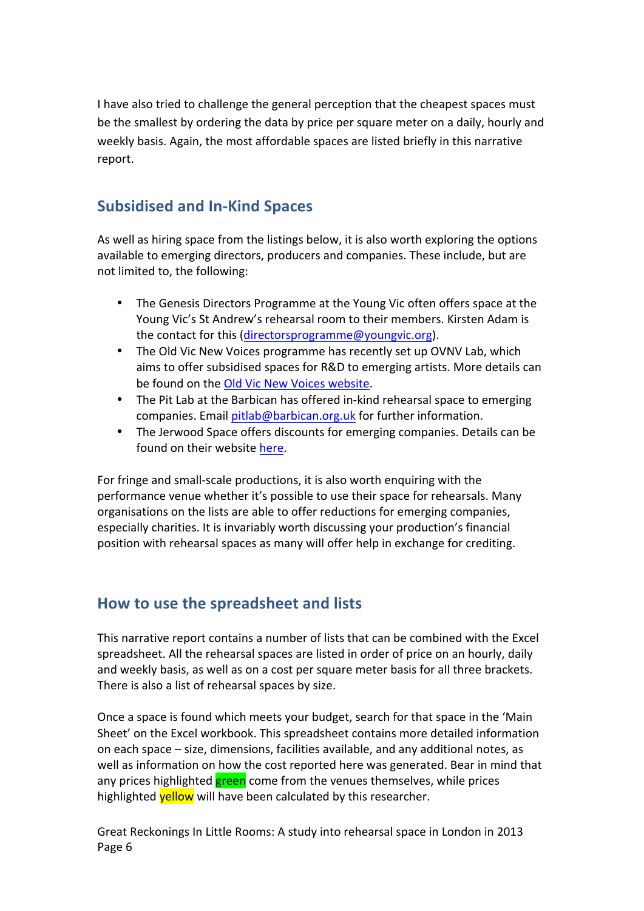I have also tried to challenge the general perception that the cheapest spaces must be the smallest by ordering the data by price per square meter on a daily, hourly and weekly basis. Again, the most affordable spaces are listed briefly in this narrative report.

## Subsidised and In-Kind Spaces

As well as hiring space from the listings below, it is also worth exploring the options available to emerging directors, producers and companies. These include, but are not limited to, the following:

- The Genesis Directors Programme at the Young Vic often offers space at the Young Vic's St Andrew's rehearsal room to their members. Kirsten Adam is the contact for this (directorsprogramme@youngvic.org).
- The Old Vic New Voices programme has recently set up OVNV Lab, which aims to offer subsidised spaces for R&D to emerging artists. More details can be found on the Old Vic New Voices website.
- The Pit Lab at the Barbican has offered in-kind rehearsal space to emerging companies. Email pitlab@barbican.org.uk for further information.
- The Jerwood Space offers discounts for emerging companies. Details can be found on their website here.

For fringe and small-scale productions, it is also worth enquiring with the performance venue whether it's possible to use their space for rehearsals. Many organisations on the lists are able to offer reductions for emerging companies, especially charities. It is invariably worth discussing your production's financial position with rehearsal spaces as many will offer help in exchange for crediting.

## How to use the spreadsheet and lists

This narrative report contains a number of lists that can be combined with the Excel spreadsheet. All the rehearsal spaces are listed in order of price on an hourly, daily and weekly basis, as well as on a cost per square meter basis for all three brackets. There is also a list of rehearsal spaces by size.

Once a space is found which meets your budget, search for that space in the 'Main Sheet' on the Excel workbook. This spreadsheet contains more detailed information on each space – size, dimensions, facilities available, and any additional notes, as well as information on how the cost reported here was generated. Bear in mind that any prices highlighted green come from the venues themselves, while prices highlighted yellow will have been calculated by this researcher.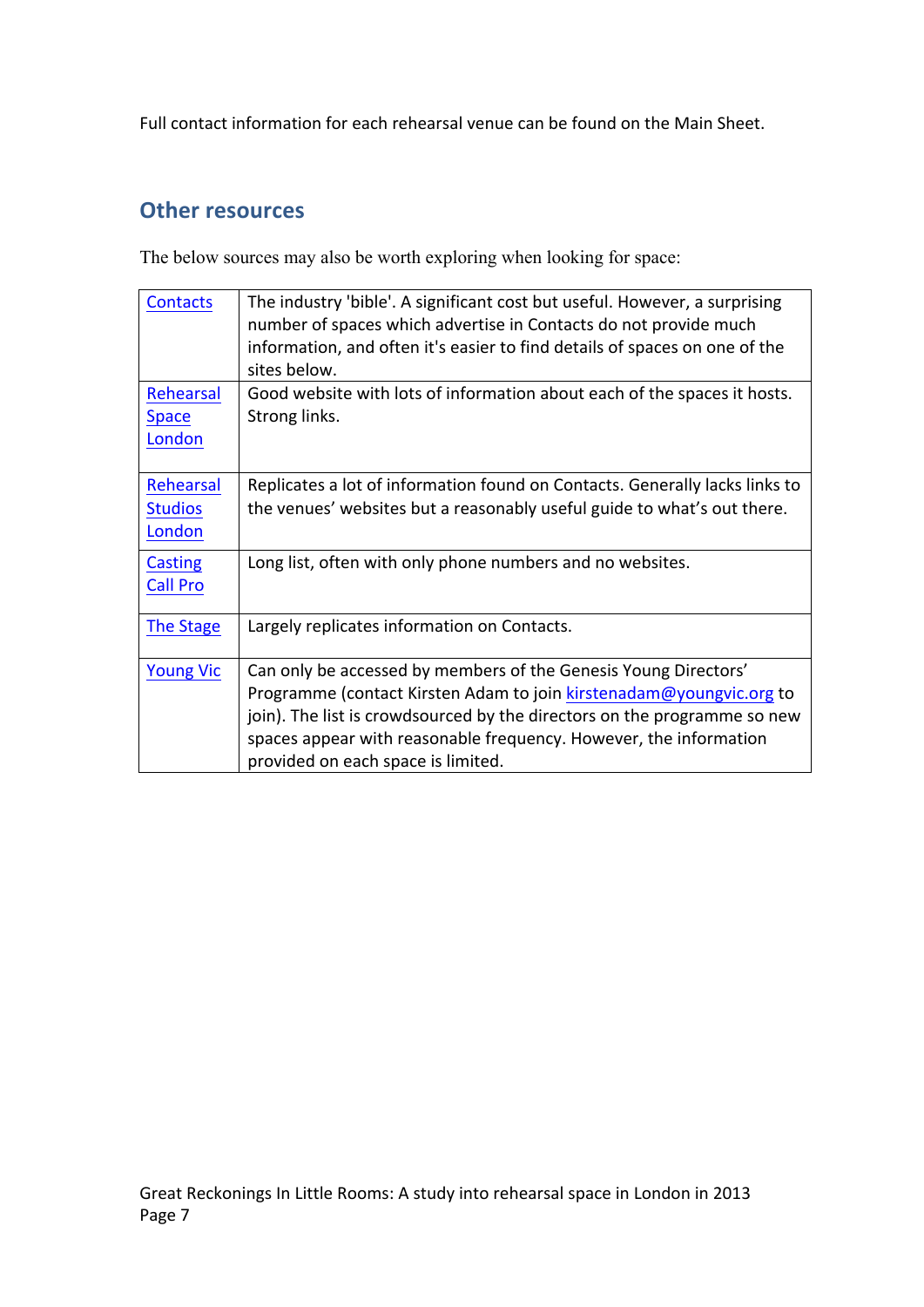Full contact information for each rehearsal venue can be found on the Main Sheet.

## Other resources

The below sources may also be worth exploring when looking for space:

| | |
|---|---|
| Contacts | The industry 'bible'. A significant cost but useful. However, a surprising number of spaces which advertise in Contacts do not provide much information, and often it's easier to find details of spaces on one of the sites below. |
| Rehearsal Space London | Good website with lots of information about each of the spaces it hosts. Strong links. |
| Rehearsal Studios London | Replicates a lot of information found on Contacts. Generally lacks links to the venues' websites but a reasonably useful guide to what's out there. |
| Casting Call Pro | Long list, often with only phone numbers and no websites. |
| The Stage | Largely replicates information on Contacts. |
| Young Vic | Can only be accessed by members of the Genesis Young Directors' Programme (contact Kirsten Adam to join kirstenadam@youngvic.org to join). The list is crowdsourced by the directors on the programme so new spaces appear with reasonable frequency. However, the information provided on each space is limited. |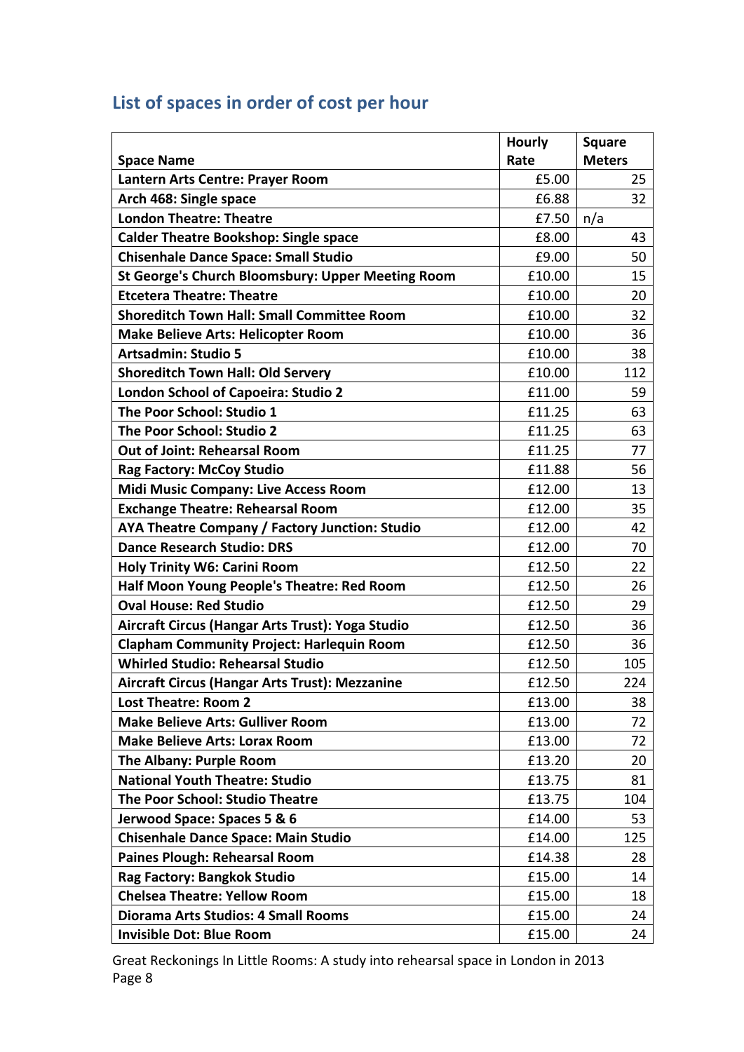## List of spaces in order of cost per hour

| Space Name | Hourly Rate | Square Meters |
|---|---|---|
| **Lantern Arts Centre: Prayer Room** | £5.00 | 25 |
| **Arch 468: Single space** | £6.88 | 32 |
| **London Theatre: Theatre** | £7.50 | n/a |
| **Calder Theatre Bookshop: Single space** | £8.00 | 43 |
| **Chisenhale Dance Space: Small Studio** | £9.00 | 50 |
| **St George's Church Bloomsbury: Upper Meeting Room** | £10.00 | 15 |
| **Etcetera Theatre: Theatre** | £10.00 | 20 |
| **Shoreditch Town Hall: Small Committee Room** | £10.00 | 32 |
| **Make Believe Arts: Helicopter Room** | £10.00 | 36 |
| **Artsadmin: Studio 5** | £10.00 | 38 |
| **Shoreditch Town Hall: Old Servery** | £10.00 | 112 |
| **London School of Capoeira: Studio 2** | £11.00 | 59 |
| **The Poor School: Studio 1** | £11.25 | 63 |
| **The Poor School: Studio 2** | £11.25 | 63 |
| **Out of Joint: Rehearsal Room** | £11.25 | 77 |
| **Rag Factory: McCoy Studio** | £11.88 | 56 |
| **Midi Music Company: Live Access Room** | £12.00 | 13 |
| **Exchange Theatre: Rehearsal Room** | £12.00 | 35 |
| **AYA Theatre Company / Factory Junction: Studio** | £12.00 | 42 |
| **Dance Research Studio: DRS** | £12.00 | 70 |
| **Holy Trinity W6: Carini Room** | £12.50 | 22 |
| **Half Moon Young People's Theatre: Red Room** | £12.50 | 26 |
| **Oval House: Red Studio** | £12.50 | 29 |
| **Aircraft Circus (Hangar Arts Trust): Yoga Studio** | £12.50 | 36 |
| **Clapham Community Project: Harlequin Room** | £12.50 | 36 |
| **Whirled Studio: Rehearsal Studio** | £12.50 | 105 |
| **Aircraft Circus (Hangar Arts Trust): Mezzanine** | £12.50 | 224 |
| **Lost Theatre: Room 2** | £13.00 | 38 |
| **Make Believe Arts: Gulliver Room** | £13.00 | 72 |
| **Make Believe Arts: Lorax Room** | £13.00 | 72 |
| **The Albany: Purple Room** | £13.20 | 20 |
| **National Youth Theatre: Studio** | £13.75 | 81 |
| **The Poor School: Studio Theatre** | £13.75 | 104 |
| **Jerwood Space: Spaces 5 & 6** | £14.00 | 53 |
| **Chisenhale Dance Space: Main Studio** | £14.00 | 125 |
| **Paines Plough: Rehearsal Room** | £14.38 | 28 |
| **Rag Factory: Bangkok Studio** | £15.00 | 14 |
| **Chelsea Theatre: Yellow Room** | £15.00 | 18 |
| **Diorama Arts Studios: 4 Small Rooms** | £15.00 | 24 |
| **Invisible Dot: Blue Room** | £15.00 | 24 |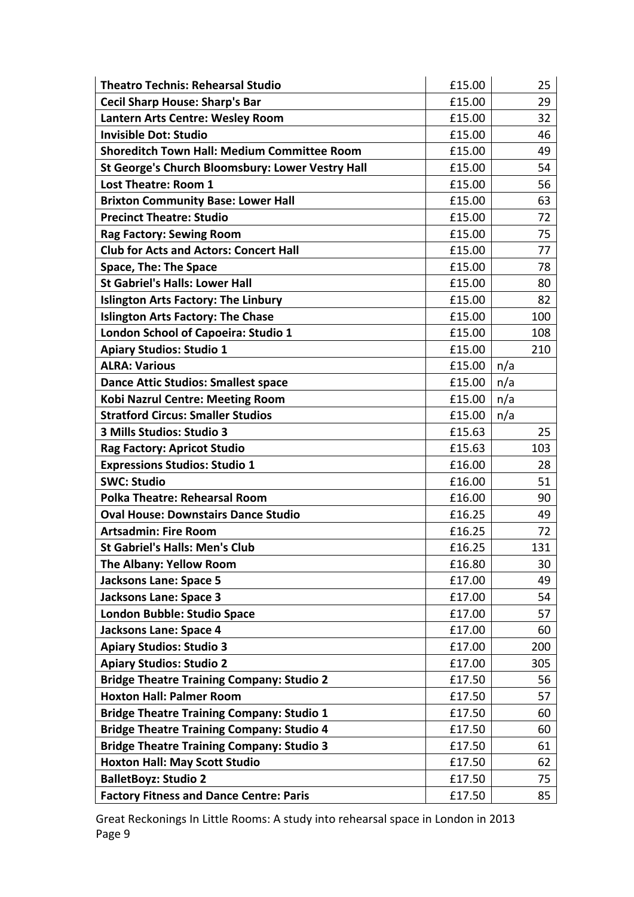| **Theatro Technis: Rehearsal Studio** | £15.00 | 25 |
|---|---|---|
| **Cecil Sharp House: Sharp's Bar** | £15.00 | 29 |
| **Lantern Arts Centre: Wesley Room** | £15.00 | 32 |
| **Invisible Dot: Studio** | £15.00 | 46 |
| **Shoreditch Town Hall: Medium Committee Room** | £15.00 | 49 |
| **St George's Church Bloomsbury: Lower Vestry Hall** | £15.00 | 54 |
| **Lost Theatre: Room 1** | £15.00 | 56 |
| **Brixton Community Base: Lower Hall** | £15.00 | 63 |
| **Precinct Theatre: Studio** | £15.00 | 72 |
| **Rag Factory: Sewing Room** | £15.00 | 75 |
| **Club for Acts and Actors: Concert Hall** | £15.00 | 77 |
| **Space, The: The Space** | £15.00 | 78 |
| **St Gabriel's Halls: Lower Hall** | £15.00 | 80 |
| **Islington Arts Factory: The Linbury** | £15.00 | 82 |
| **Islington Arts Factory: The Chase** | £15.00 | 100 |
| **London School of Capoeira: Studio 1** | £15.00 | 108 |
| **Apiary Studios: Studio 1** | £15.00 | 210 |
| **ALRA: Various** | £15.00 | n/a |
| **Dance Attic Studios: Smallest space** | £15.00 | n/a |
| **Kobi Nazrul Centre: Meeting Room** | £15.00 | n/a |
| **Stratford Circus: Smaller Studios** | £15.00 | n/a |
| **3 Mills Studios: Studio 3** | £15.63 | 25 |
| **Rag Factory: Apricot Studio** | £15.63 | 103 |
| **Expressions Studios: Studio 1** | £16.00 | 28 |
| **SWC: Studio** | £16.00 | 51 |
| **Polka Theatre: Rehearsal Room** | £16.00 | 90 |
| **Oval House: Downstairs Dance Studio** | £16.25 | 49 |
| **Artsadmin: Fire Room** | £16.25 | 72 |
| **St Gabriel's Halls: Men's Club** | £16.25 | 131 |
| **The Albany: Yellow Room** | £16.80 | 30 |
| **Jacksons Lane: Space 5** | £17.00 | 49 |
| **Jacksons Lane: Space 3** | £17.00 | 54 |
| **London Bubble: Studio Space** | £17.00 | 57 |
| **Jacksons Lane: Space 4** | £17.00 | 60 |
| **Apiary Studios: Studio 3** | £17.00 | 200 |
| **Apiary Studios: Studio 2** | £17.00 | 305 |
| **Bridge Theatre Training Company: Studio 2** | £17.50 | 56 |
| **Hoxton Hall: Palmer Room** | £17.50 | 57 |
| **Bridge Theatre Training Company: Studio 1** | £17.50 | 60 |
| **Bridge Theatre Training Company: Studio 4** | £17.50 | 60 |
| **Bridge Theatre Training Company: Studio 3** | £17.50 | 61 |
| **Hoxton Hall: May Scott Studio** | £17.50 | 62 |
| **BalletBoyz: Studio 2** | £17.50 | 75 |
| **Factory Fitness and Dance Centre: Paris** | £17.50 | 85 |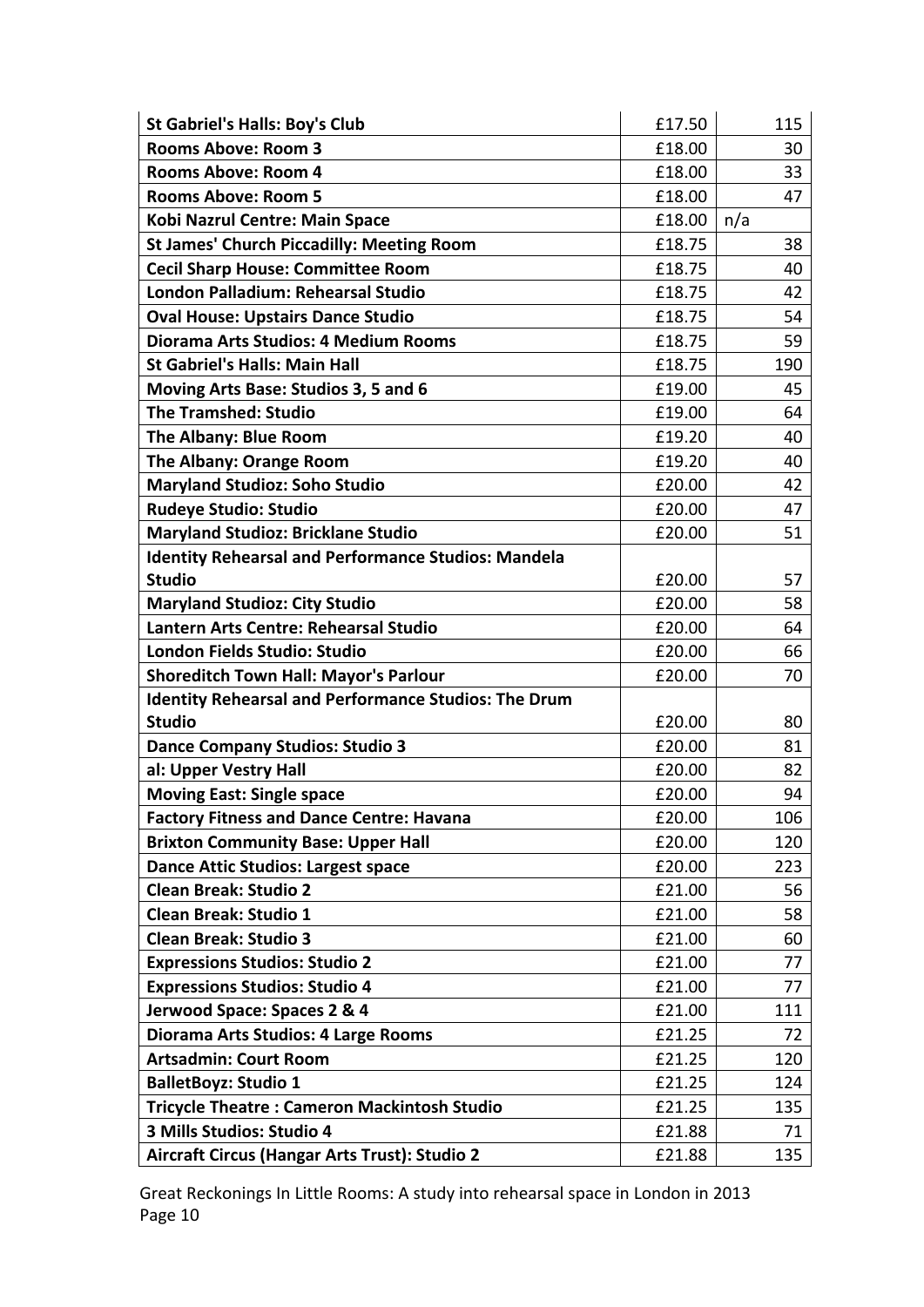| | | |
|---|---|---|
| **St Gabriel's Halls: Boy's Club** | £17.50 | 115 |
| **Rooms Above: Room 3** | £18.00 | 30 |
| **Rooms Above: Room 4** | £18.00 | 33 |
| **Rooms Above: Room 5** | £18.00 | 47 |
| **Kobi Nazrul Centre: Main Space** | £18.00 | n/a |
| **St James' Church Piccadilly: Meeting Room** | £18.75 | 38 |
| **Cecil Sharp House: Committee Room** | £18.75 | 40 |
| **London Palladium: Rehearsal Studio** | £18.75 | 42 |
| **Oval House: Upstairs Dance Studio** | £18.75 | 54 |
| **Diorama Arts Studios: 4 Medium Rooms** | £18.75 | 59 |
| **St Gabriel's Halls: Main Hall** | £18.75 | 190 |
| **Moving Arts Base: Studios 3, 5 and 6** | £19.00 | 45 |
| **The Tramshed: Studio** | £19.00 | 64 |
| **The Albany: Blue Room** | £19.20 | 40 |
| **The Albany: Orange Room** | £19.20 | 40 |
| **Maryland Studioz: Soho Studio** | £20.00 | 42 |
| **Rudeye Studio: Studio** | £20.00 | 47 |
| **Maryland Studioz: Bricklane Studio** | £20.00 | 51 |
| **Identity Rehearsal and Performance Studios: Mandela Studio** | £20.00 | 57 |
| **Maryland Studioz: City Studio** | £20.00 | 58 |
| **Lantern Arts Centre: Rehearsal Studio** | £20.00 | 64 |
| **London Fields Studio: Studio** | £20.00 | 66 |
| **Shoreditch Town Hall: Mayor's Parlour** | £20.00 | 70 |
| **Identity Rehearsal and Performance Studios: The Drum Studio** | £20.00 | 80 |
| **Dance Company Studios: Studio 3** | £20.00 | 81 |
| **al: Upper Vestry Hall** | £20.00 | 82 |
| **Moving East: Single space** | £20.00 | 94 |
| **Factory Fitness and Dance Centre: Havana** | £20.00 | 106 |
| **Brixton Community Base: Upper Hall** | £20.00 | 120 |
| **Dance Attic Studios: Largest space** | £20.00 | 223 |
| **Clean Break: Studio 2** | £21.00 | 56 |
| **Clean Break: Studio 1** | £21.00 | 58 |
| **Clean Break: Studio 3** | £21.00 | 60 |
| **Expressions Studios: Studio 2** | £21.00 | 77 |
| **Expressions Studios: Studio 4** | £21.00 | 77 |
| **Jerwood Space: Spaces 2 & 4** | £21.00 | 111 |
| **Diorama Arts Studios: 4 Large Rooms** | £21.25 | 72 |
| **Artsadmin: Court Room** | £21.25 | 120 |
| **BalletBoyz: Studio 1** | £21.25 | 124 |
| **Tricycle Theatre : Cameron Mackintosh Studio** | £21.25 | 135 |
| **3 Mills Studios: Studio 4** | £21.88 | 71 |
| **Aircraft Circus (Hangar Arts Trust): Studio 2** | £21.88 | 135 |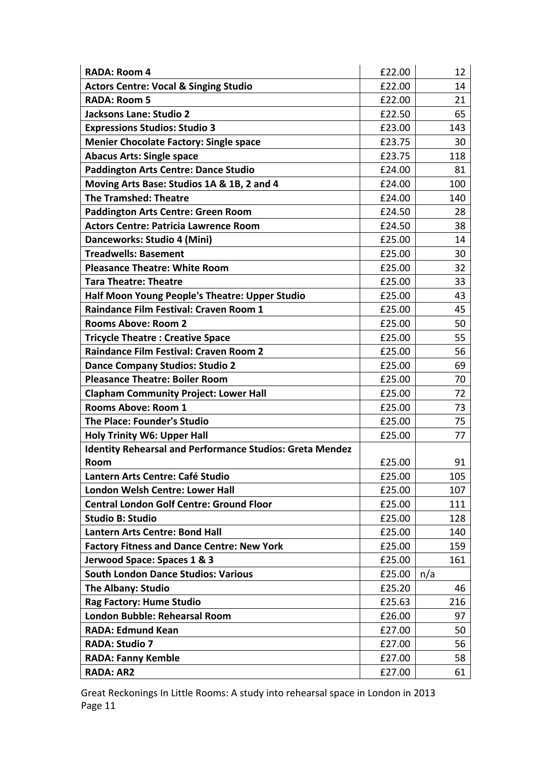| | | |
|---|---|---|
| **RADA: Room 4** | £22.00 | 12 |
| **Actors Centre: Vocal & Singing Studio** | £22.00 | 14 |
| **RADA: Room 5** | £22.00 | 21 |
| **Jacksons Lane: Studio 2** | £22.50 | 65 |
| **Expressions Studios: Studio 3** | £23.00 | 143 |
| **Menier Chocolate Factory: Single space** | £23.75 | 30 |
| **Abacus Arts: Single space** | £23.75 | 118 |
| **Paddington Arts Centre: Dance Studio** | £24.00 | 81 |
| **Moving Arts Base: Studios 1A & 1B, 2 and 4** | £24.00 | 100 |
| **The Tramshed: Theatre** | £24.00 | 140 |
| **Paddington Arts Centre: Green Room** | £24.50 | 28 |
| **Actors Centre: Patricia Lawrence Room** | £24.50 | 38 |
| **Danceworks: Studio 4 (Mini)** | £25.00 | 14 |
| **Treadwells: Basement** | £25.00 | 30 |
| **Pleasance Theatre: White Room** | £25.00 | 32 |
| **Tara Theatre: Theatre** | £25.00 | 33 |
| **Half Moon Young People's Theatre: Upper Studio** | £25.00 | 43 |
| **Raindance Film Festival: Craven Room 1** | £25.00 | 45 |
| **Rooms Above: Room 2** | £25.00 | 50 |
| **Tricycle Theatre : Creative Space** | £25.00 | 55 |
| **Raindance Film Festival: Craven Room 2** | £25.00 | 56 |
| **Dance Company Studios: Studio 2** | £25.00 | 69 |
| **Pleasance Theatre: Boiler Room** | £25.00 | 70 |
| **Clapham Community Project: Lower Hall** | £25.00 | 72 |
| **Rooms Above: Room 1** | £25.00 | 73 |
| **The Place: Founder's Studio** | £25.00 | 75 |
| **Holy Trinity W6: Upper Hall** | £25.00 | 77 |
| **Identity Rehearsal and Performance Studios: Greta Mendez Room** | £25.00 | 91 |
| **Lantern Arts Centre: Café Studio** | £25.00 | 105 |
| **London Welsh Centre: Lower Hall** | £25.00 | 107 |
| **Central London Golf Centre: Ground Floor** | £25.00 | 111 |
| **Studio B: Studio** | £25.00 | 128 |
| **Lantern Arts Centre: Bond Hall** | £25.00 | 140 |
| **Factory Fitness and Dance Centre: New York** | £25.00 | 159 |
| **Jerwood Space: Spaces 1 & 3** | £25.00 | 161 |
| **South London Dance Studios: Various** | £25.00 | n/a |
| **The Albany: Studio** | £25.20 | 46 |
| **Rag Factory: Hume Studio** | £25.63 | 216 |
| **London Bubble: Rehearsal Room** | £26.00 | 97 |
| **RADA: Edmund Kean** | £27.00 | 50 |
| **RADA: Studio 7** | £27.00 | 56 |
| **RADA: Fanny Kemble** | £27.00 | 58 |
| **RADA: AR2** | £27.00 | 61 |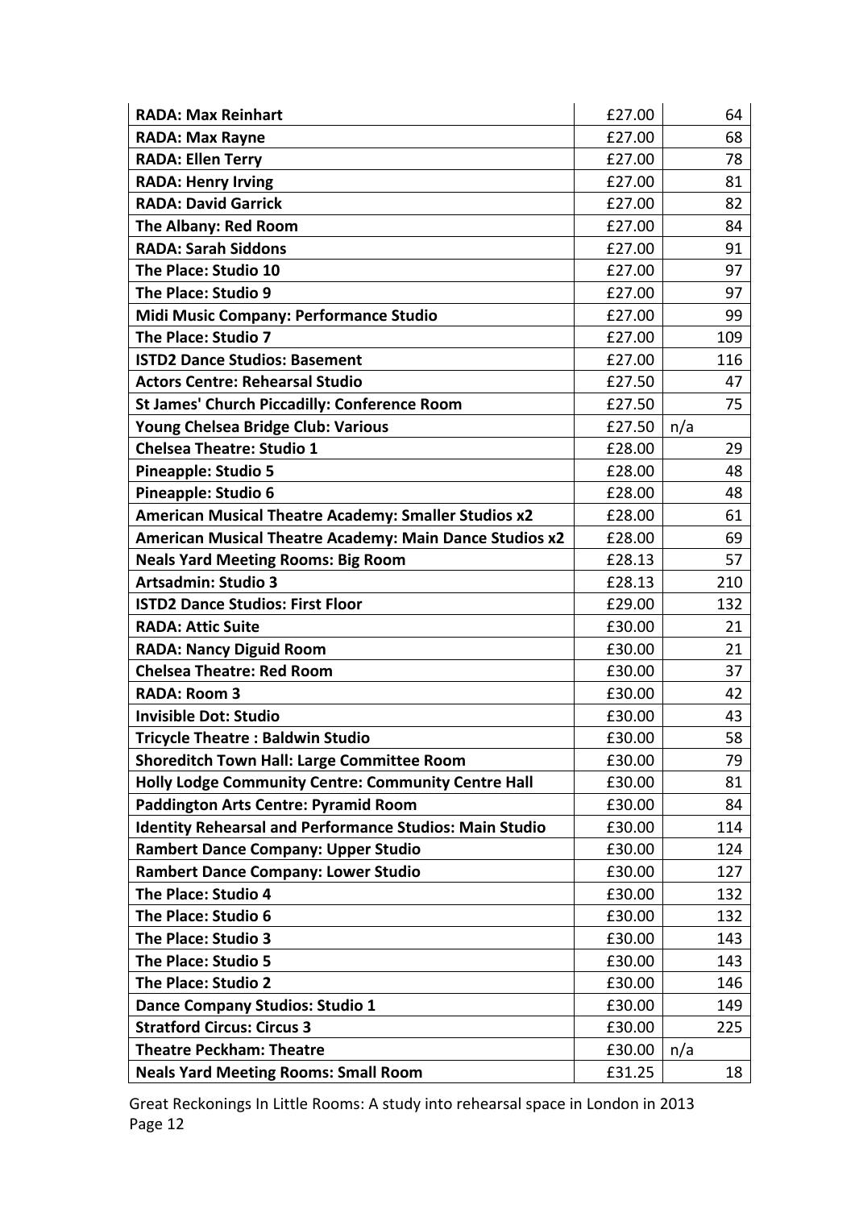| **RADA: Max Reinhart** | £27.00 | 64 |
|---|---|---|
| **RADA: Max Rayne** | £27.00 | 68 |
| **RADA: Ellen Terry** | £27.00 | 78 |
| **RADA: Henry Irving** | £27.00 | 81 |
| **RADA: David Garrick** | £27.00 | 82 |
| **The Albany: Red Room** | £27.00 | 84 |
| **RADA: Sarah Siddons** | £27.00 | 91 |
| **The Place: Studio 10** | £27.00 | 97 |
| **The Place: Studio 9** | £27.00 | 97 |
| **Midi Music Company: Performance Studio** | £27.00 | 99 |
| **The Place: Studio 7** | £27.00 | 109 |
| **ISTD2 Dance Studios: Basement** | £27.00 | 116 |
| **Actors Centre: Rehearsal Studio** | £27.50 | 47 |
| **St James' Church Piccadilly: Conference Room** | £27.50 | 75 |
| **Young Chelsea Bridge Club: Various** | £27.50 | n/a |
| **Chelsea Theatre: Studio 1** | £28.00 | 29 |
| **Pineapple: Studio 5** | £28.00 | 48 |
| **Pineapple: Studio 6** | £28.00 | 48 |
| **American Musical Theatre Academy: Smaller Studios x2** | £28.00 | 61 |
| **American Musical Theatre Academy: Main Dance Studios x2** | £28.00 | 69 |
| **Neals Yard Meeting Rooms: Big Room** | £28.13 | 57 |
| **Artsadmin: Studio 3** | £28.13 | 210 |
| **ISTD2 Dance Studios: First Floor** | £29.00 | 132 |
| **RADA: Attic Suite** | £30.00 | 21 |
| **RADA: Nancy Diguid Room** | £30.00 | 21 |
| **Chelsea Theatre: Red Room** | £30.00 | 37 |
| **RADA: Room 3** | £30.00 | 42 |
| **Invisible Dot: Studio** | £30.00 | 43 |
| **Tricycle Theatre : Baldwin Studio** | £30.00 | 58 |
| **Shoreditch Town Hall: Large Committee Room** | £30.00 | 79 |
| **Holly Lodge Community Centre: Community Centre Hall** | £30.00 | 81 |
| **Paddington Arts Centre: Pyramid Room** | £30.00 | 84 |
| **Identity Rehearsal and Performance Studios: Main Studio** | £30.00 | 114 |
| **Rambert Dance Company: Upper Studio** | £30.00 | 124 |
| **Rambert Dance Company: Lower Studio** | £30.00 | 127 |
| **The Place: Studio 4** | £30.00 | 132 |
| **The Place: Studio 6** | £30.00 | 132 |
| **The Place: Studio 3** | £30.00 | 143 |
| **The Place: Studio 5** | £30.00 | 143 |
| **The Place: Studio 2** | £30.00 | 146 |
| **Dance Company Studios: Studio 1** | £30.00 | 149 |
| **Stratford Circus: Circus 3** | £30.00 | 225 |
| **Theatre Peckham: Theatre** | £30.00 | n/a |
| **Neals Yard Meeting Rooms: Small Room** | £31.25 | 18 |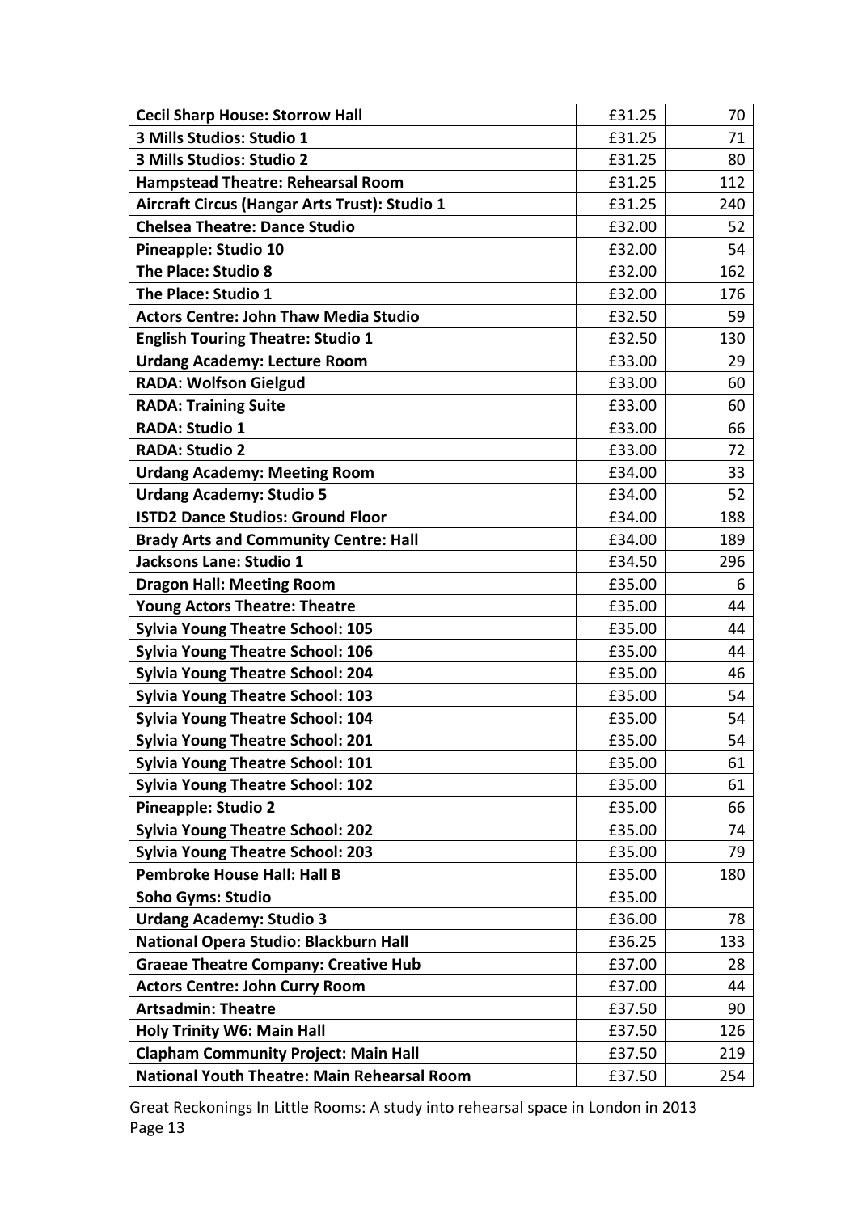| | | |
|---|---|---|
| **Cecil Sharp House: Storrow Hall** | £31.25 | 70 |
| **3 Mills Studios: Studio 1** | £31.25 | 71 |
| **3 Mills Studios: Studio 2** | £31.25 | 80 |
| **Hampstead Theatre: Rehearsal Room** | £31.25 | 112 |
| **Aircraft Circus (Hangar Arts Trust): Studio 1** | £31.25 | 240 |
| **Chelsea Theatre: Dance Studio** | £32.00 | 52 |
| **Pineapple: Studio 10** | £32.00 | 54 |
| **The Place: Studio 8** | £32.00 | 162 |
| **The Place: Studio 1** | £32.00 | 176 |
| **Actors Centre: John Thaw Media Studio** | £32.50 | 59 |
| **English Touring Theatre: Studio 1** | £32.50 | 130 |
| **Urdang Academy: Lecture Room** | £33.00 | 29 |
| **RADA: Wolfson Gielgud** | £33.00 | 60 |
| **RADA: Training Suite** | £33.00 | 60 |
| **RADA: Studio 1** | £33.00 | 66 |
| **RADA: Studio 2** | £33.00 | 72 |
| **Urdang Academy: Meeting Room** | £34.00 | 33 |
| **Urdang Academy: Studio 5** | £34.00 | 52 |
| **ISTD2 Dance Studios: Ground Floor** | £34.00 | 188 |
| **Brady Arts and Community Centre: Hall** | £34.00 | 189 |
| **Jacksons Lane: Studio 1** | £34.50 | 296 |
| **Dragon Hall: Meeting Room** | £35.00 | 6 |
| **Young Actors Theatre: Theatre** | £35.00 | 44 |
| **Sylvia Young Theatre School: 105** | £35.00 | 44 |
| **Sylvia Young Theatre School: 106** | £35.00 | 44 |
| **Sylvia Young Theatre School: 204** | £35.00 | 46 |
| **Sylvia Young Theatre School: 103** | £35.00 | 54 |
| **Sylvia Young Theatre School: 104** | £35.00 | 54 |
| **Sylvia Young Theatre School: 201** | £35.00 | 54 |
| **Sylvia Young Theatre School: 101** | £35.00 | 61 |
| **Sylvia Young Theatre School: 102** | £35.00 | 61 |
| **Pineapple: Studio 2** | £35.00 | 66 |
| **Sylvia Young Theatre School: 202** | £35.00 | 74 |
| **Sylvia Young Theatre School: 203** | £35.00 | 79 |
| **Pembroke House Hall: Hall B** | £35.00 | 180 |
| **Soho Gyms: Studio** | £35.00 | |
| **Urdang Academy: Studio 3** | £36.00 | 78 |
| **National Opera Studio: Blackburn Hall** | £36.25 | 133 |
| **Graeae Theatre Company: Creative Hub** | £37.00 | 28 |
| **Actors Centre: John Curry Room** | £37.00 | 44 |
| **Artsadmin: Theatre** | £37.50 | 90 |
| **Holy Trinity W6: Main Hall** | £37.50 | 126 |
| **Clapham Community Project: Main Hall** | £37.50 | 219 |
| **National Youth Theatre: Main Rehearsal Room** | £37.50 | 254 |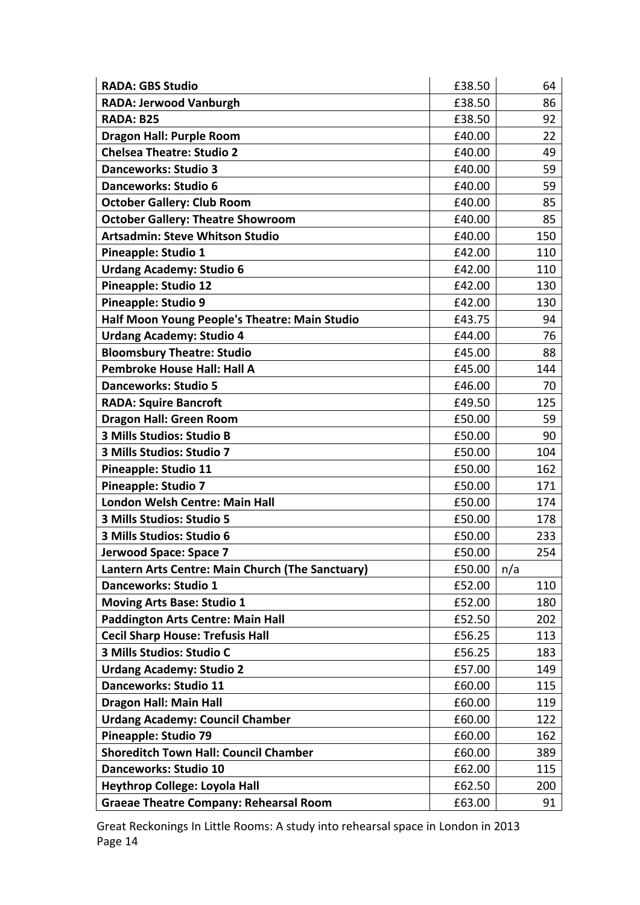| | | |
|---|---|---|
| **RADA: GBS Studio** | £38.50 | 64 |
| **RADA: Jerwood Vanburgh** | £38.50 | 86 |
| **RADA: B25** | £38.50 | 92 |
| **Dragon Hall: Purple Room** | £40.00 | 22 |
| **Chelsea Theatre: Studio 2** | £40.00 | 49 |
| **Danceworks: Studio 3** | £40.00 | 59 |
| **Danceworks: Studio 6** | £40.00 | 59 |
| **October Gallery: Club Room** | £40.00 | 85 |
| **October Gallery: Theatre Showroom** | £40.00 | 85 |
| **Artsadmin: Steve Whitson Studio** | £40.00 | 150 |
| **Pineapple: Studio 1** | £42.00 | 110 |
| **Urdang Academy: Studio 6** | £42.00 | 110 |
| **Pineapple: Studio 12** | £42.00 | 130 |
| **Pineapple: Studio 9** | £42.00 | 130 |
| **Half Moon Young People's Theatre: Main Studio** | £43.75 | 94 |
| **Urdang Academy: Studio 4** | £44.00 | 76 |
| **Bloomsbury Theatre: Studio** | £45.00 | 88 |
| **Pembroke House Hall: Hall A** | £45.00 | 144 |
| **Danceworks: Studio 5** | £46.00 | 70 |
| **RADA: Squire Bancroft** | £49.50 | 125 |
| **Dragon Hall: Green Room** | £50.00 | 59 |
| **3 Mills Studios: Studio B** | £50.00 | 90 |
| **3 Mills Studios: Studio 7** | £50.00 | 104 |
| **Pineapple: Studio 11** | £50.00 | 162 |
| **Pineapple: Studio 7** | £50.00 | 171 |
| **London Welsh Centre: Main Hall** | £50.00 | 174 |
| **3 Mills Studios: Studio 5** | £50.00 | 178 |
| **3 Mills Studios: Studio 6** | £50.00 | 233 |
| **Jerwood Space: Space 7** | £50.00 | 254 |
| **Lantern Arts Centre: Main Church (The Sanctuary)** | £50.00 | n/a |
| **Danceworks: Studio 1** | £52.00 | 110 |
| **Moving Arts Base: Studio 1** | £52.00 | 180 |
| **Paddington Arts Centre: Main Hall** | £52.50 | 202 |
| **Cecil Sharp House: Trefusis Hall** | £56.25 | 113 |
| **3 Mills Studios: Studio C** | £56.25 | 183 |
| **Urdang Academy: Studio 2** | £57.00 | 149 |
| **Danceworks: Studio 11** | £60.00 | 115 |
| **Dragon Hall: Main Hall** | £60.00 | 119 |
| **Urdang Academy: Council Chamber** | £60.00 | 122 |
| **Pineapple: Studio 79** | £60.00 | 162 |
| **Shoreditch Town Hall: Council Chamber** | £60.00 | 389 |
| **Danceworks: Studio 10** | £62.00 | 115 |
| **Heythrop College: Loyola Hall** | £62.50 | 200 |
| **Graeae Theatre Company: Rehearsal Room** | £63.00 | 91 |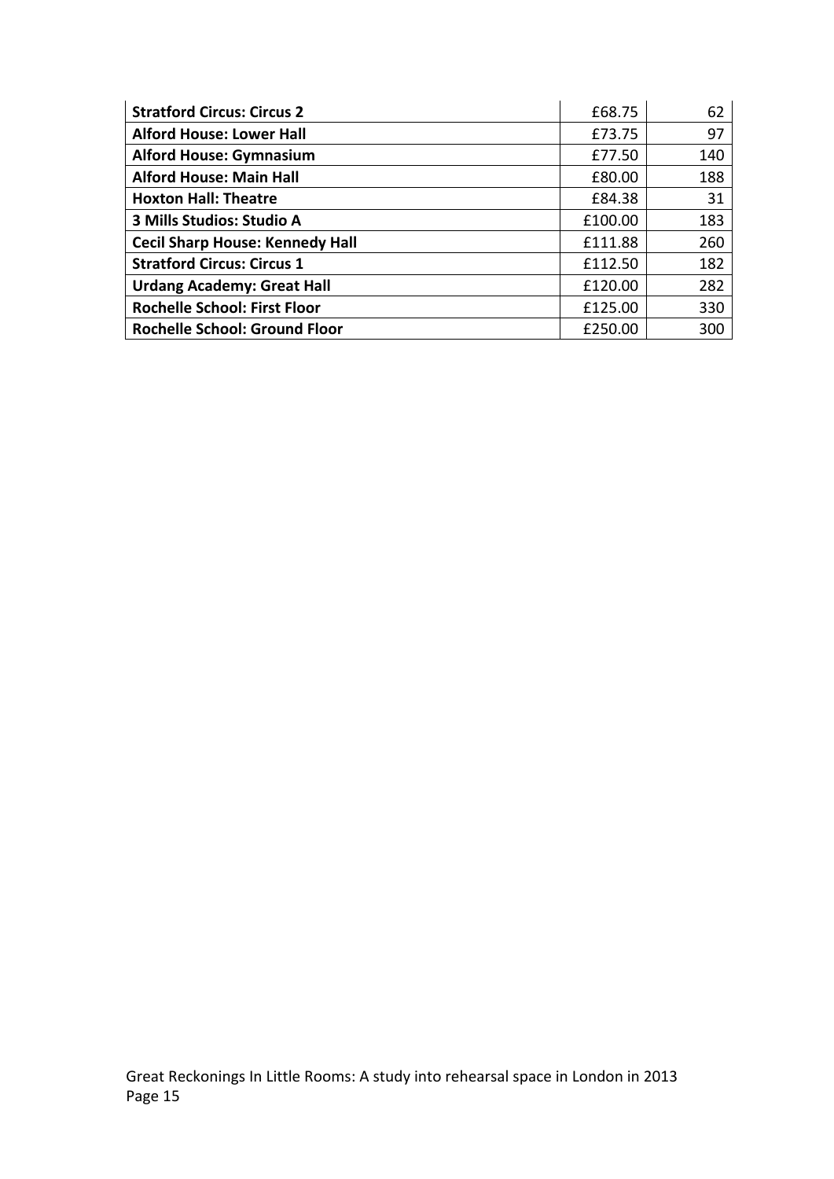| | | |
|---|---|---|
| **Stratford Circus: Circus 2** | £68.75 | 62 |
| **Alford House: Lower Hall** | £73.75 | 97 |
| **Alford House: Gymnasium** | £77.50 | 140 |
| **Alford House: Main Hall** | £80.00 | 188 |
| **Hoxton Hall: Theatre** | £84.38 | 31 |
| **3 Mills Studios: Studio A** | £100.00 | 183 |
| **Cecil Sharp House: Kennedy Hall** | £111.88 | 260 |
| **Stratford Circus: Circus 1** | £112.50 | 182 |
| **Urdang Academy: Great Hall** | £120.00 | 282 |
| **Rochelle School: First Floor** | £125.00 | 330 |
| **Rochelle School: Ground Floor** | £250.00 | 300 |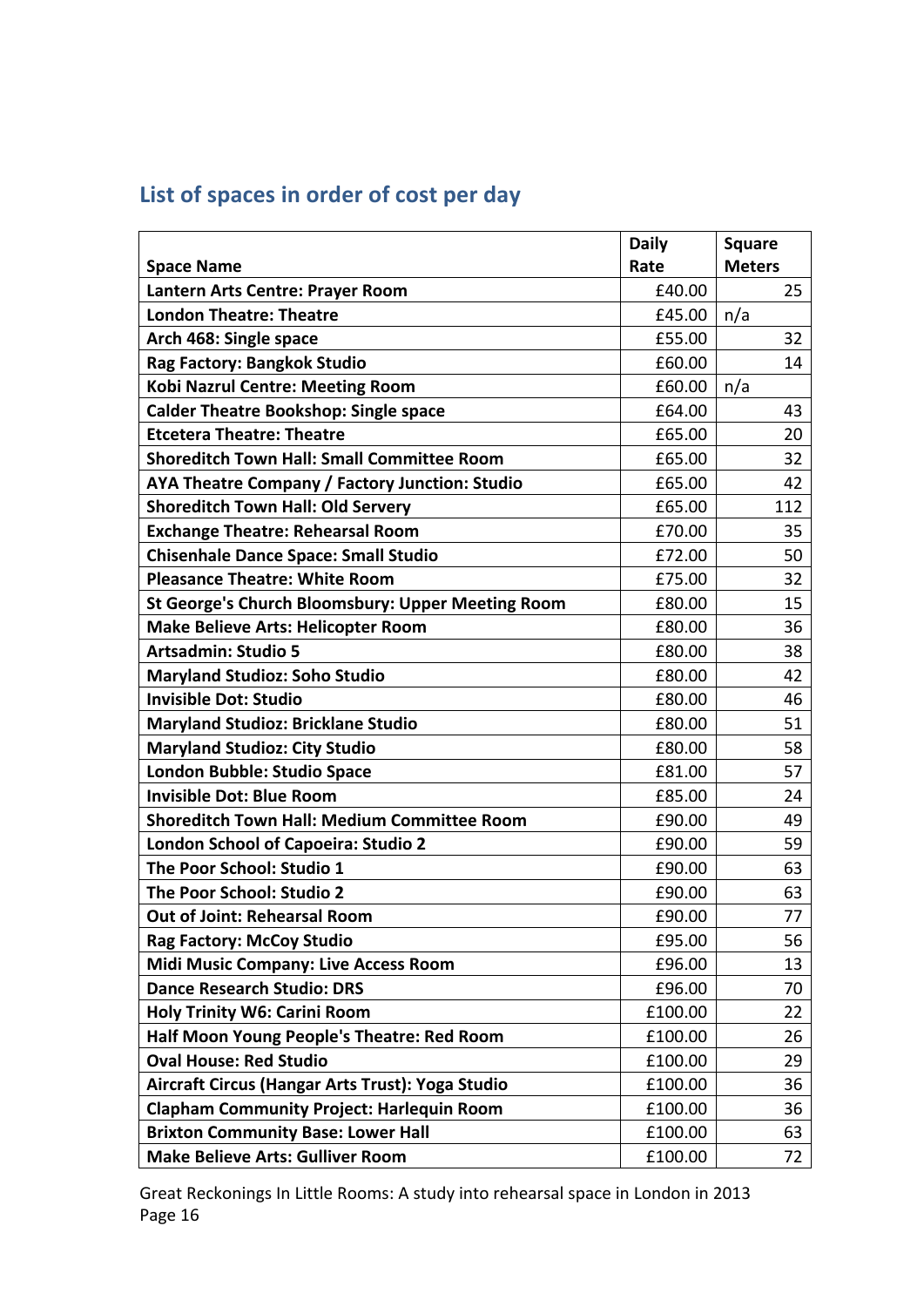## List of spaces in order of cost per day

| Space Name | Daily Rate | Square Meters |
|---|---|---|
| Lantern Arts Centre: Prayer Room | £40.00 | 25 |
| London Theatre: Theatre | £45.00 | n/a |
| Arch 468: Single space | £55.00 | 32 |
| Rag Factory: Bangkok Studio | £60.00 | 14 |
| Kobi Nazrul Centre: Meeting Room | £60.00 | n/a |
| Calder Theatre Bookshop: Single space | £64.00 | 43 |
| Etcetera Theatre: Theatre | £65.00 | 20 |
| Shoreditch Town Hall: Small Committee Room | £65.00 | 32 |
| AYA Theatre Company / Factory Junction: Studio | £65.00 | 42 |
| Shoreditch Town Hall: Old Servery | £65.00 | 112 |
| Exchange Theatre: Rehearsal Room | £70.00 | 35 |
| Chisenhale Dance Space: Small Studio | £72.00 | 50 |
| Pleasance Theatre: White Room | £75.00 | 32 |
| St George's Church Bloomsbury: Upper Meeting Room | £80.00 | 15 |
| Make Believe Arts: Helicopter Room | £80.00 | 36 |
| Artsadmin: Studio 5 | £80.00 | 38 |
| Maryland Studioz: Soho Studio | £80.00 | 42 |
| Invisible Dot: Studio | £80.00 | 46 |
| Maryland Studioz: Bricklane Studio | £80.00 | 51 |
| Maryland Studioz: City Studio | £80.00 | 58 |
| London Bubble: Studio Space | £81.00 | 57 |
| Invisible Dot: Blue Room | £85.00 | 24 |
| Shoreditch Town Hall: Medium Committee Room | £90.00 | 49 |
| London School of Capoeira: Studio 2 | £90.00 | 59 |
| The Poor School: Studio 1 | £90.00 | 63 |
| The Poor School: Studio 2 | £90.00 | 63 |
| Out of Joint: Rehearsal Room | £90.00 | 77 |
| Rag Factory: McCoy Studio | £95.00 | 56 |
| Midi Music Company: Live Access Room | £96.00 | 13 |
| Dance Research Studio: DRS | £96.00 | 70 |
| Holy Trinity W6: Carini Room | £100.00 | 22 |
| Half Moon Young People's Theatre: Red Room | £100.00 | 26 |
| Oval House: Red Studio | £100.00 | 29 |
| Aircraft Circus (Hangar Arts Trust): Yoga Studio | £100.00 | 36 |
| Clapham Community Project: Harlequin Room | £100.00 | 36 |
| Brixton Community Base: Lower Hall | £100.00 | 63 |
| Make Believe Arts: Gulliver Room | £100.00 | 72 |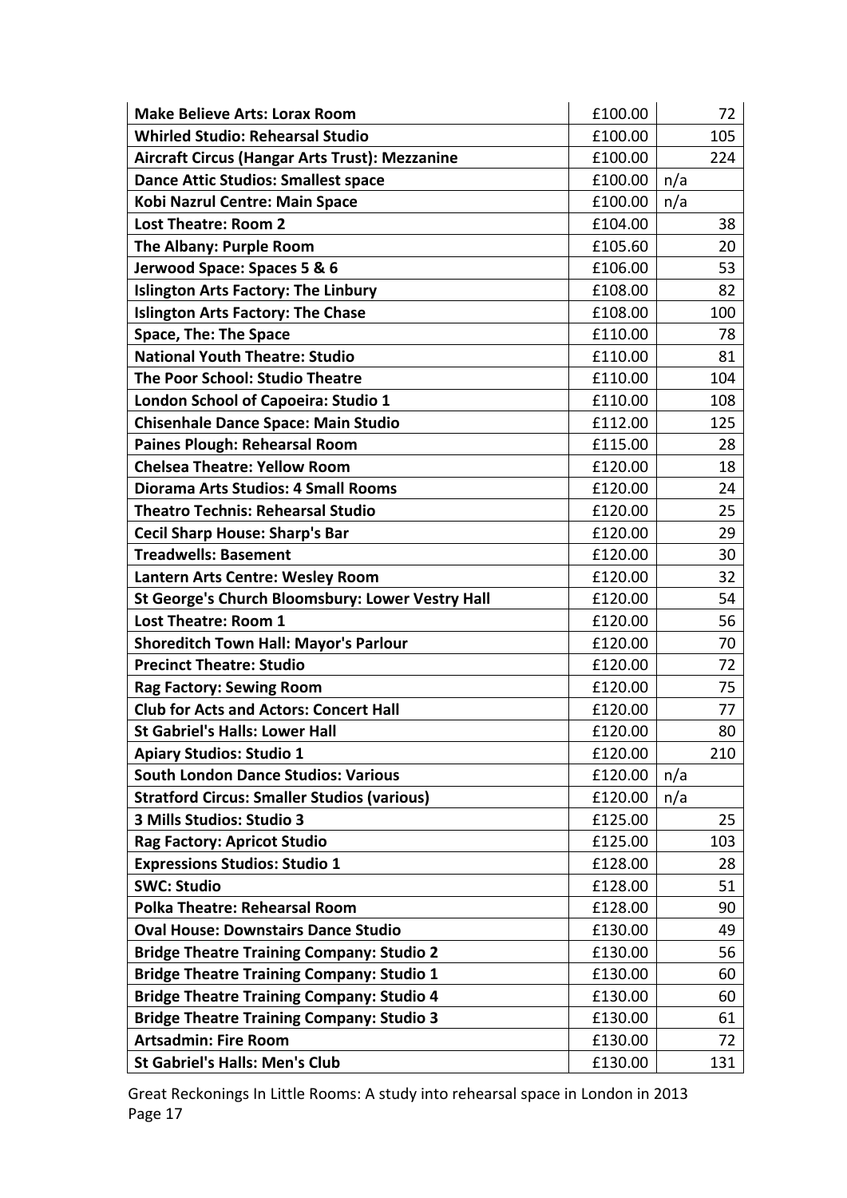| **Make Believe Arts: Lorax Room** | £100.00 | 72 |
|---|---|---|
| **Whirled Studio: Rehearsal Studio** | £100.00 | 105 |
| **Aircraft Circus (Hangar Arts Trust): Mezzanine** | £100.00 | 224 |
| **Dance Attic Studios: Smallest space** | £100.00 | n/a |
| **Kobi Nazrul Centre: Main Space** | £100.00 | n/a |
| **Lost Theatre: Room 2** | £104.00 | 38 |
| **The Albany: Purple Room** | £105.60 | 20 |
| **Jerwood Space: Spaces 5 & 6** | £106.00 | 53 |
| **Islington Arts Factory: The Linbury** | £108.00 | 82 |
| **Islington Arts Factory: The Chase** | £108.00 | 100 |
| **Space, The: The Space** | £110.00 | 78 |
| **National Youth Theatre: Studio** | £110.00 | 81 |
| **The Poor School: Studio Theatre** | £110.00 | 104 |
| **London School of Capoeira: Studio 1** | £110.00 | 108 |
| **Chisenhale Dance Space: Main Studio** | £112.00 | 125 |
| **Paines Plough: Rehearsal Room** | £115.00 | 28 |
| **Chelsea Theatre: Yellow Room** | £120.00 | 18 |
| **Diorama Arts Studios: 4 Small Rooms** | £120.00 | 24 |
| **Theatro Technis: Rehearsal Studio** | £120.00 | 25 |
| **Cecil Sharp House: Sharp's Bar** | £120.00 | 29 |
| **Treadwells: Basement** | £120.00 | 30 |
| **Lantern Arts Centre: Wesley Room** | £120.00 | 32 |
| **St George's Church Bloomsbury: Lower Vestry Hall** | £120.00 | 54 |
| **Lost Theatre: Room 1** | £120.00 | 56 |
| **Shoreditch Town Hall: Mayor's Parlour** | £120.00 | 70 |
| **Precinct Theatre: Studio** | £120.00 | 72 |
| **Rag Factory: Sewing Room** | £120.00 | 75 |
| **Club for Acts and Actors: Concert Hall** | £120.00 | 77 |
| **St Gabriel's Halls: Lower Hall** | £120.00 | 80 |
| **Apiary Studios: Studio 1** | £120.00 | 210 |
| **South London Dance Studios: Various** | £120.00 | n/a |
| **Stratford Circus: Smaller Studios (various)** | £120.00 | n/a |
| **3 Mills Studios: Studio 3** | £125.00 | 25 |
| **Rag Factory: Apricot Studio** | £125.00 | 103 |
| **Expressions Studios: Studio 1** | £128.00 | 28 |
| **SWC: Studio** | £128.00 | 51 |
| **Polka Theatre: Rehearsal Room** | £128.00 | 90 |
| **Oval House: Downstairs Dance Studio** | £130.00 | 49 |
| **Bridge Theatre Training Company: Studio 2** | £130.00 | 56 |
| **Bridge Theatre Training Company: Studio 1** | £130.00 | 60 |
| **Bridge Theatre Training Company: Studio 4** | £130.00 | 60 |
| **Bridge Theatre Training Company: Studio 3** | £130.00 | 61 |
| **Artsadmin: Fire Room** | £130.00 | 72 |
| **St Gabriel's Halls: Men's Club** | £130.00 | 131 |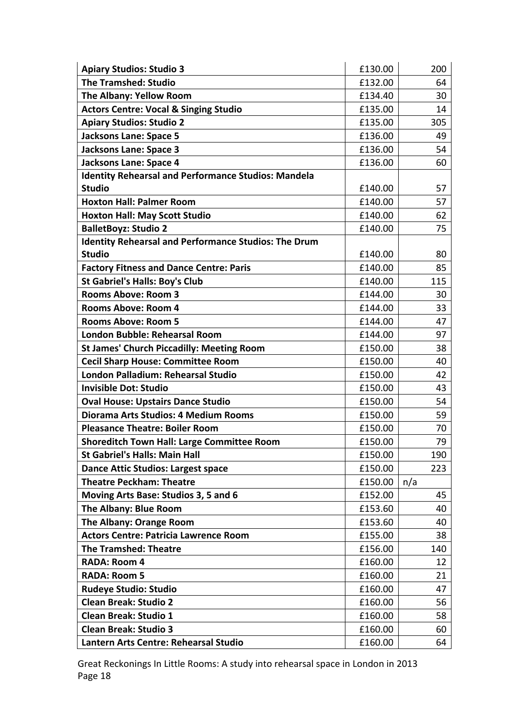| | | |
|---|---|---|
| **Apiary Studios: Studio 3** | £130.00 | 200 |
| **The Tramshed: Studio** | £132.00 | 64 |
| **The Albany: Yellow Room** | £134.40 | 30 |
| **Actors Centre: Vocal & Singing Studio** | £135.00 | 14 |
| **Apiary Studios: Studio 2** | £135.00 | 305 |
| **Jacksons Lane: Space 5** | £136.00 | 49 |
| **Jacksons Lane: Space 3** | £136.00 | 54 |
| **Jacksons Lane: Space 4** | £136.00 | 60 |
| **Identity Rehearsal and Performance Studios: Mandela Studio** | £140.00 | 57 |
| **Hoxton Hall: Palmer Room** | £140.00 | 57 |
| **Hoxton Hall: May Scott Studio** | £140.00 | 62 |
| **BalletBoyz: Studio 2** | £140.00 | 75 |
| **Identity Rehearsal and Performance Studios: The Drum Studio** | £140.00 | 80 |
| **Factory Fitness and Dance Centre: Paris** | £140.00 | 85 |
| **St Gabriel's Halls: Boy's Club** | £140.00 | 115 |
| **Rooms Above: Room 3** | £144.00 | 30 |
| **Rooms Above: Room 4** | £144.00 | 33 |
| **Rooms Above: Room 5** | £144.00 | 47 |
| **London Bubble: Rehearsal Room** | £144.00 | 97 |
| **St James' Church Piccadilly: Meeting Room** | £150.00 | 38 |
| **Cecil Sharp House: Committee Room** | £150.00 | 40 |
| **London Palladium: Rehearsal Studio** | £150.00 | 42 |
| **Invisible Dot: Studio** | £150.00 | 43 |
| **Oval House: Upstairs Dance Studio** | £150.00 | 54 |
| **Diorama Arts Studios: 4 Medium Rooms** | £150.00 | 59 |
| **Pleasance Theatre: Boiler Room** | £150.00 | 70 |
| **Shoreditch Town Hall: Large Committee Room** | £150.00 | 79 |
| **St Gabriel's Halls: Main Hall** | £150.00 | 190 |
| **Dance Attic Studios: Largest space** | £150.00 | 223 |
| **Theatre Peckham: Theatre** | £150.00 | n/a |
| **Moving Arts Base: Studios 3, 5 and 6** | £152.00 | 45 |
| **The Albany: Blue Room** | £153.60 | 40 |
| **The Albany: Orange Room** | £153.60 | 40 |
| **Actors Centre: Patricia Lawrence Room** | £155.00 | 38 |
| **The Tramshed: Theatre** | £156.00 | 140 |
| **RADA: Room 4** | £160.00 | 12 |
| **RADA: Room 5** | £160.00 | 21 |
| **Rudeye Studio: Studio** | £160.00 | 47 |
| **Clean Break: Studio 2** | £160.00 | 56 |
| **Clean Break: Studio 1** | £160.00 | 58 |
| **Clean Break: Studio 3** | £160.00 | 60 |
| **Lantern Arts Centre: Rehearsal Studio** | £160.00 | 64 |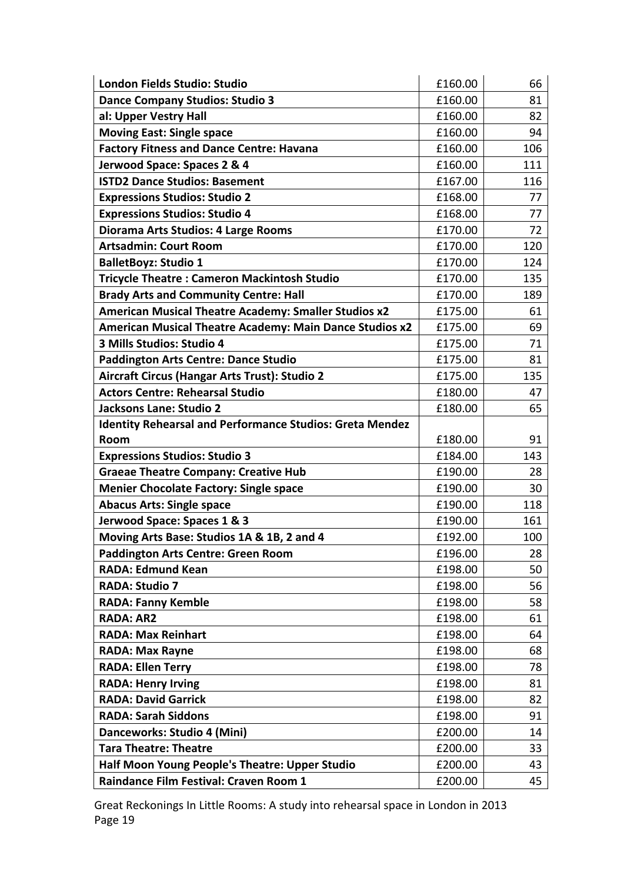| | | |
|---|---|---|
| **London Fields Studio: Studio** | £160.00 | 66 |
| **Dance Company Studios: Studio 3** | £160.00 | 81 |
| **al: Upper Vestry Hall** | £160.00 | 82 |
| **Moving East: Single space** | £160.00 | 94 |
| **Factory Fitness and Dance Centre: Havana** | £160.00 | 106 |
| **Jerwood Space: Spaces 2 & 4** | £160.00 | 111 |
| **ISTD2 Dance Studios: Basement** | £167.00 | 116 |
| **Expressions Studios: Studio 2** | £168.00 | 77 |
| **Expressions Studios: Studio 4** | £168.00 | 77 |
| **Diorama Arts Studios: 4 Large Rooms** | £170.00 | 72 |
| **Artsadmin: Court Room** | £170.00 | 120 |
| **BalletBoyz: Studio 1** | £170.00 | 124 |
| **Tricycle Theatre : Cameron Mackintosh Studio** | £170.00 | 135 |
| **Brady Arts and Community Centre: Hall** | £170.00 | 189 |
| **American Musical Theatre Academy: Smaller Studios x2** | £175.00 | 61 |
| **American Musical Theatre Academy: Main Dance Studios x2** | £175.00 | 69 |
| **3 Mills Studios: Studio 4** | £175.00 | 71 |
| **Paddington Arts Centre: Dance Studio** | £175.00 | 81 |
| **Aircraft Circus (Hangar Arts Trust): Studio 2** | £175.00 | 135 |
| **Actors Centre: Rehearsal Studio** | £180.00 | 47 |
| **Jacksons Lane: Studio 2** | £180.00 | 65 |
| **Identity Rehearsal and Performance Studios: Greta Mendez Room** | £180.00 | 91 |
| **Expressions Studios: Studio 3** | £184.00 | 143 |
| **Graeae Theatre Company: Creative Hub** | £190.00 | 28 |
| **Menier Chocolate Factory: Single space** | £190.00 | 30 |
| **Abacus Arts: Single space** | £190.00 | 118 |
| **Jerwood Space: Spaces 1 & 3** | £190.00 | 161 |
| **Moving Arts Base: Studios 1A & 1B, 2 and 4** | £192.00 | 100 |
| **Paddington Arts Centre: Green Room** | £196.00 | 28 |
| **RADA: Edmund Kean** | £198.00 | 50 |
| **RADA: Studio 7** | £198.00 | 56 |
| **RADA: Fanny Kemble** | £198.00 | 58 |
| **RADA: AR2** | £198.00 | 61 |
| **RADA: Max Reinhart** | £198.00 | 64 |
| **RADA: Max Rayne** | £198.00 | 68 |
| **RADA: Ellen Terry** | £198.00 | 78 |
| **RADA: Henry Irving** | £198.00 | 81 |
| **RADA: David Garrick** | £198.00 | 82 |
| **RADA: Sarah Siddons** | £198.00 | 91 |
| **Danceworks: Studio 4 (Mini)** | £200.00 | 14 |
| **Tara Theatre: Theatre** | £200.00 | 33 |
| **Half Moon Young People's Theatre: Upper Studio** | £200.00 | 43 |
| **Raindance Film Festival: Craven Room 1** | £200.00 | 45 |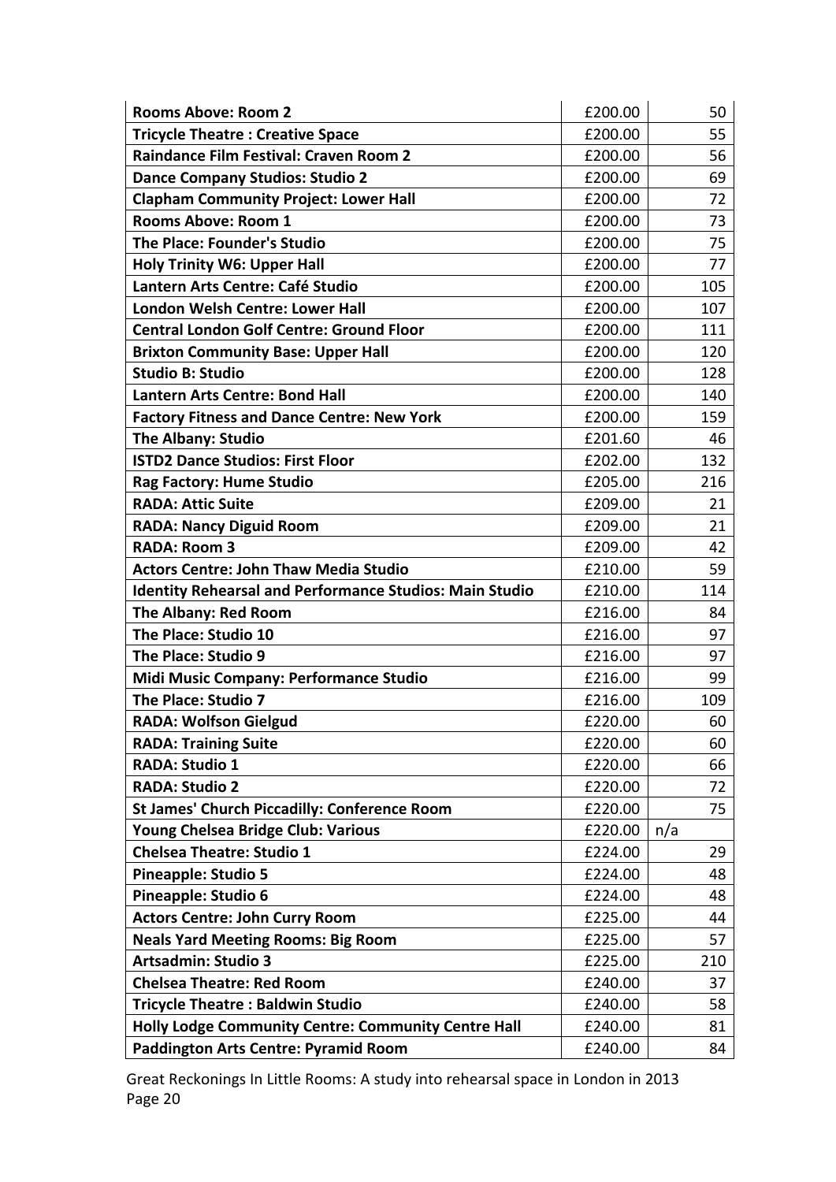| | | |
|---|---|---|
| **Rooms Above: Room 2** | £200.00 | 50 |
| **Tricycle Theatre : Creative Space** | £200.00 | 55 |
| **Raindance Film Festival: Craven Room 2** | £200.00 | 56 |
| **Dance Company Studios: Studio 2** | £200.00 | 69 |
| **Clapham Community Project: Lower Hall** | £200.00 | 72 |
| **Rooms Above: Room 1** | £200.00 | 73 |
| **The Place: Founder's Studio** | £200.00 | 75 |
| **Holy Trinity W6: Upper Hall** | £200.00 | 77 |
| **Lantern Arts Centre: Café Studio** | £200.00 | 105 |
| **London Welsh Centre: Lower Hall** | £200.00 | 107 |
| **Central London Golf Centre: Ground Floor** | £200.00 | 111 |
| **Brixton Community Base: Upper Hall** | £200.00 | 120 |
| **Studio B: Studio** | £200.00 | 128 |
| **Lantern Arts Centre: Bond Hall** | £200.00 | 140 |
| **Factory Fitness and Dance Centre: New York** | £200.00 | 159 |
| **The Albany: Studio** | £201.60 | 46 |
| **ISTD2 Dance Studios: First Floor** | £202.00 | 132 |
| **Rag Factory: Hume Studio** | £205.00 | 216 |
| **RADA: Attic Suite** | £209.00 | 21 |
| **RADA: Nancy Diguid Room** | £209.00 | 21 |
| **RADA: Room 3** | £209.00 | 42 |
| **Actors Centre: John Thaw Media Studio** | £210.00 | 59 |
| **Identity Rehearsal and Performance Studios: Main Studio** | £210.00 | 114 |
| **The Albany: Red Room** | £216.00 | 84 |
| **The Place: Studio 10** | £216.00 | 97 |
| **The Place: Studio 9** | £216.00 | 97 |
| **Midi Music Company: Performance Studio** | £216.00 | 99 |
| **The Place: Studio 7** | £216.00 | 109 |
| **RADA: Wolfson Gielgud** | £220.00 | 60 |
| **RADA: Training Suite** | £220.00 | 60 |
| **RADA: Studio 1** | £220.00 | 66 |
| **RADA: Studio 2** | £220.00 | 72 |
| **St James' Church Piccadilly: Conference Room** | £220.00 | 75 |
| **Young Chelsea Bridge Club: Various** | £220.00 | n/a |
| **Chelsea Theatre: Studio 1** | £224.00 | 29 |
| **Pineapple: Studio 5** | £224.00 | 48 |
| **Pineapple: Studio 6** | £224.00 | 48 |
| **Actors Centre: John Curry Room** | £225.00 | 44 |
| **Neals Yard Meeting Rooms: Big Room** | £225.00 | 57 |
| **Artsadmin: Studio 3** | £225.00 | 210 |
| **Chelsea Theatre: Red Room** | £240.00 | 37 |
| **Tricycle Theatre : Baldwin Studio** | £240.00 | 58 |
| **Holly Lodge Community Centre: Community Centre Hall** | £240.00 | 81 |
| **Paddington Arts Centre: Pyramid Room** | £240.00 | 84 |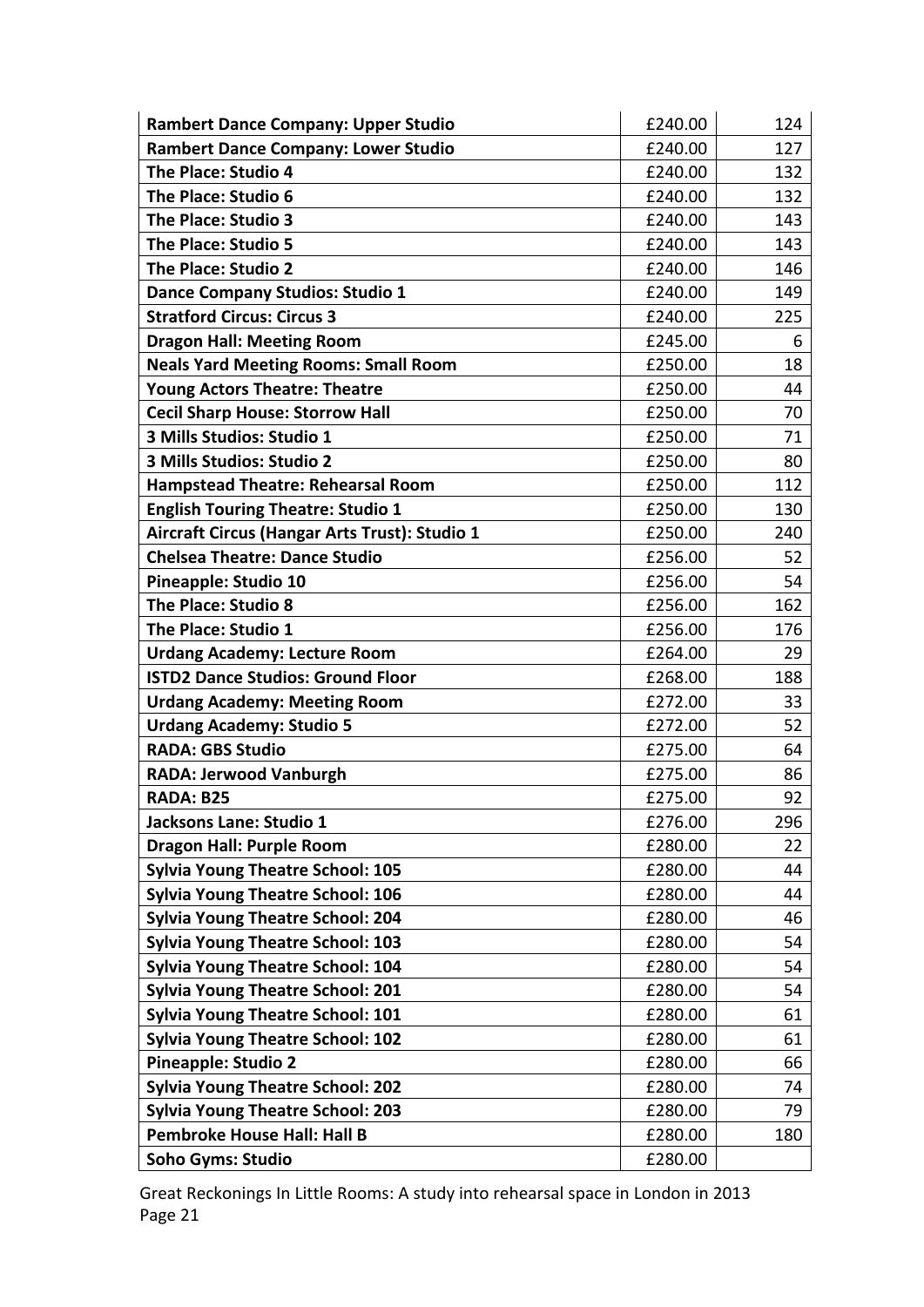| **Rambert Dance Company: Upper Studio** | £240.00 | 124 |
|---|---|---|
| **Rambert Dance Company: Lower Studio** | £240.00 | 127 |
| **The Place: Studio 4** | £240.00 | 132 |
| **The Place: Studio 6** | £240.00 | 132 |
| **The Place: Studio 3** | £240.00 | 143 |
| **The Place: Studio 5** | £240.00 | 143 |
| **The Place: Studio 2** | £240.00 | 146 |
| **Dance Company Studios: Studio 1** | £240.00 | 149 |
| **Stratford Circus: Circus 3** | £240.00 | 225 |
| **Dragon Hall: Meeting Room** | £245.00 | 6 |
| **Neals Yard Meeting Rooms: Small Room** | £250.00 | 18 |
| **Young Actors Theatre: Theatre** | £250.00 | 44 |
| **Cecil Sharp House: Storrow Hall** | £250.00 | 70 |
| **3 Mills Studios: Studio 1** | £250.00 | 71 |
| **3 Mills Studios: Studio 2** | £250.00 | 80 |
| **Hampstead Theatre: Rehearsal Room** | £250.00 | 112 |
| **English Touring Theatre: Studio 1** | £250.00 | 130 |
| **Aircraft Circus (Hangar Arts Trust): Studio 1** | £250.00 | 240 |
| **Chelsea Theatre: Dance Studio** | £256.00 | 52 |
| **Pineapple: Studio 10** | £256.00 | 54 |
| **The Place: Studio 8** | £256.00 | 162 |
| **The Place: Studio 1** | £256.00 | 176 |
| **Urdang Academy: Lecture Room** | £264.00 | 29 |
| **ISTD2 Dance Studios: Ground Floor** | £268.00 | 188 |
| **Urdang Academy: Meeting Room** | £272.00 | 33 |
| **Urdang Academy: Studio 5** | £272.00 | 52 |
| **RADA: GBS Studio** | £275.00 | 64 |
| **RADA: Jerwood Vanburgh** | £275.00 | 86 |
| **RADA: B25** | £275.00 | 92 |
| **Jacksons Lane: Studio 1** | £276.00 | 296 |
| **Dragon Hall: Purple Room** | £280.00 | 22 |
| **Sylvia Young Theatre School: 105** | £280.00 | 44 |
| **Sylvia Young Theatre School: 106** | £280.00 | 44 |
| **Sylvia Young Theatre School: 204** | £280.00 | 46 |
| **Sylvia Young Theatre School: 103** | £280.00 | 54 |
| **Sylvia Young Theatre School: 104** | £280.00 | 54 |
| **Sylvia Young Theatre School: 201** | £280.00 | 54 |
| **Sylvia Young Theatre School: 101** | £280.00 | 61 |
| **Sylvia Young Theatre School: 102** | £280.00 | 61 |
| **Pineapple: Studio 2** | £280.00 | 66 |
| **Sylvia Young Theatre School: 202** | £280.00 | 74 |
| **Sylvia Young Theatre School: 203** | £280.00 | 79 |
| **Pembroke House Hall: Hall B** | £280.00 | 180 |
| **Soho Gyms: Studio** | £280.00 | |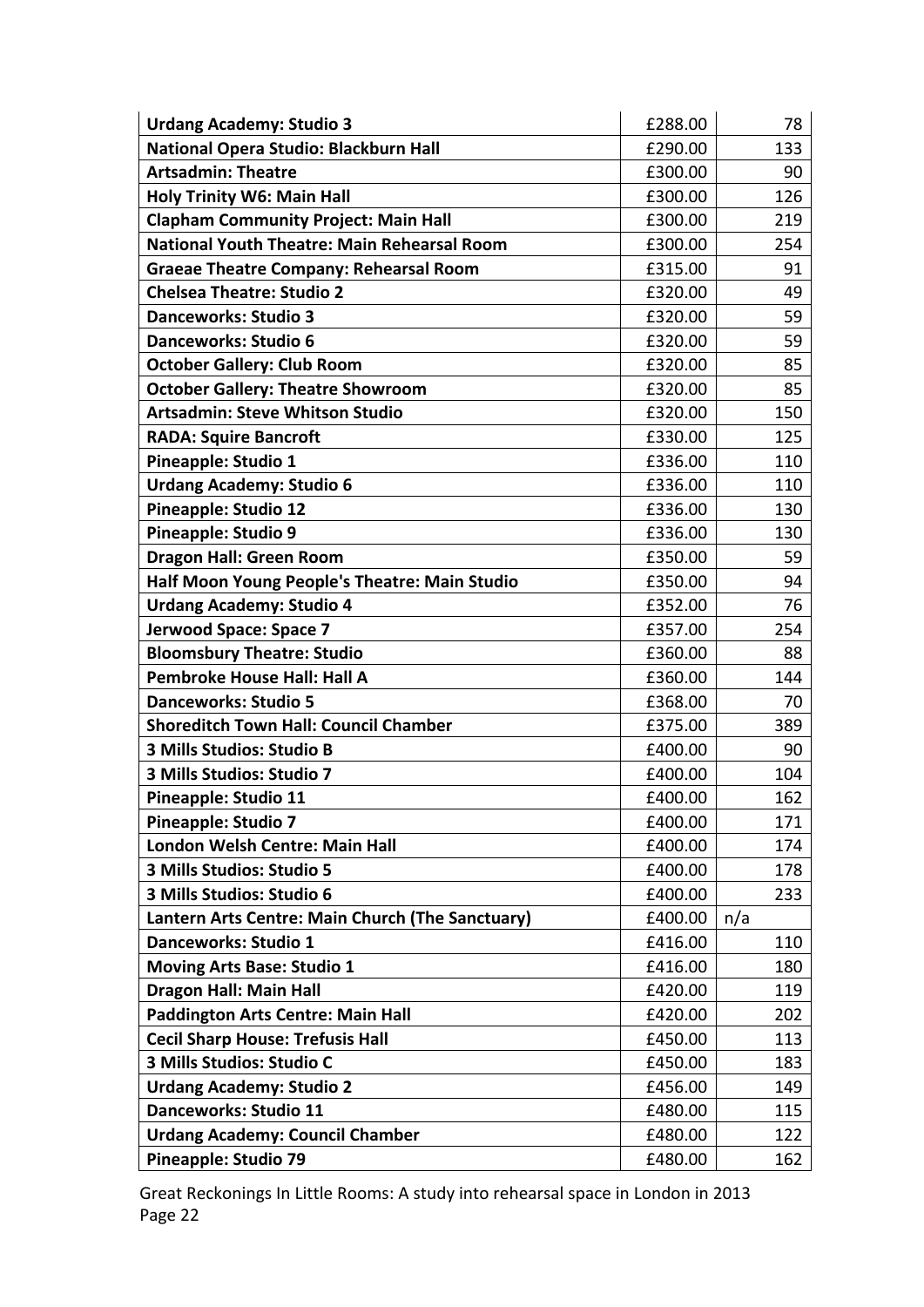| **Urdang Academy: Studio 3** | £288.00 | 78 |
|---|---|---|
| **National Opera Studio: Blackburn Hall** | £290.00 | 133 |
| **Artsadmin: Theatre** | £300.00 | 90 |
| **Holy Trinity W6: Main Hall** | £300.00 | 126 |
| **Clapham Community Project: Main Hall** | £300.00 | 219 |
| **National Youth Theatre: Main Rehearsal Room** | £300.00 | 254 |
| **Graeae Theatre Company: Rehearsal Room** | £315.00 | 91 |
| **Chelsea Theatre: Studio 2** | £320.00 | 49 |
| **Danceworks: Studio 3** | £320.00 | 59 |
| **Danceworks: Studio 6** | £320.00 | 59 |
| **October Gallery: Club Room** | £320.00 | 85 |
| **October Gallery: Theatre Showroom** | £320.00 | 85 |
| **Artsadmin: Steve Whitson Studio** | £320.00 | 150 |
| **RADA: Squire Bancroft** | £330.00 | 125 |
| **Pineapple: Studio 1** | £336.00 | 110 |
| **Urdang Academy: Studio 6** | £336.00 | 110 |
| **Pineapple: Studio 12** | £336.00 | 130 |
| **Pineapple: Studio 9** | £336.00 | 130 |
| **Dragon Hall: Green Room** | £350.00 | 59 |
| **Half Moon Young People's Theatre: Main Studio** | £350.00 | 94 |
| **Urdang Academy: Studio 4** | £352.00 | 76 |
| **Jerwood Space: Space 7** | £357.00 | 254 |
| **Bloomsbury Theatre: Studio** | £360.00 | 88 |
| **Pembroke House Hall: Hall A** | £360.00 | 144 |
| **Danceworks: Studio 5** | £368.00 | 70 |
| **Shoreditch Town Hall: Council Chamber** | £375.00 | 389 |
| **3 Mills Studios: Studio B** | £400.00 | 90 |
| **3 Mills Studios: Studio 7** | £400.00 | 104 |
| **Pineapple: Studio 11** | £400.00 | 162 |
| **Pineapple: Studio 7** | £400.00 | 171 |
| **London Welsh Centre: Main Hall** | £400.00 | 174 |
| **3 Mills Studios: Studio 5** | £400.00 | 178 |
| **3 Mills Studios: Studio 6** | £400.00 | 233 |
| **Lantern Arts Centre: Main Church (The Sanctuary)** | £400.00 | n/a |
| **Danceworks: Studio 1** | £416.00 | 110 |
| **Moving Arts Base: Studio 1** | £416.00 | 180 |
| **Dragon Hall: Main Hall** | £420.00 | 119 |
| **Paddington Arts Centre: Main Hall** | £420.00 | 202 |
| **Cecil Sharp House: Trefusis Hall** | £450.00 | 113 |
| **3 Mills Studios: Studio C** | £450.00 | 183 |
| **Urdang Academy: Studio 2** | £456.00 | 149 |
| **Danceworks: Studio 11** | £480.00 | 115 |
| **Urdang Academy: Council Chamber** | £480.00 | 122 |
| **Pineapple: Studio 79** | £480.00 | 162 |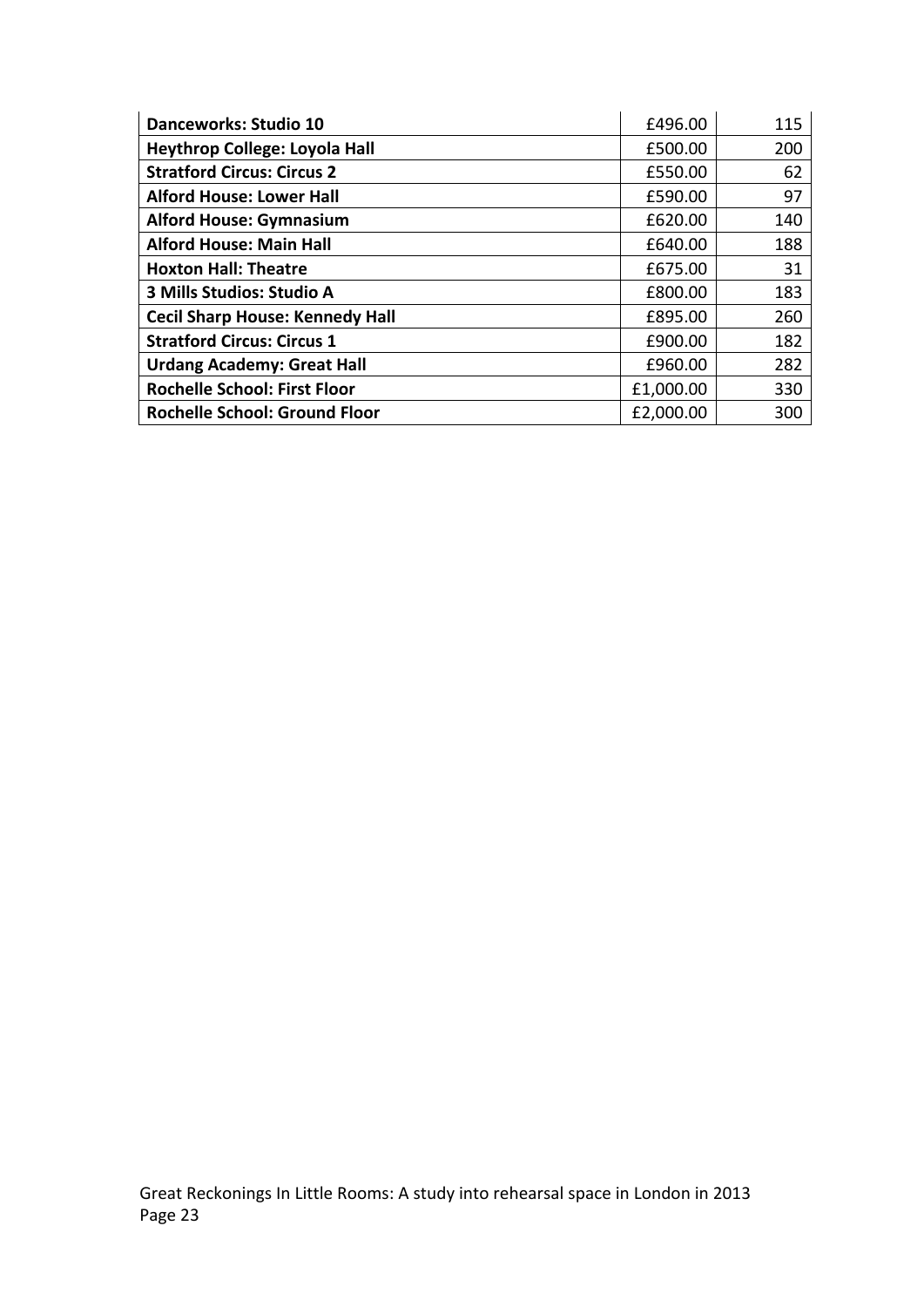| | | |
|---|---|---|
| **Danceworks: Studio 10** | £496.00 | 115 |
| **Heythrop College: Loyola Hall** | £500.00 | 200 |
| **Stratford Circus: Circus 2** | £550.00 | 62 |
| **Alford House: Lower Hall** | £590.00 | 97 |
| **Alford House: Gymnasium** | £620.00 | 140 |
| **Alford House: Main Hall** | £640.00 | 188 |
| **Hoxton Hall: Theatre** | £675.00 | 31 |
| **3 Mills Studios: Studio A** | £800.00 | 183 |
| **Cecil Sharp House: Kennedy Hall** | £895.00 | 260 |
| **Stratford Circus: Circus 1** | £900.00 | 182 |
| **Urdang Academy: Great Hall** | £960.00 | 282 |
| **Rochelle School: First Floor** | £1,000.00 | 330 |
| **Rochelle School: Ground Floor** | £2,000.00 | 300 |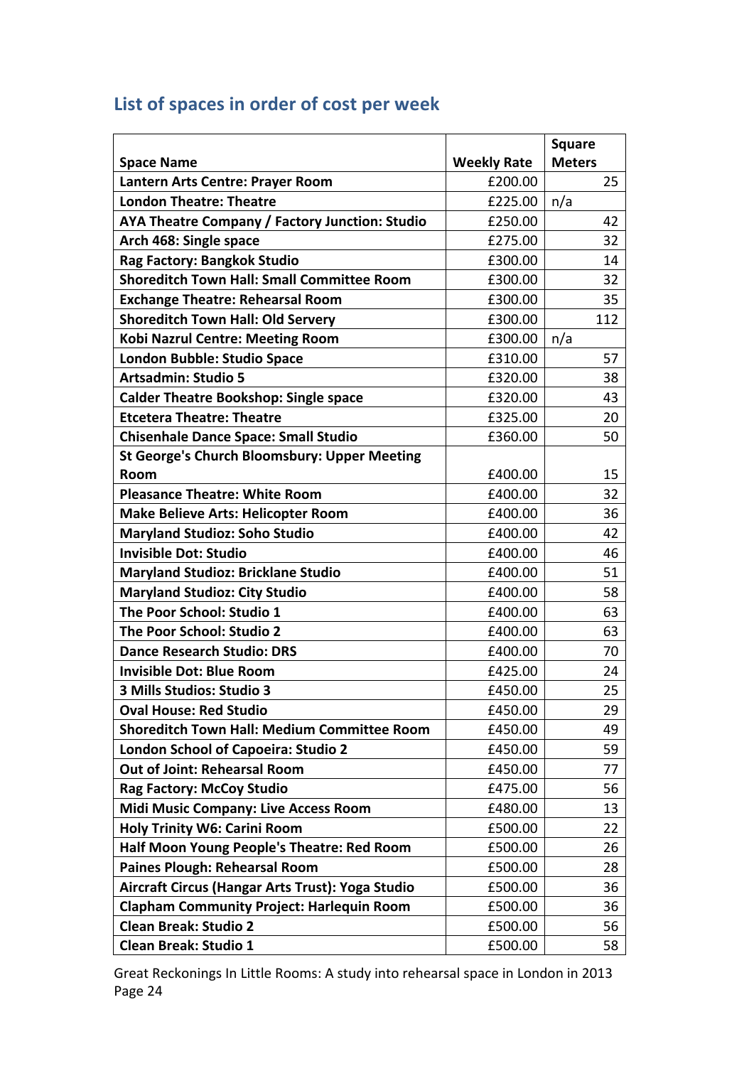## List of spaces in order of cost per week

| Space Name | Weekly Rate | Square Meters |
|---|---|---|
| Lantern Arts Centre: Prayer Room | £200.00 | 25 |
| London Theatre: Theatre | £225.00 | n/a |
| AYA Theatre Company / Factory Junction: Studio | £250.00 | 42 |
| Arch 468: Single space | £275.00 | 32 |
| Rag Factory: Bangkok Studio | £300.00 | 14 |
| Shoreditch Town Hall: Small Committee Room | £300.00 | 32 |
| Exchange Theatre: Rehearsal Room | £300.00 | 35 |
| Shoreditch Town Hall: Old Servery | £300.00 | 112 |
| Kobi Nazrul Centre: Meeting Room | £300.00 | n/a |
| London Bubble: Studio Space | £310.00 | 57 |
| Artsadmin: Studio 5 | £320.00 | 38 |
| Calder Theatre Bookshop: Single space | £320.00 | 43 |
| Etcetera Theatre: Theatre | £325.00 | 20 |
| Chisenhale Dance Space: Small Studio | £360.00 | 50 |
| St George's Church Bloomsbury: Upper Meeting Room | £400.00 | 15 |
| Pleasance Theatre: White Room | £400.00 | 32 |
| Make Believe Arts: Helicopter Room | £400.00 | 36 |
| Maryland Studioz: Soho Studio | £400.00 | 42 |
| Invisible Dot: Studio | £400.00 | 46 |
| Maryland Studioz: Bricklane Studio | £400.00 | 51 |
| Maryland Studioz: City Studio | £400.00 | 58 |
| The Poor School: Studio 1 | £400.00 | 63 |
| The Poor School: Studio 2 | £400.00 | 63 |
| Dance Research Studio: DRS | £400.00 | 70 |
| Invisible Dot: Blue Room | £425.00 | 24 |
| 3 Mills Studios: Studio 3 | £450.00 | 25 |
| Oval House: Red Studio | £450.00 | 29 |
| Shoreditch Town Hall: Medium Committee Room | £450.00 | 49 |
| London School of Capoeira: Studio 2 | £450.00 | 59 |
| Out of Joint: Rehearsal Room | £450.00 | 77 |
| Rag Factory: McCoy Studio | £475.00 | 56 |
| Midi Music Company: Live Access Room | £480.00 | 13 |
| Holy Trinity W6: Carini Room | £500.00 | 22 |
| Half Moon Young People's Theatre: Red Room | £500.00 | 26 |
| Paines Plough: Rehearsal Room | £500.00 | 28 |
| Aircraft Circus (Hangar Arts Trust): Yoga Studio | £500.00 | 36 |
| Clapham Community Project: Harlequin Room | £500.00 | 36 |
| Clean Break: Studio 2 | £500.00 | 56 |
| Clean Break: Studio 1 | £500.00 | 58 |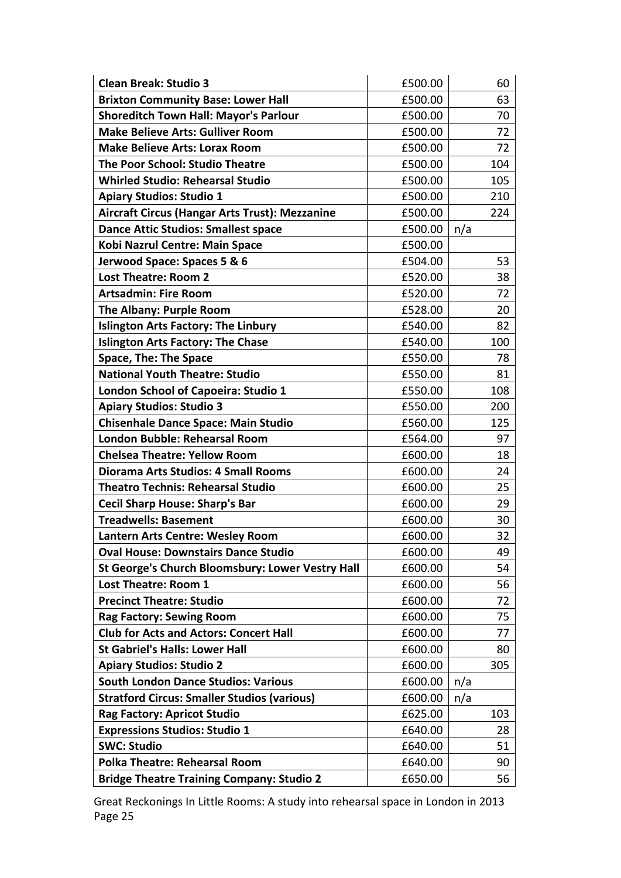| | | |
|---|---|---|
| **Clean Break: Studio 3** | £500.00 | 60 |
| **Brixton Community Base: Lower Hall** | £500.00 | 63 |
| **Shoreditch Town Hall: Mayor's Parlour** | £500.00 | 70 |
| **Make Believe Arts: Gulliver Room** | £500.00 | 72 |
| **Make Believe Arts: Lorax Room** | £500.00 | 72 |
| **The Poor School: Studio Theatre** | £500.00 | 104 |
| **Whirled Studio: Rehearsal Studio** | £500.00 | 105 |
| **Apiary Studios: Studio 1** | £500.00 | 210 |
| **Aircraft Circus (Hangar Arts Trust): Mezzanine** | £500.00 | 224 |
| **Dance Attic Studios: Smallest space** | £500.00 | n/a |
| **Kobi Nazrul Centre: Main Space** | £500.00 | |
| **Jerwood Space: Spaces 5 & 6** | £504.00 | 53 |
| **Lost Theatre: Room 2** | £520.00 | 38 |
| **Artsadmin: Fire Room** | £520.00 | 72 |
| **The Albany: Purple Room** | £528.00 | 20 |
| **Islington Arts Factory: The Linbury** | £540.00 | 82 |
| **Islington Arts Factory: The Chase** | £540.00 | 100 |
| **Space, The: The Space** | £550.00 | 78 |
| **National Youth Theatre: Studio** | £550.00 | 81 |
| **London School of Capoeira: Studio 1** | £550.00 | 108 |
| **Apiary Studios: Studio 3** | £550.00 | 200 |
| **Chisenhale Dance Space: Main Studio** | £560.00 | 125 |
| **London Bubble: Rehearsal Room** | £564.00 | 97 |
| **Chelsea Theatre: Yellow Room** | £600.00 | 18 |
| **Diorama Arts Studios: 4 Small Rooms** | £600.00 | 24 |
| **Theatro Technis: Rehearsal Studio** | £600.00 | 25 |
| **Cecil Sharp House: Sharp's Bar** | £600.00 | 29 |
| **Treadwells: Basement** | £600.00 | 30 |
| **Lantern Arts Centre: Wesley Room** | £600.00 | 32 |
| **Oval House: Downstairs Dance Studio** | £600.00 | 49 |
| **St George's Church Bloomsbury: Lower Vestry Hall** | £600.00 | 54 |
| **Lost Theatre: Room 1** | £600.00 | 56 |
| **Precinct Theatre: Studio** | £600.00 | 72 |
| **Rag Factory: Sewing Room** | £600.00 | 75 |
| **Club for Acts and Actors: Concert Hall** | £600.00 | 77 |
| **St Gabriel's Halls: Lower Hall** | £600.00 | 80 |
| **Apiary Studios: Studio 2** | £600.00 | 305 |
| **South London Dance Studios: Various** | £600.00 | n/a |
| **Stratford Circus: Smaller Studios (various)** | £600.00 | n/a |
| **Rag Factory: Apricot Studio** | £625.00 | 103 |
| **Expressions Studios: Studio 1** | £640.00 | 28 |
| **SWC: Studio** | £640.00 | 51 |
| **Polka Theatre: Rehearsal Room** | £640.00 | 90 |
| **Bridge Theatre Training Company: Studio 2** | £650.00 | 56 |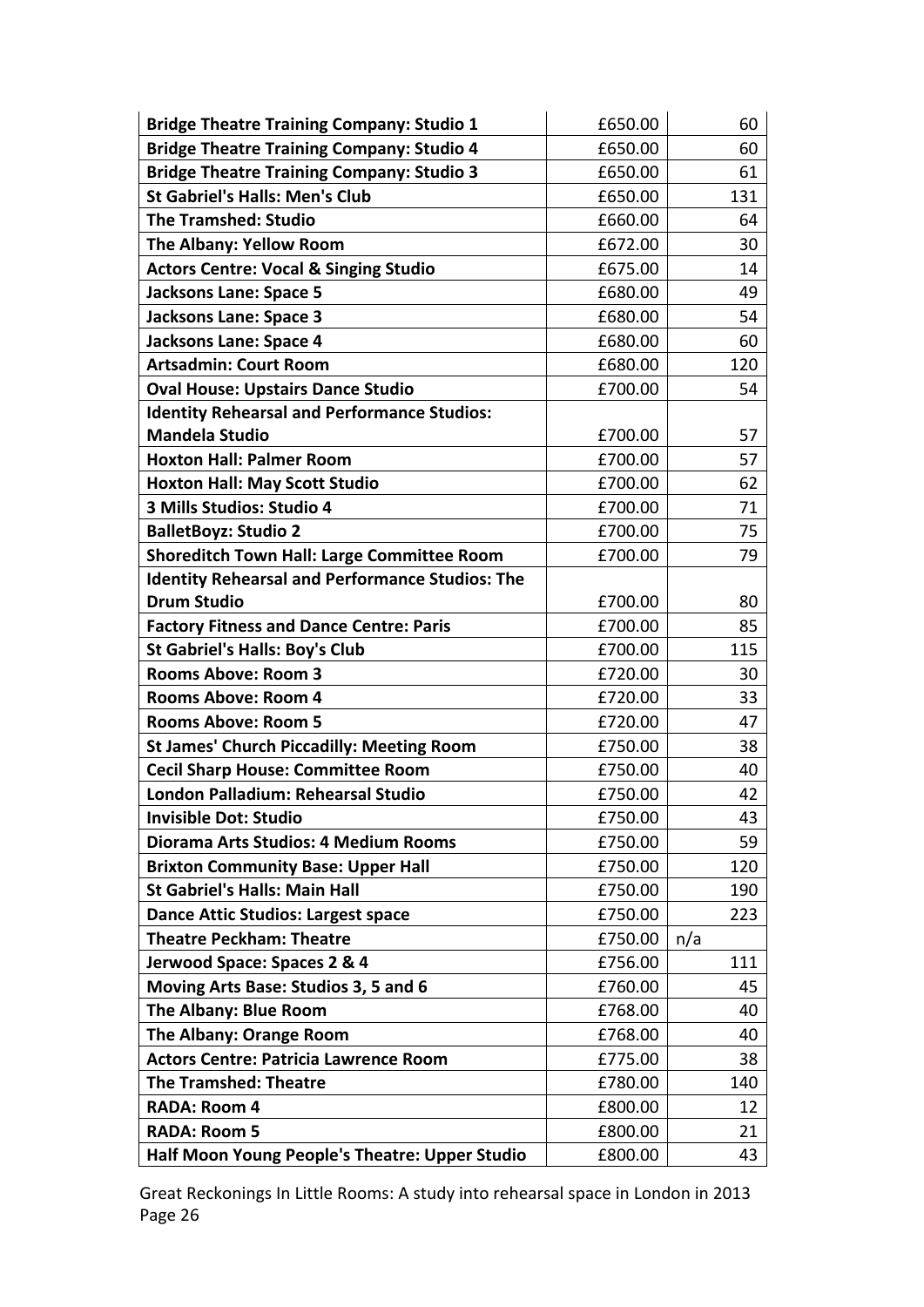| | | |
|---|---|---|
| **Bridge Theatre Training Company: Studio 1** | £650.00 | 60 |
| **Bridge Theatre Training Company: Studio 4** | £650.00 | 60 |
| **Bridge Theatre Training Company: Studio 3** | £650.00 | 61 |
| **St Gabriel's Halls: Men's Club** | £650.00 | 131 |
| **The Tramshed: Studio** | £660.00 | 64 |
| **The Albany: Yellow Room** | £672.00 | 30 |
| **Actors Centre: Vocal & Singing Studio** | £675.00 | 14 |
| **Jacksons Lane: Space 5** | £680.00 | 49 |
| **Jacksons Lane: Space 3** | £680.00 | 54 |
| **Jacksons Lane: Space 4** | £680.00 | 60 |
| **Artsadmin: Court Room** | £680.00 | 120 |
| **Oval House: Upstairs Dance Studio** | £700.00 | 54 |
| **Identity Rehearsal and Performance Studios: Mandela Studio** | £700.00 | 57 |
| **Hoxton Hall: Palmer Room** | £700.00 | 57 |
| **Hoxton Hall: May Scott Studio** | £700.00 | 62 |
| **3 Mills Studios: Studio 4** | £700.00 | 71 |
| **BalletBoyz: Studio 2** | £700.00 | 75 |
| **Shoreditch Town Hall: Large Committee Room** | £700.00 | 79 |
| **Identity Rehearsal and Performance Studios: The Drum Studio** | £700.00 | 80 |
| **Factory Fitness and Dance Centre: Paris** | £700.00 | 85 |
| **St Gabriel's Halls: Boy's Club** | £700.00 | 115 |
| **Rooms Above: Room 3** | £720.00 | 30 |
| **Rooms Above: Room 4** | £720.00 | 33 |
| **Rooms Above: Room 5** | £720.00 | 47 |
| **St James' Church Piccadilly: Meeting Room** | £750.00 | 38 |
| **Cecil Sharp House: Committee Room** | £750.00 | 40 |
| **London Palladium: Rehearsal Studio** | £750.00 | 42 |
| **Invisible Dot: Studio** | £750.00 | 43 |
| **Diorama Arts Studios: 4 Medium Rooms** | £750.00 | 59 |
| **Brixton Community Base: Upper Hall** | £750.00 | 120 |
| **St Gabriel's Halls: Main Hall** | £750.00 | 190 |
| **Dance Attic Studios: Largest space** | £750.00 | 223 |
| **Theatre Peckham: Theatre** | £750.00 | n/a |
| **Jerwood Space: Spaces 2 & 4** | £756.00 | 111 |
| **Moving Arts Base: Studios 3, 5 and 6** | £760.00 | 45 |
| **The Albany: Blue Room** | £768.00 | 40 |
| **The Albany: Orange Room** | £768.00 | 40 |
| **Actors Centre: Patricia Lawrence Room** | £775.00 | 38 |
| **The Tramshed: Theatre** | £780.00 | 140 |
| **RADA: Room 4** | £800.00 | 12 |
| **RADA: Room 5** | £800.00 | 21 |
| **Half Moon Young People's Theatre: Upper Studio** | £800.00 | 43 |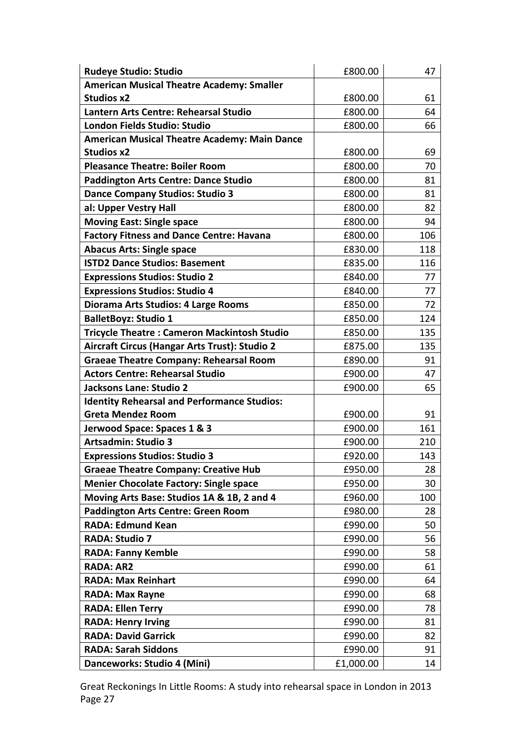| | | |
|---|---|---|
| **Rudeye Studio: Studio** | £800.00 | 47 |
| **American Musical Theatre Academy: Smaller Studios x2** | £800.00 | 61 |
| **Lantern Arts Centre: Rehearsal Studio** | £800.00 | 64 |
| **London Fields Studio: Studio** | £800.00 | 66 |
| **American Musical Theatre Academy: Main Dance Studios x2** | £800.00 | 69 |
| **Pleasance Theatre: Boiler Room** | £800.00 | 70 |
| **Paddington Arts Centre: Dance Studio** | £800.00 | 81 |
| **Dance Company Studios: Studio 3** | £800.00 | 81 |
| **al: Upper Vestry Hall** | £800.00 | 82 |
| **Moving East: Single space** | £800.00 | 94 |
| **Factory Fitness and Dance Centre: Havana** | £800.00 | 106 |
| **Abacus Arts: Single space** | £830.00 | 118 |
| **ISTD2 Dance Studios: Basement** | £835.00 | 116 |
| **Expressions Studios: Studio 2** | £840.00 | 77 |
| **Expressions Studios: Studio 4** | £840.00 | 77 |
| **Diorama Arts Studios: 4 Large Rooms** | £850.00 | 72 |
| **BalletBoyz: Studio 1** | £850.00 | 124 |
| **Tricycle Theatre : Cameron Mackintosh Studio** | £850.00 | 135 |
| **Aircraft Circus (Hangar Arts Trust): Studio 2** | £875.00 | 135 |
| **Graeae Theatre Company: Rehearsal Room** | £890.00 | 91 |
| **Actors Centre: Rehearsal Studio** | £900.00 | 47 |
| **Jacksons Lane: Studio 2** | £900.00 | 65 |
| **Identity Rehearsal and Performance Studios: Greta Mendez Room** | £900.00 | 91 |
| **Jerwood Space: Spaces 1 & 3** | £900.00 | 161 |
| **Artsadmin: Studio 3** | £900.00 | 210 |
| **Expressions Studios: Studio 3** | £920.00 | 143 |
| **Graeae Theatre Company: Creative Hub** | £950.00 | 28 |
| **Menier Chocolate Factory: Single space** | £950.00 | 30 |
| **Moving Arts Base: Studios 1A & 1B, 2 and 4** | £960.00 | 100 |
| **Paddington Arts Centre: Green Room** | £980.00 | 28 |
| **RADA: Edmund Kean** | £990.00 | 50 |
| **RADA: Studio 7** | £990.00 | 56 |
| **RADA: Fanny Kemble** | £990.00 | 58 |
| **RADA: AR2** | £990.00 | 61 |
| **RADA: Max Reinhart** | £990.00 | 64 |
| **RADA: Max Rayne** | £990.00 | 68 |
| **RADA: Ellen Terry** | £990.00 | 78 |
| **RADA: Henry Irving** | £990.00 | 81 |
| **RADA: David Garrick** | £990.00 | 82 |
| **RADA: Sarah Siddons** | £990.00 | 91 |
| **Danceworks: Studio 4 (Mini)** | £1,000.00 | 14 |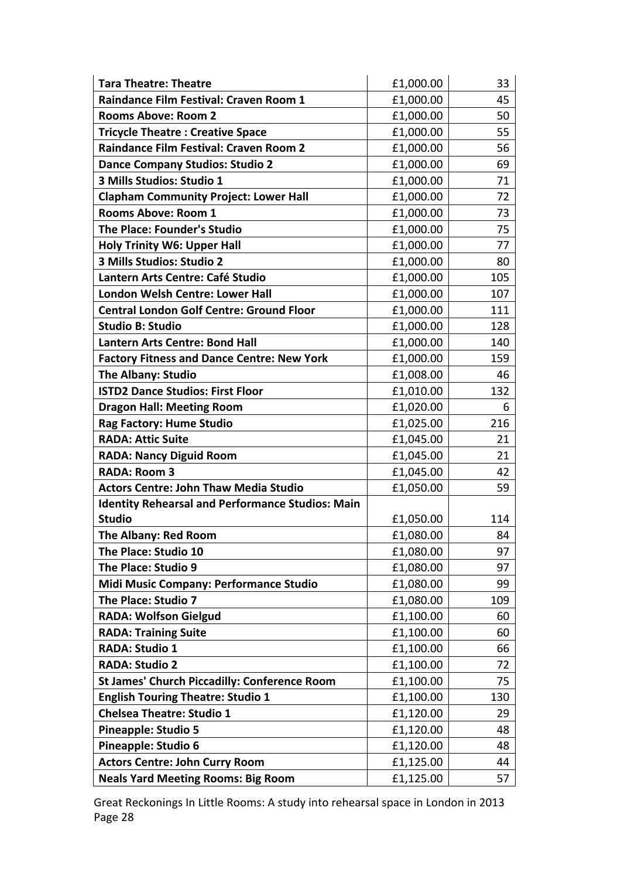| Tara Theatre: Theatre | £1,000.00 | 33 |
|---|---|---|
| Raindance Film Festival: Craven Room 1 | £1,000.00 | 45 |
| Rooms Above: Room 2 | £1,000.00 | 50 |
| Tricycle Theatre : Creative Space | £1,000.00 | 55 |
| Raindance Film Festival: Craven Room 2 | £1,000.00 | 56 |
| Dance Company Studios: Studio 2 | £1,000.00 | 69 |
| 3 Mills Studios: Studio 1 | £1,000.00 | 71 |
| Clapham Community Project: Lower Hall | £1,000.00 | 72 |
| Rooms Above: Room 1 | £1,000.00 | 73 |
| The Place: Founder's Studio | £1,000.00 | 75 |
| Holy Trinity W6: Upper Hall | £1,000.00 | 77 |
| 3 Mills Studios: Studio 2 | £1,000.00 | 80 |
| Lantern Arts Centre: Café Studio | £1,000.00 | 105 |
| London Welsh Centre: Lower Hall | £1,000.00 | 107 |
| Central London Golf Centre: Ground Floor | £1,000.00 | 111 |
| Studio B: Studio | £1,000.00 | 128 |
| Lantern Arts Centre: Bond Hall | £1,000.00 | 140 |
| Factory Fitness and Dance Centre: New York | £1,000.00 | 159 |
| The Albany: Studio | £1,008.00 | 46 |
| ISTD2 Dance Studios: First Floor | £1,010.00 | 132 |
| Dragon Hall: Meeting Room | £1,020.00 | 6 |
| Rag Factory: Hume Studio | £1,025.00 | 216 |
| RADA: Attic Suite | £1,045.00 | 21 |
| RADA: Nancy Diguid Room | £1,045.00 | 21 |
| RADA: Room 3 | £1,045.00 | 42 |
| Actors Centre: John Thaw Media Studio | £1,050.00 | 59 |
| Identity Rehearsal and Performance Studios: Main Studio | £1,050.00 | 114 |
| The Albany: Red Room | £1,080.00 | 84 |
| The Place: Studio 10 | £1,080.00 | 97 |
| The Place: Studio 9 | £1,080.00 | 97 |
| Midi Music Company: Performance Studio | £1,080.00 | 99 |
| The Place: Studio 7 | £1,080.00 | 109 |
| RADA: Wolfson Gielgud | £1,100.00 | 60 |
| RADA: Training Suite | £1,100.00 | 60 |
| RADA: Studio 1 | £1,100.00 | 66 |
| RADA: Studio 2 | £1,100.00 | 72 |
| St James' Church Piccadilly: Conference Room | £1,100.00 | 75 |
| English Touring Theatre: Studio 1 | £1,100.00 | 130 |
| Chelsea Theatre: Studio 1 | £1,120.00 | 29 |
| Pineapple: Studio 5 | £1,120.00 | 48 |
| Pineapple: Studio 6 | £1,120.00 | 48 |
| Actors Centre: John Curry Room | £1,125.00 | 44 |
| Neals Yard Meeting Rooms: Big Room | £1,125.00 | 57 |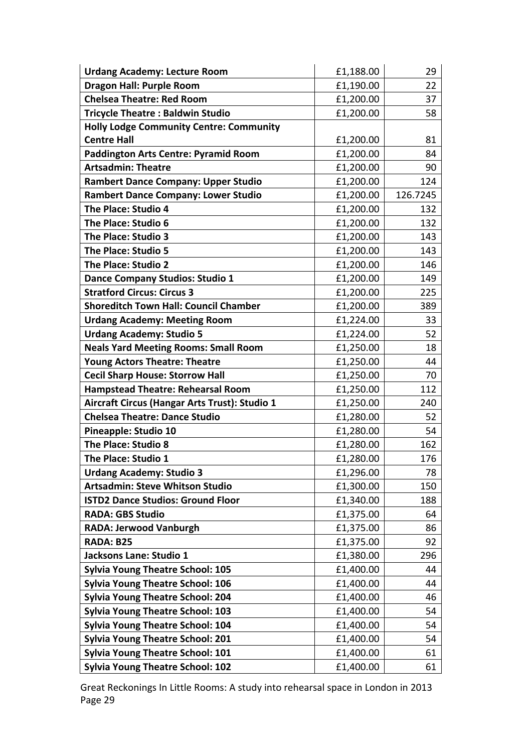| | | |
|---|---|---|
| **Urdang Academy: Lecture Room** | £1,188.00 | 29 |
| **Dragon Hall: Purple Room** | £1,190.00 | 22 |
| **Chelsea Theatre: Red Room** | £1,200.00 | 37 |
| **Tricycle Theatre : Baldwin Studio** | £1,200.00 | 58 |
| **Holly Lodge Community Centre: Community Centre Hall** | £1,200.00 | 81 |
| **Paddington Arts Centre: Pyramid Room** | £1,200.00 | 84 |
| **Artsadmin: Theatre** | £1,200.00 | 90 |
| **Rambert Dance Company: Upper Studio** | £1,200.00 | 124 |
| **Rambert Dance Company: Lower Studio** | £1,200.00 | 126.7245 |
| **The Place: Studio 4** | £1,200.00 | 132 |
| **The Place: Studio 6** | £1,200.00 | 132 |
| **The Place: Studio 3** | £1,200.00 | 143 |
| **The Place: Studio 5** | £1,200.00 | 143 |
| **The Place: Studio 2** | £1,200.00 | 146 |
| **Dance Company Studios: Studio 1** | £1,200.00 | 149 |
| **Stratford Circus: Circus 3** | £1,200.00 | 225 |
| **Shoreditch Town Hall: Council Chamber** | £1,200.00 | 389 |
| **Urdang Academy: Meeting Room** | £1,224.00 | 33 |
| **Urdang Academy: Studio 5** | £1,224.00 | 52 |
| **Neals Yard Meeting Rooms: Small Room** | £1,250.00 | 18 |
| **Young Actors Theatre: Theatre** | £1,250.00 | 44 |
| **Cecil Sharp House: Storrow Hall** | £1,250.00 | 70 |
| **Hampstead Theatre: Rehearsal Room** | £1,250.00 | 112 |
| **Aircraft Circus (Hangar Arts Trust): Studio 1** | £1,250.00 | 240 |
| **Chelsea Theatre: Dance Studio** | £1,280.00 | 52 |
| **Pineapple: Studio 10** | £1,280.00 | 54 |
| **The Place: Studio 8** | £1,280.00 | 162 |
| **The Place: Studio 1** | £1,280.00 | 176 |
| **Urdang Academy: Studio 3** | £1,296.00 | 78 |
| **Artsadmin: Steve Whitson Studio** | £1,300.00 | 150 |
| **ISTD2 Dance Studios: Ground Floor** | £1,340.00 | 188 |
| **RADA: GBS Studio** | £1,375.00 | 64 |
| **RADA: Jerwood Vanburgh** | £1,375.00 | 86 |
| **RADA: B25** | £1,375.00 | 92 |
| **Jacksons Lane: Studio 1** | £1,380.00 | 296 |
| **Sylvia Young Theatre School: 105** | £1,400.00 | 44 |
| **Sylvia Young Theatre School: 106** | £1,400.00 | 44 |
| **Sylvia Young Theatre School: 204** | £1,400.00 | 46 |
| **Sylvia Young Theatre School: 103** | £1,400.00 | 54 |
| **Sylvia Young Theatre School: 104** | £1,400.00 | 54 |
| **Sylvia Young Theatre School: 201** | £1,400.00 | 54 |
| **Sylvia Young Theatre School: 101** | £1,400.00 | 61 |
| **Sylvia Young Theatre School: 102** | £1,400.00 | 61 |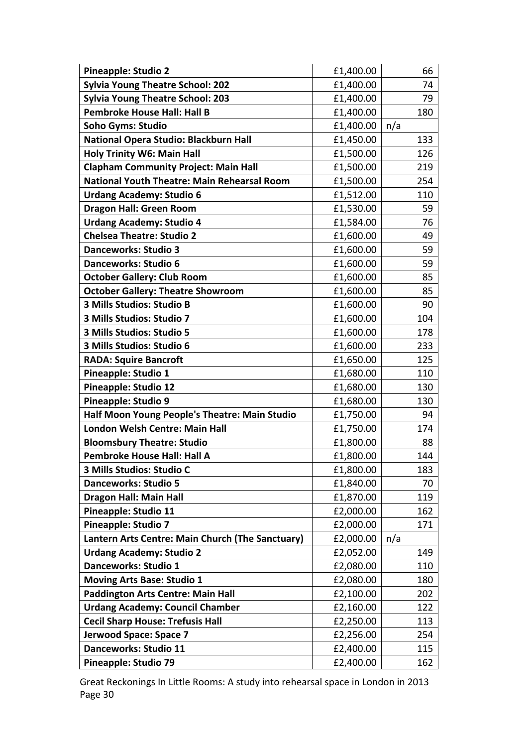| | | |
|---|---|---|
| **Pineapple: Studio 2** | £1,400.00 | 66 |
| **Sylvia Young Theatre School: 202** | £1,400.00 | 74 |
| **Sylvia Young Theatre School: 203** | £1,400.00 | 79 |
| **Pembroke House Hall: Hall B** | £1,400.00 | 180 |
| **Soho Gyms: Studio** | £1,400.00 | n/a |
| **National Opera Studio: Blackburn Hall** | £1,450.00 | 133 |
| **Holy Trinity W6: Main Hall** | £1,500.00 | 126 |
| **Clapham Community Project: Main Hall** | £1,500.00 | 219 |
| **National Youth Theatre: Main Rehearsal Room** | £1,500.00 | 254 |
| **Urdang Academy: Studio 6** | £1,512.00 | 110 |
| **Dragon Hall: Green Room** | £1,530.00 | 59 |
| **Urdang Academy: Studio 4** | £1,584.00 | 76 |
| **Chelsea Theatre: Studio 2** | £1,600.00 | 49 |
| **Danceworks: Studio 3** | £1,600.00 | 59 |
| **Danceworks: Studio 6** | £1,600.00 | 59 |
| **October Gallery: Club Room** | £1,600.00 | 85 |
| **October Gallery: Theatre Showroom** | £1,600.00 | 85 |
| **3 Mills Studios: Studio B** | £1,600.00 | 90 |
| **3 Mills Studios: Studio 7** | £1,600.00 | 104 |
| **3 Mills Studios: Studio 5** | £1,600.00 | 178 |
| **3 Mills Studios: Studio 6** | £1,600.00 | 233 |
| **RADA: Squire Bancroft** | £1,650.00 | 125 |
| **Pineapple: Studio 1** | £1,680.00 | 110 |
| **Pineapple: Studio 12** | £1,680.00 | 130 |
| **Pineapple: Studio 9** | £1,680.00 | 130 |
| **Half Moon Young People's Theatre: Main Studio** | £1,750.00 | 94 |
| **London Welsh Centre: Main Hall** | £1,750.00 | 174 |
| **Bloomsbury Theatre: Studio** | £1,800.00 | 88 |
| **Pembroke House Hall: Hall A** | £1,800.00 | 144 |
| **3 Mills Studios: Studio C** | £1,800.00 | 183 |
| **Danceworks: Studio 5** | £1,840.00 | 70 |
| **Dragon Hall: Main Hall** | £1,870.00 | 119 |
| **Pineapple: Studio 11** | £2,000.00 | 162 |
| **Pineapple: Studio 7** | £2,000.00 | 171 |
| **Lantern Arts Centre: Main Church (The Sanctuary)** | £2,000.00 | n/a |
| **Urdang Academy: Studio 2** | £2,052.00 | 149 |
| **Danceworks: Studio 1** | £2,080.00 | 110 |
| **Moving Arts Base: Studio 1** | £2,080.00 | 180 |
| **Paddington Arts Centre: Main Hall** | £2,100.00 | 202 |
| **Urdang Academy: Council Chamber** | £2,160.00 | 122 |
| **Cecil Sharp House: Trefusis Hall** | £2,250.00 | 113 |
| **Jerwood Space: Space 7** | £2,256.00 | 254 |
| **Danceworks: Studio 11** | £2,400.00 | 115 |
| **Pineapple: Studio 79** | £2,400.00 | 162 |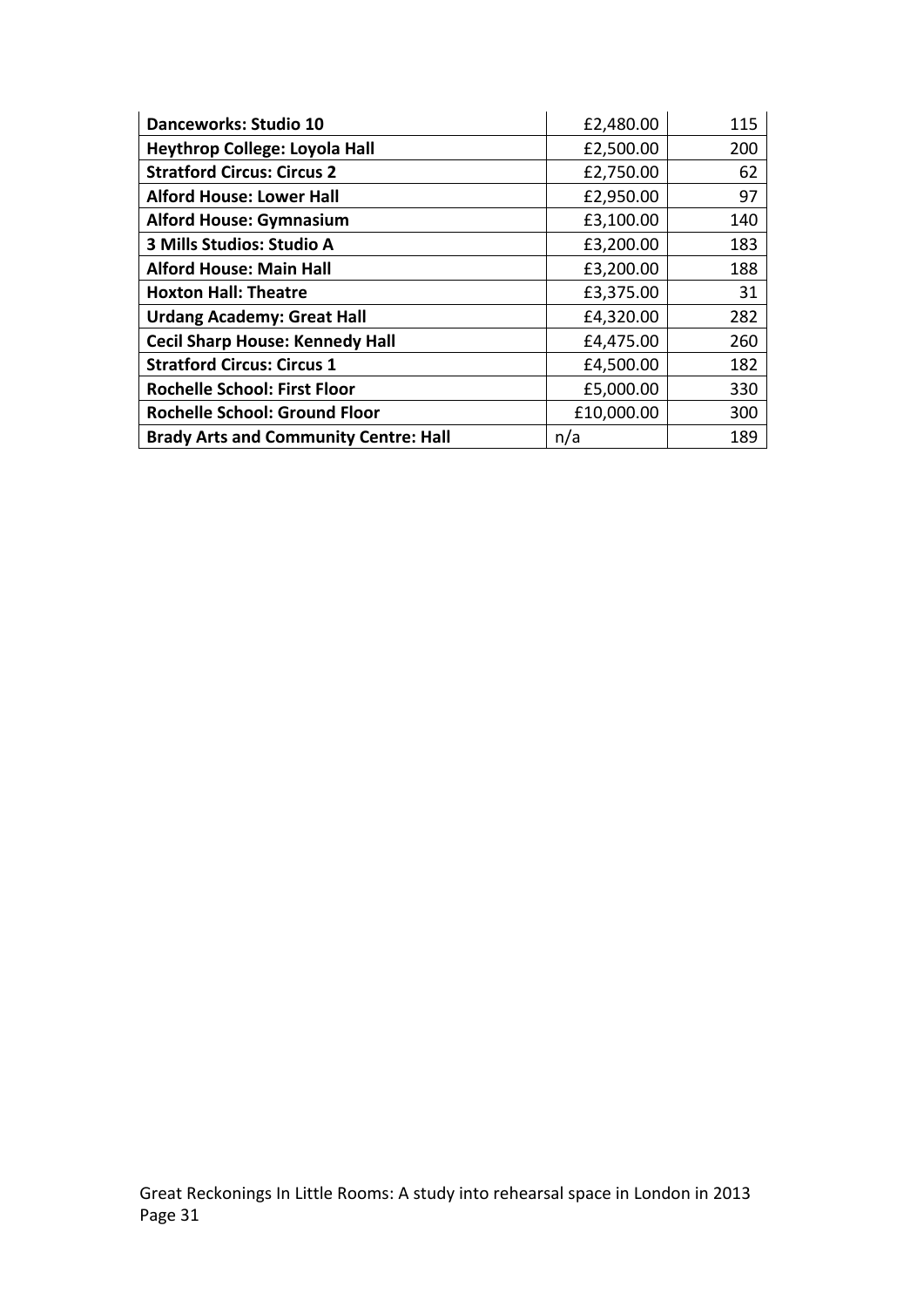| | | |
|---|---|---|
| **Danceworks: Studio 10** | £2,480.00 | 115 |
| **Heythrop College: Loyola Hall** | £2,500.00 | 200 |
| **Stratford Circus: Circus 2** | £2,750.00 | 62 |
| **Alford House: Lower Hall** | £2,950.00 | 97 |
| **Alford House: Gymnasium** | £3,100.00 | 140 |
| **3 Mills Studios: Studio A** | £3,200.00 | 183 |
| **Alford House: Main Hall** | £3,200.00 | 188 |
| **Hoxton Hall: Theatre** | £3,375.00 | 31 |
| **Urdang Academy: Great Hall** | £4,320.00 | 282 |
| **Cecil Sharp House: Kennedy Hall** | £4,475.00 | 260 |
| **Stratford Circus: Circus 1** | £4,500.00 | 182 |
| **Rochelle School: First Floor** | £5,000.00 | 330 |
| **Rochelle School: Ground Floor** | £10,000.00 | 300 |
| **Brady Arts and Community Centre: Hall** | n/a | 189 |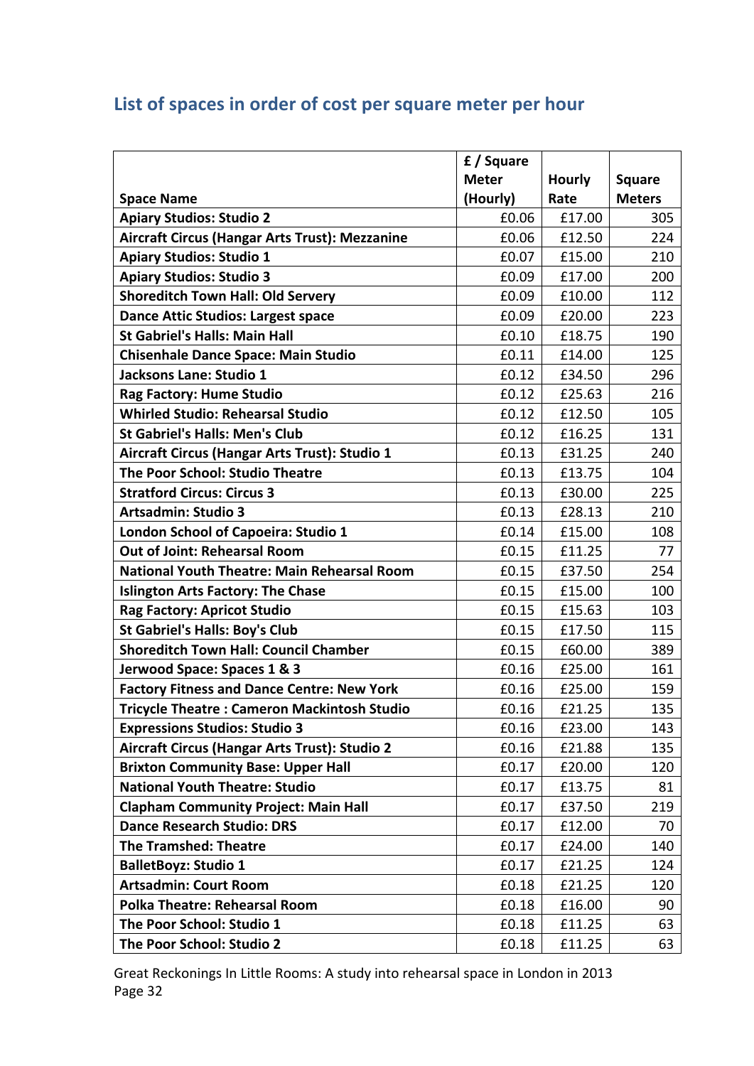## List of spaces in order of cost per square meter per hour

| Space Name | £ / Square Meter (Hourly) | Hourly Rate | Square Meters |
|---|---|---|---|
| **Apiary Studios: Studio 2** | £0.06 | £17.00 | 305 |
| **Aircraft Circus (Hangar Arts Trust): Mezzanine** | £0.06 | £12.50 | 224 |
| **Apiary Studios: Studio 1** | £0.07 | £15.00 | 210 |
| **Apiary Studios: Studio 3** | £0.09 | £17.00 | 200 |
| **Shoreditch Town Hall: Old Servery** | £0.09 | £10.00 | 112 |
| **Dance Attic Studios: Largest space** | £0.09 | £20.00 | 223 |
| **St Gabriel's Halls: Main Hall** | £0.10 | £18.75 | 190 |
| **Chisenhale Dance Space: Main Studio** | £0.11 | £14.00 | 125 |
| **Jacksons Lane: Studio 1** | £0.12 | £34.50 | 296 |
| **Rag Factory: Hume Studio** | £0.12 | £25.63 | 216 |
| **Whirled Studio: Rehearsal Studio** | £0.12 | £12.50 | 105 |
| **St Gabriel's Halls: Men's Club** | £0.12 | £16.25 | 131 |
| **Aircraft Circus (Hangar Arts Trust): Studio 1** | £0.13 | £31.25 | 240 |
| **The Poor School: Studio Theatre** | £0.13 | £13.75 | 104 |
| **Stratford Circus: Circus 3** | £0.13 | £30.00 | 225 |
| **Artsadmin: Studio 3** | £0.13 | £28.13 | 210 |
| **London School of Capoeira: Studio 1** | £0.14 | £15.00 | 108 |
| **Out of Joint: Rehearsal Room** | £0.15 | £11.25 | 77 |
| **National Youth Theatre: Main Rehearsal Room** | £0.15 | £37.50 | 254 |
| **Islington Arts Factory: The Chase** | £0.15 | £15.00 | 100 |
| **Rag Factory: Apricot Studio** | £0.15 | £15.63 | 103 |
| **St Gabriel's Halls: Boy's Club** | £0.15 | £17.50 | 115 |
| **Shoreditch Town Hall: Council Chamber** | £0.15 | £60.00 | 389 |
| **Jerwood Space: Spaces 1 & 3** | £0.16 | £25.00 | 161 |
| **Factory Fitness and Dance Centre: New York** | £0.16 | £25.00 | 159 |
| **Tricycle Theatre : Cameron Mackintosh Studio** | £0.16 | £21.25 | 135 |
| **Expressions Studios: Studio 3** | £0.16 | £23.00 | 143 |
| **Aircraft Circus (Hangar Arts Trust): Studio 2** | £0.16 | £21.88 | 135 |
| **Brixton Community Base: Upper Hall** | £0.17 | £20.00 | 120 |
| **National Youth Theatre: Studio** | £0.17 | £13.75 | 81 |
| **Clapham Community Project: Main Hall** | £0.17 | £37.50 | 219 |
| **Dance Research Studio: DRS** | £0.17 | £12.00 | 70 |
| **The Tramshed: Theatre** | £0.17 | £24.00 | 140 |
| **BalletBoyz: Studio 1** | £0.17 | £21.25 | 124 |
| **Artsadmin: Court Room** | £0.18 | £21.25 | 120 |
| **Polka Theatre: Rehearsal Room** | £0.18 | £16.00 | 90 |
| **The Poor School: Studio 1** | £0.18 | £11.25 | 63 |
| **The Poor School: Studio 2** | £0.18 | £11.25 | 63 |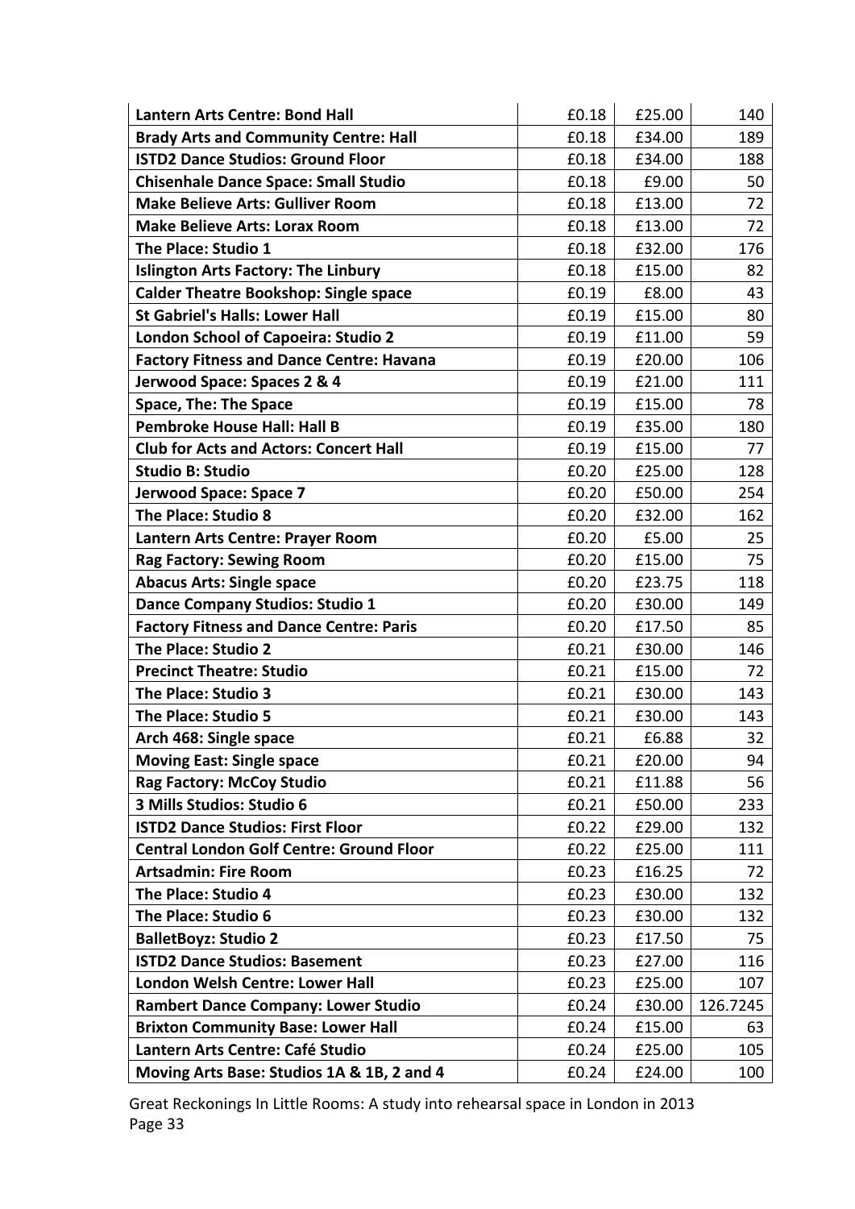| | | | |
|---|---|---|---|
| **Lantern Arts Centre: Bond Hall** | £0.18 | £25.00 | 140 |
| **Brady Arts and Community Centre: Hall** | £0.18 | £34.00 | 189 |
| **ISTD2 Dance Studios: Ground Floor** | £0.18 | £34.00 | 188 |
| **Chisenhale Dance Space: Small Studio** | £0.18 | £9.00 | 50 |
| **Make Believe Arts: Gulliver Room** | £0.18 | £13.00 | 72 |
| **Make Believe Arts: Lorax Room** | £0.18 | £13.00 | 72 |
| **The Place: Studio 1** | £0.18 | £32.00 | 176 |
| **Islington Arts Factory: The Linbury** | £0.18 | £15.00 | 82 |
| **Calder Theatre Bookshop: Single space** | £0.19 | £8.00 | 43 |
| **St Gabriel's Halls: Lower Hall** | £0.19 | £15.00 | 80 |
| **London School of Capoeira: Studio 2** | £0.19 | £11.00 | 59 |
| **Factory Fitness and Dance Centre: Havana** | £0.19 | £20.00 | 106 |
| **Jerwood Space: Spaces 2 & 4** | £0.19 | £21.00 | 111 |
| **Space, The: The Space** | £0.19 | £15.00 | 78 |
| **Pembroke House Hall: Hall B** | £0.19 | £35.00 | 180 |
| **Club for Acts and Actors: Concert Hall** | £0.19 | £15.00 | 77 |
| **Studio B: Studio** | £0.20 | £25.00 | 128 |
| **Jerwood Space: Space 7** | £0.20 | £50.00 | 254 |
| **The Place: Studio 8** | £0.20 | £32.00 | 162 |
| **Lantern Arts Centre: Prayer Room** | £0.20 | £5.00 | 25 |
| **Rag Factory: Sewing Room** | £0.20 | £15.00 | 75 |
| **Abacus Arts: Single space** | £0.20 | £23.75 | 118 |
| **Dance Company Studios: Studio 1** | £0.20 | £30.00 | 149 |
| **Factory Fitness and Dance Centre: Paris** | £0.20 | £17.50 | 85 |
| **The Place: Studio 2** | £0.21 | £30.00 | 146 |
| **Precinct Theatre: Studio** | £0.21 | £15.00 | 72 |
| **The Place: Studio 3** | £0.21 | £30.00 | 143 |
| **The Place: Studio 5** | £0.21 | £30.00 | 143 |
| **Arch 468: Single space** | £0.21 | £6.88 | 32 |
| **Moving East: Single space** | £0.21 | £20.00 | 94 |
| **Rag Factory: McCoy Studio** | £0.21 | £11.88 | 56 |
| **3 Mills Studios: Studio 6** | £0.21 | £50.00 | 233 |
| **ISTD2 Dance Studios: First Floor** | £0.22 | £29.00 | 132 |
| **Central London Golf Centre: Ground Floor** | £0.22 | £25.00 | 111 |
| **Artsadmin: Fire Room** | £0.23 | £16.25 | 72 |
| **The Place: Studio 4** | £0.23 | £30.00 | 132 |
| **The Place: Studio 6** | £0.23 | £30.00 | 132 |
| **BalletBoyz: Studio 2** | £0.23 | £17.50 | 75 |
| **ISTD2 Dance Studios: Basement** | £0.23 | £27.00 | 116 |
| **London Welsh Centre: Lower Hall** | £0.23 | £25.00 | 107 |
| **Rambert Dance Company: Lower Studio** | £0.24 | £30.00 | 126.7245 |
| **Brixton Community Base: Lower Hall** | £0.24 | £15.00 | 63 |
| **Lantern Arts Centre: Café Studio** | £0.24 | £25.00 | 105 |
| **Moving Arts Base: Studios 1A & 1B, 2 and 4** | £0.24 | £24.00 | 100 |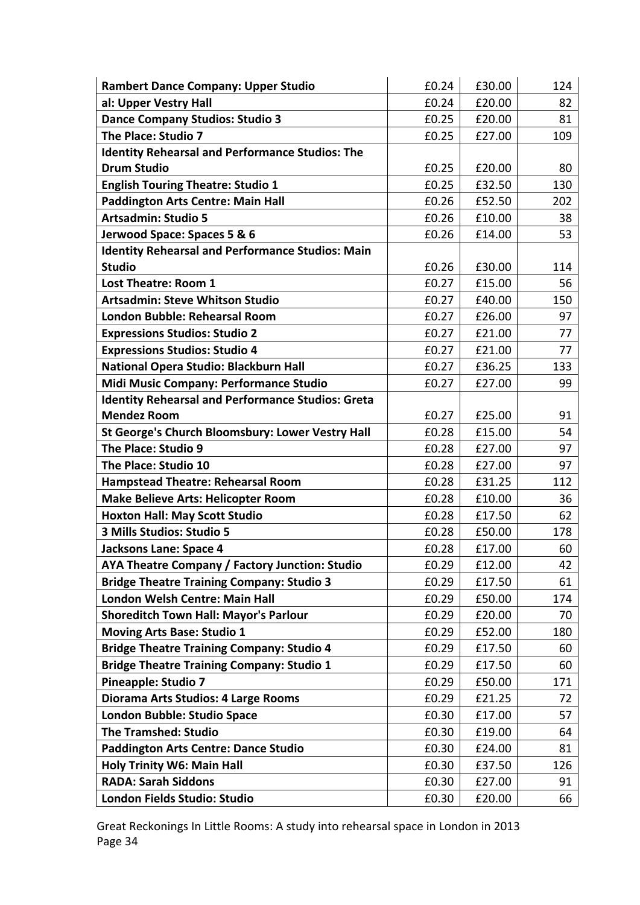| | | | |
|---|---|---|---|
| **Rambert Dance Company: Upper Studio** | £0.24 | £30.00 | 124 |
| **al: Upper Vestry Hall** | £0.24 | £20.00 | 82 |
| **Dance Company Studios: Studio 3** | £0.25 | £20.00 | 81 |
| **The Place: Studio 7** | £0.25 | £27.00 | 109 |
| **Identity Rehearsal and Performance Studios: The Drum Studio** | £0.25 | £20.00 | 80 |
| **English Touring Theatre: Studio 1** | £0.25 | £32.50 | 130 |
| **Paddington Arts Centre: Main Hall** | £0.26 | £52.50 | 202 |
| **Artsadmin: Studio 5** | £0.26 | £10.00 | 38 |
| **Jerwood Space: Spaces 5 & 6** | £0.26 | £14.00 | 53 |
| **Identity Rehearsal and Performance Studios: Main Studio** | £0.26 | £30.00 | 114 |
| **Lost Theatre: Room 1** | £0.27 | £15.00 | 56 |
| **Artsadmin: Steve Whitson Studio** | £0.27 | £40.00 | 150 |
| **London Bubble: Rehearsal Room** | £0.27 | £26.00 | 97 |
| **Expressions Studios: Studio 2** | £0.27 | £21.00 | 77 |
| **Expressions Studios: Studio 4** | £0.27 | £21.00 | 77 |
| **National Opera Studio: Blackburn Hall** | £0.27 | £36.25 | 133 |
| **Midi Music Company: Performance Studio** | £0.27 | £27.00 | 99 |
| **Identity Rehearsal and Performance Studios: Greta Mendez Room** | £0.27 | £25.00 | 91 |
| **St George's Church Bloomsbury: Lower Vestry Hall** | £0.28 | £15.00 | 54 |
| **The Place: Studio 9** | £0.28 | £27.00 | 97 |
| **The Place: Studio 10** | £0.28 | £27.00 | 97 |
| **Hampstead Theatre: Rehearsal Room** | £0.28 | £31.25 | 112 |
| **Make Believe Arts: Helicopter Room** | £0.28 | £10.00 | 36 |
| **Hoxton Hall: May Scott Studio** | £0.28 | £17.50 | 62 |
| **3 Mills Studios: Studio 5** | £0.28 | £50.00 | 178 |
| **Jacksons Lane: Space 4** | £0.28 | £17.00 | 60 |
| **AYA Theatre Company / Factory Junction: Studio** | £0.29 | £12.00 | 42 |
| **Bridge Theatre Training Company: Studio 3** | £0.29 | £17.50 | 61 |
| **London Welsh Centre: Main Hall** | £0.29 | £50.00 | 174 |
| **Shoreditch Town Hall: Mayor's Parlour** | £0.29 | £20.00 | 70 |
| **Moving Arts Base: Studio 1** | £0.29 | £52.00 | 180 |
| **Bridge Theatre Training Company: Studio 4** | £0.29 | £17.50 | 60 |
| **Bridge Theatre Training Company: Studio 1** | £0.29 | £17.50 | 60 |
| **Pineapple: Studio 7** | £0.29 | £50.00 | 171 |
| **Diorama Arts Studios: 4 Large Rooms** | £0.29 | £21.25 | 72 |
| **London Bubble: Studio Space** | £0.30 | £17.00 | 57 |
| **The Tramshed: Studio** | £0.30 | £19.00 | 64 |
| **Paddington Arts Centre: Dance Studio** | £0.30 | £24.00 | 81 |
| **Holy Trinity W6: Main Hall** | £0.30 | £37.50 | 126 |
| **RADA: Sarah Siddons** | £0.30 | £27.00 | 91 |
| **London Fields Studio: Studio** | £0.30 | £20.00 | 66 |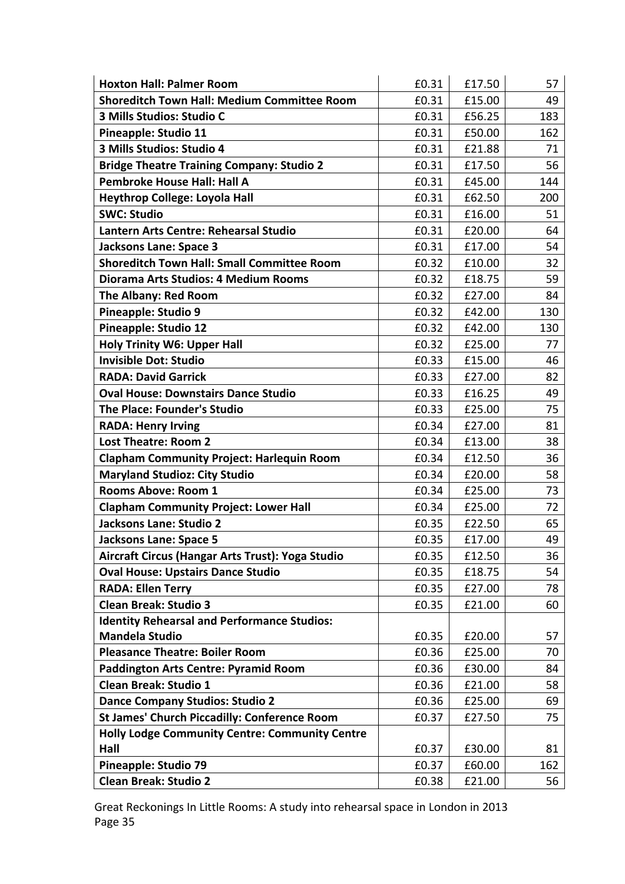| | | | |
|---|---|---|---|
| **Hoxton Hall: Palmer Room** | £0.31 | £17.50 | 57 |
| **Shoreditch Town Hall: Medium Committee Room** | £0.31 | £15.00 | 49 |
| **3 Mills Studios: Studio C** | £0.31 | £56.25 | 183 |
| **Pineapple: Studio 11** | £0.31 | £50.00 | 162 |
| **3 Mills Studios: Studio 4** | £0.31 | £21.88 | 71 |
| **Bridge Theatre Training Company: Studio 2** | £0.31 | £17.50 | 56 |
| **Pembroke House Hall: Hall A** | £0.31 | £45.00 | 144 |
| **Heythrop College: Loyola Hall** | £0.31 | £62.50 | 200 |
| **SWC: Studio** | £0.31 | £16.00 | 51 |
| **Lantern Arts Centre: Rehearsal Studio** | £0.31 | £20.00 | 64 |
| **Jacksons Lane: Space 3** | £0.31 | £17.00 | 54 |
| **Shoreditch Town Hall: Small Committee Room** | £0.32 | £10.00 | 32 |
| **Diorama Arts Studios: 4 Medium Rooms** | £0.32 | £18.75 | 59 |
| **The Albany: Red Room** | £0.32 | £27.00 | 84 |
| **Pineapple: Studio 9** | £0.32 | £42.00 | 130 |
| **Pineapple: Studio 12** | £0.32 | £42.00 | 130 |
| **Holy Trinity W6: Upper Hall** | £0.32 | £25.00 | 77 |
| **Invisible Dot: Studio** | £0.33 | £15.00 | 46 |
| **RADA: David Garrick** | £0.33 | £27.00 | 82 |
| **Oval House: Downstairs Dance Studio** | £0.33 | £16.25 | 49 |
| **The Place: Founder's Studio** | £0.33 | £25.00 | 75 |
| **RADA: Henry Irving** | £0.34 | £27.00 | 81 |
| **Lost Theatre: Room 2** | £0.34 | £13.00 | 38 |
| **Clapham Community Project: Harlequin Room** | £0.34 | £12.50 | 36 |
| **Maryland Studioz: City Studio** | £0.34 | £20.00 | 58 |
| **Rooms Above: Room 1** | £0.34 | £25.00 | 73 |
| **Clapham Community Project: Lower Hall** | £0.34 | £25.00 | 72 |
| **Jacksons Lane: Studio 2** | £0.35 | £22.50 | 65 |
| **Jacksons Lane: Space 5** | £0.35 | £17.00 | 49 |
| **Aircraft Circus (Hangar Arts Trust): Yoga Studio** | £0.35 | £12.50 | 36 |
| **Oval House: Upstairs Dance Studio** | £0.35 | £18.75 | 54 |
| **RADA: Ellen Terry** | £0.35 | £27.00 | 78 |
| **Clean Break: Studio 3** | £0.35 | £21.00 | 60 |
| **Identity Rehearsal and Performance Studios: Mandela Studio** | £0.35 | £20.00 | 57 |
| **Pleasance Theatre: Boiler Room** | £0.36 | £25.00 | 70 |
| **Paddington Arts Centre: Pyramid Room** | £0.36 | £30.00 | 84 |
| **Clean Break: Studio 1** | £0.36 | £21.00 | 58 |
| **Dance Company Studios: Studio 2** | £0.36 | £25.00 | 69 |
| **St James' Church Piccadilly: Conference Room** | £0.37 | £27.50 | 75 |
| **Holly Lodge Community Centre: Community Centre Hall** | £0.37 | £30.00 | 81 |
| **Pineapple: Studio 79** | £0.37 | £60.00 | 162 |
| **Clean Break: Studio 2** | £0.38 | £21.00 | 56 |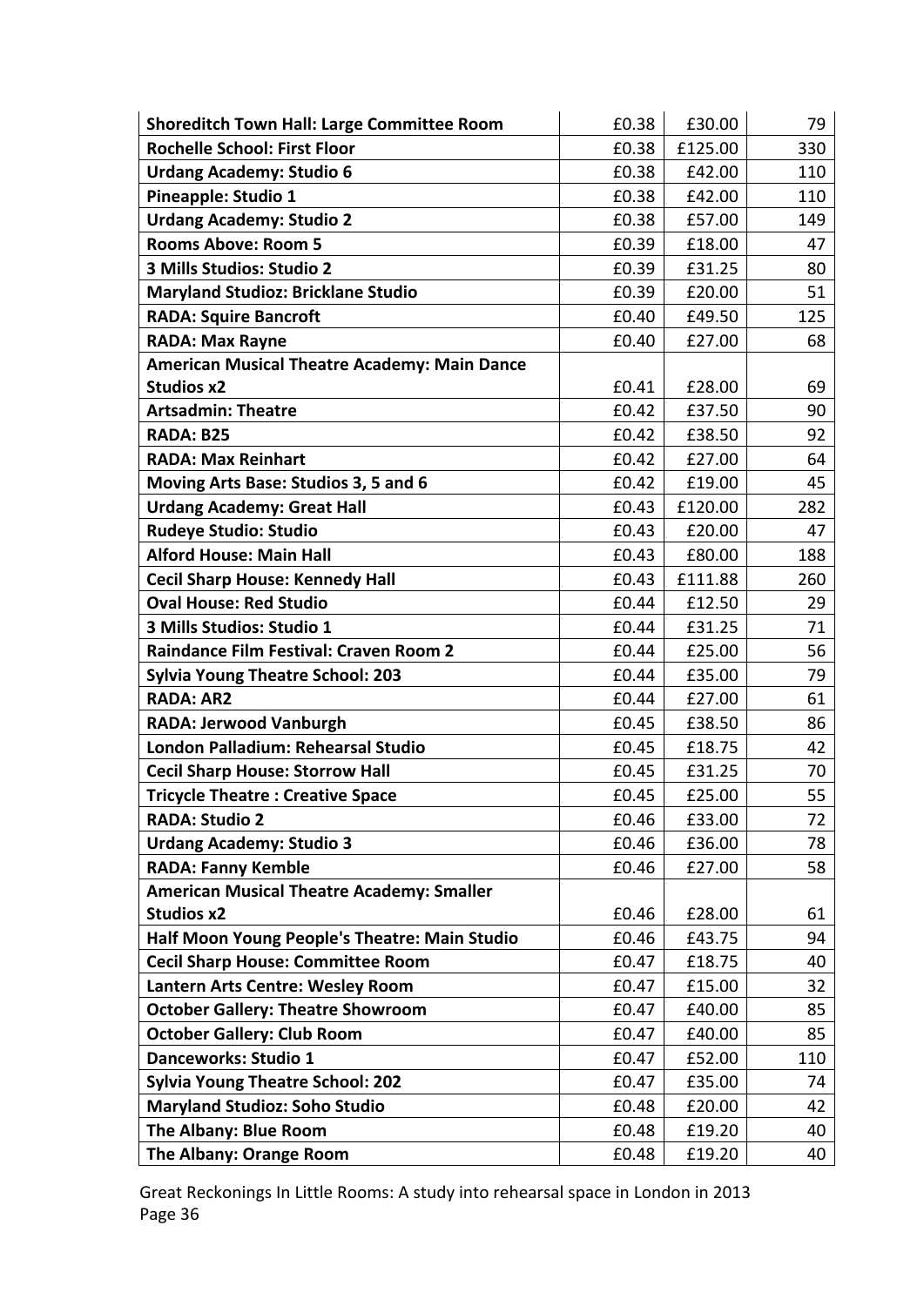| | | | |
|---|---|---|---|
| **Shoreditch Town Hall: Large Committee Room** | £0.38 | £30.00 | 79 |
| **Rochelle School: First Floor** | £0.38 | £125.00 | 330 |
| **Urdang Academy: Studio 6** | £0.38 | £42.00 | 110 |
| **Pineapple: Studio 1** | £0.38 | £42.00 | 110 |
| **Urdang Academy: Studio 2** | £0.38 | £57.00 | 149 |
| **Rooms Above: Room 5** | £0.39 | £18.00 | 47 |
| **3 Mills Studios: Studio 2** | £0.39 | £31.25 | 80 |
| **Maryland Studioz: Bricklane Studio** | £0.39 | £20.00 | 51 |
| **RADA: Squire Bancroft** | £0.40 | £49.50 | 125 |
| **RADA: Max Rayne** | £0.40 | £27.00 | 68 |
| **American Musical Theatre Academy: Main Dance Studios x2** | £0.41 | £28.00 | 69 |
| **Artsadmin: Theatre** | £0.42 | £37.50 | 90 |
| **RADA: B25** | £0.42 | £38.50 | 92 |
| **RADA: Max Reinhart** | £0.42 | £27.00 | 64 |
| **Moving Arts Base: Studios 3, 5 and 6** | £0.42 | £19.00 | 45 |
| **Urdang Academy: Great Hall** | £0.43 | £120.00 | 282 |
| **Rudeye Studio: Studio** | £0.43 | £20.00 | 47 |
| **Alford House: Main Hall** | £0.43 | £80.00 | 188 |
| **Cecil Sharp House: Kennedy Hall** | £0.43 | £111.88 | 260 |
| **Oval House: Red Studio** | £0.44 | £12.50 | 29 |
| **3 Mills Studios: Studio 1** | £0.44 | £31.25 | 71 |
| **Raindance Film Festival: Craven Room 2** | £0.44 | £25.00 | 56 |
| **Sylvia Young Theatre School: 203** | £0.44 | £35.00 | 79 |
| **RADA: AR2** | £0.44 | £27.00 | 61 |
| **RADA: Jerwood Vanburgh** | £0.45 | £38.50 | 86 |
| **London Palladium: Rehearsal Studio** | £0.45 | £18.75 | 42 |
| **Cecil Sharp House: Storrow Hall** | £0.45 | £31.25 | 70 |
| **Tricycle Theatre : Creative Space** | £0.45 | £25.00 | 55 |
| **RADA: Studio 2** | £0.46 | £33.00 | 72 |
| **Urdang Academy: Studio 3** | £0.46 | £36.00 | 78 |
| **RADA: Fanny Kemble** | £0.46 | £27.00 | 58 |
| **American Musical Theatre Academy: Smaller Studios x2** | £0.46 | £28.00 | 61 |
| **Half Moon Young People's Theatre: Main Studio** | £0.46 | £43.75 | 94 |
| **Cecil Sharp House: Committee Room** | £0.47 | £18.75 | 40 |
| **Lantern Arts Centre: Wesley Room** | £0.47 | £15.00 | 32 |
| **October Gallery: Theatre Showroom** | £0.47 | £40.00 | 85 |
| **October Gallery: Club Room** | £0.47 | £40.00 | 85 |
| **Danceworks: Studio 1** | £0.47 | £52.00 | 110 |
| **Sylvia Young Theatre School: 202** | £0.47 | £35.00 | 74 |
| **Maryland Studioz: Soho Studio** | £0.48 | £20.00 | 42 |
| **The Albany: Blue Room** | £0.48 | £19.20 | 40 |
| **The Albany: Orange Room** | £0.48 | £19.20 | 40 |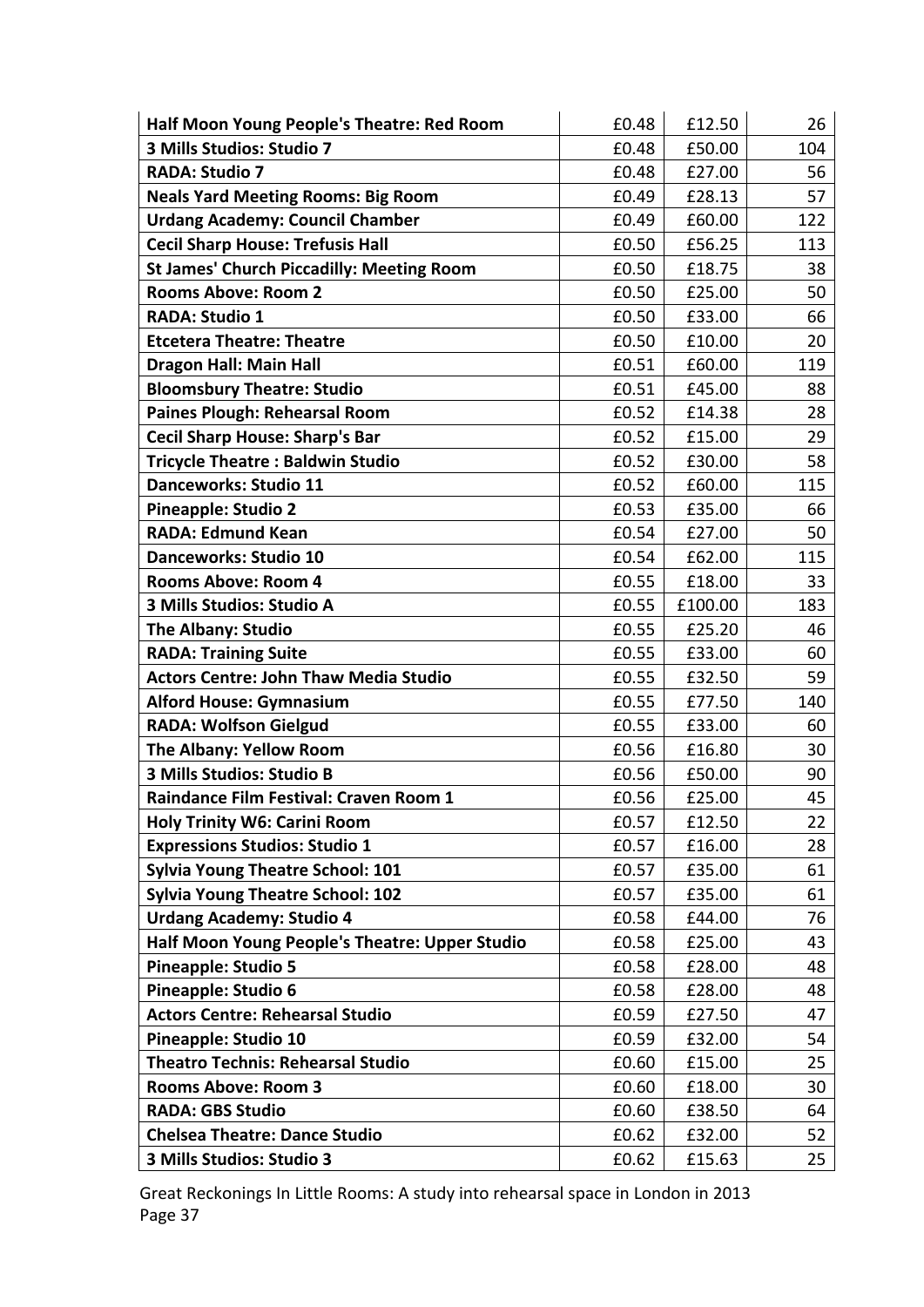| | | | |
|---|---|---|---|
| **Half Moon Young People's Theatre: Red Room** | £0.48 | £12.50 | 26 |
| **3 Mills Studios: Studio 7** | £0.48 | £50.00 | 104 |
| **RADA: Studio 7** | £0.48 | £27.00 | 56 |
| **Neals Yard Meeting Rooms: Big Room** | £0.49 | £28.13 | 57 |
| **Urdang Academy: Council Chamber** | £0.49 | £60.00 | 122 |
| **Cecil Sharp House: Trefusis Hall** | £0.50 | £56.25 | 113 |
| **St James' Church Piccadilly: Meeting Room** | £0.50 | £18.75 | 38 |
| **Rooms Above: Room 2** | £0.50 | £25.00 | 50 |
| **RADA: Studio 1** | £0.50 | £33.00 | 66 |
| **Etcetera Theatre: Theatre** | £0.50 | £10.00 | 20 |
| **Dragon Hall: Main Hall** | £0.51 | £60.00 | 119 |
| **Bloomsbury Theatre: Studio** | £0.51 | £45.00 | 88 |
| **Paines Plough: Rehearsal Room** | £0.52 | £14.38 | 28 |
| **Cecil Sharp House: Sharp's Bar** | £0.52 | £15.00 | 29 |
| **Tricycle Theatre : Baldwin Studio** | £0.52 | £30.00 | 58 |
| **Danceworks: Studio 11** | £0.52 | £60.00 | 115 |
| **Pineapple: Studio 2** | £0.53 | £35.00 | 66 |
| **RADA: Edmund Kean** | £0.54 | £27.00 | 50 |
| **Danceworks: Studio 10** | £0.54 | £62.00 | 115 |
| **Rooms Above: Room 4** | £0.55 | £18.00 | 33 |
| **3 Mills Studios: Studio A** | £0.55 | £100.00 | 183 |
| **The Albany: Studio** | £0.55 | £25.20 | 46 |
| **RADA: Training Suite** | £0.55 | £33.00 | 60 |
| **Actors Centre: John Thaw Media Studio** | £0.55 | £32.50 | 59 |
| **Alford House: Gymnasium** | £0.55 | £77.50 | 140 |
| **RADA: Wolfson Gielgud** | £0.55 | £33.00 | 60 |
| **The Albany: Yellow Room** | £0.56 | £16.80 | 30 |
| **3 Mills Studios: Studio B** | £0.56 | £50.00 | 90 |
| **Raindance Film Festival: Craven Room 1** | £0.56 | £25.00 | 45 |
| **Holy Trinity W6: Carini Room** | £0.57 | £12.50 | 22 |
| **Expressions Studios: Studio 1** | £0.57 | £16.00 | 28 |
| **Sylvia Young Theatre School: 101** | £0.57 | £35.00 | 61 |
| **Sylvia Young Theatre School: 102** | £0.57 | £35.00 | 61 |
| **Urdang Academy: Studio 4** | £0.58 | £44.00 | 76 |
| **Half Moon Young People's Theatre: Upper Studio** | £0.58 | £25.00 | 43 |
| **Pineapple: Studio 5** | £0.58 | £28.00 | 48 |
| **Pineapple: Studio 6** | £0.58 | £28.00 | 48 |
| **Actors Centre: Rehearsal Studio** | £0.59 | £27.50 | 47 |
| **Pineapple: Studio 10** | £0.59 | £32.00 | 54 |
| **Theatro Technis: Rehearsal Studio** | £0.60 | £15.00 | 25 |
| **Rooms Above: Room 3** | £0.60 | £18.00 | 30 |
| **RADA: GBS Studio** | £0.60 | £38.50 | 64 |
| **Chelsea Theatre: Dance Studio** | £0.62 | £32.00 | 52 |
| **3 Mills Studios: Studio 3** | £0.62 | £15.63 | 25 |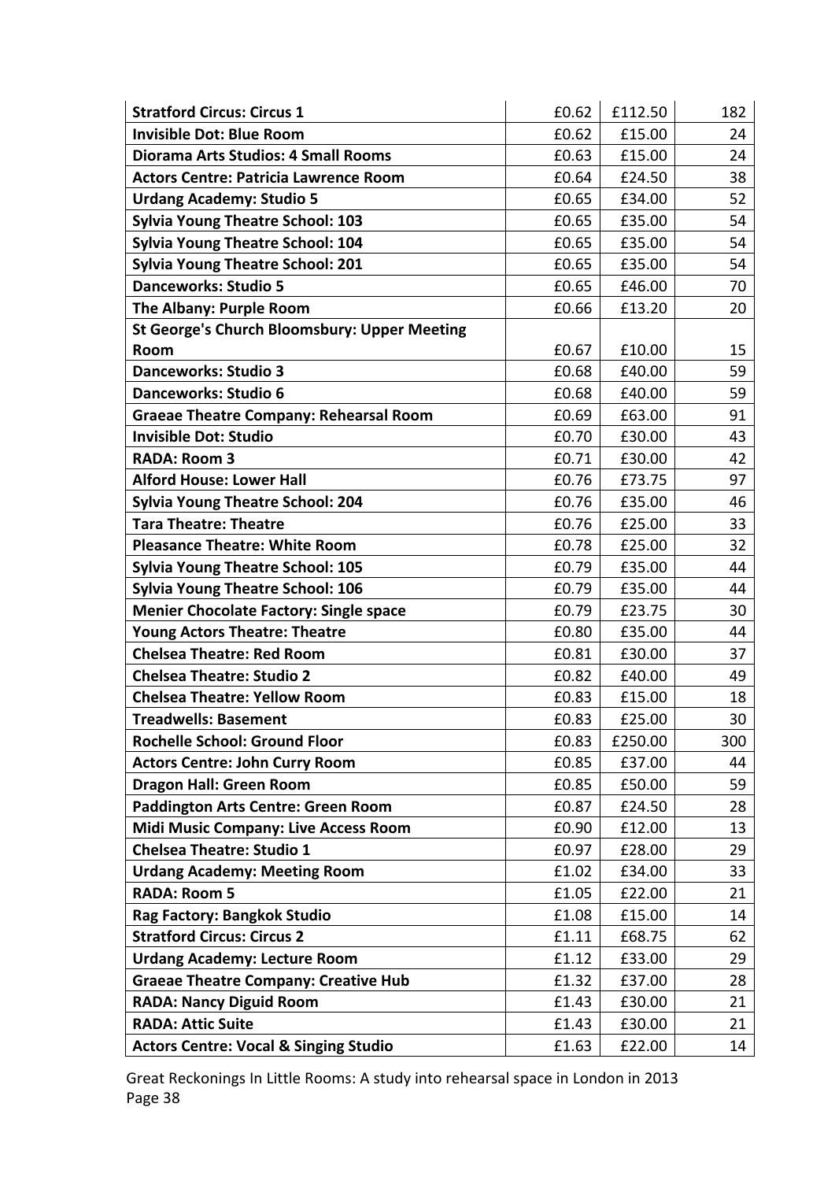| | | | |
|---|---|---|---|
| **Stratford Circus: Circus 1** | £0.62 | £112.50 | 182 |
| **Invisible Dot: Blue Room** | £0.62 | £15.00 | 24 |
| **Diorama Arts Studios: 4 Small Rooms** | £0.63 | £15.00 | 24 |
| **Actors Centre: Patricia Lawrence Room** | £0.64 | £24.50 | 38 |
| **Urdang Academy: Studio 5** | £0.65 | £34.00 | 52 |
| **Sylvia Young Theatre School: 103** | £0.65 | £35.00 | 54 |
| **Sylvia Young Theatre School: 104** | £0.65 | £35.00 | 54 |
| **Sylvia Young Theatre School: 201** | £0.65 | £35.00 | 54 |
| **Danceworks: Studio 5** | £0.65 | £46.00 | 70 |
| **The Albany: Purple Room** | £0.66 | £13.20 | 20 |
| **St George's Church Bloomsbury: Upper Meeting Room** | £0.67 | £10.00 | 15 |
| **Danceworks: Studio 3** | £0.68 | £40.00 | 59 |
| **Danceworks: Studio 6** | £0.68 | £40.00 | 59 |
| **Graeae Theatre Company: Rehearsal Room** | £0.69 | £63.00 | 91 |
| **Invisible Dot: Studio** | £0.70 | £30.00 | 43 |
| **RADA: Room 3** | £0.71 | £30.00 | 42 |
| **Alford House: Lower Hall** | £0.76 | £73.75 | 97 |
| **Sylvia Young Theatre School: 204** | £0.76 | £35.00 | 46 |
| **Tara Theatre: Theatre** | £0.76 | £25.00 | 33 |
| **Pleasance Theatre: White Room** | £0.78 | £25.00 | 32 |
| **Sylvia Young Theatre School: 105** | £0.79 | £35.00 | 44 |
| **Sylvia Young Theatre School: 106** | £0.79 | £35.00 | 44 |
| **Menier Chocolate Factory: Single space** | £0.79 | £23.75 | 30 |
| **Young Actors Theatre: Theatre** | £0.80 | £35.00 | 44 |
| **Chelsea Theatre: Red Room** | £0.81 | £30.00 | 37 |
| **Chelsea Theatre: Studio 2** | £0.82 | £40.00 | 49 |
| **Chelsea Theatre: Yellow Room** | £0.83 | £15.00 | 18 |
| **Treadwells: Basement** | £0.83 | £25.00 | 30 |
| **Rochelle School: Ground Floor** | £0.83 | £250.00 | 300 |
| **Actors Centre: John Curry Room** | £0.85 | £37.00 | 44 |
| **Dragon Hall: Green Room** | £0.85 | £50.00 | 59 |
| **Paddington Arts Centre: Green Room** | £0.87 | £24.50 | 28 |
| **Midi Music Company: Live Access Room** | £0.90 | £12.00 | 13 |
| **Chelsea Theatre: Studio 1** | £0.97 | £28.00 | 29 |
| **Urdang Academy: Meeting Room** | £1.02 | £34.00 | 33 |
| **RADA: Room 5** | £1.05 | £22.00 | 21 |
| **Rag Factory: Bangkok Studio** | £1.08 | £15.00 | 14 |
| **Stratford Circus: Circus 2** | £1.11 | £68.75 | 62 |
| **Urdang Academy: Lecture Room** | £1.12 | £33.00 | 29 |
| **Graeae Theatre Company: Creative Hub** | £1.32 | £37.00 | 28 |
| **RADA: Nancy Diguid Room** | £1.43 | £30.00 | 21 |
| **RADA: Attic Suite** | £1.43 | £30.00 | 21 |
| **Actors Centre: Vocal & Singing Studio** | £1.63 | £22.00 | 14 |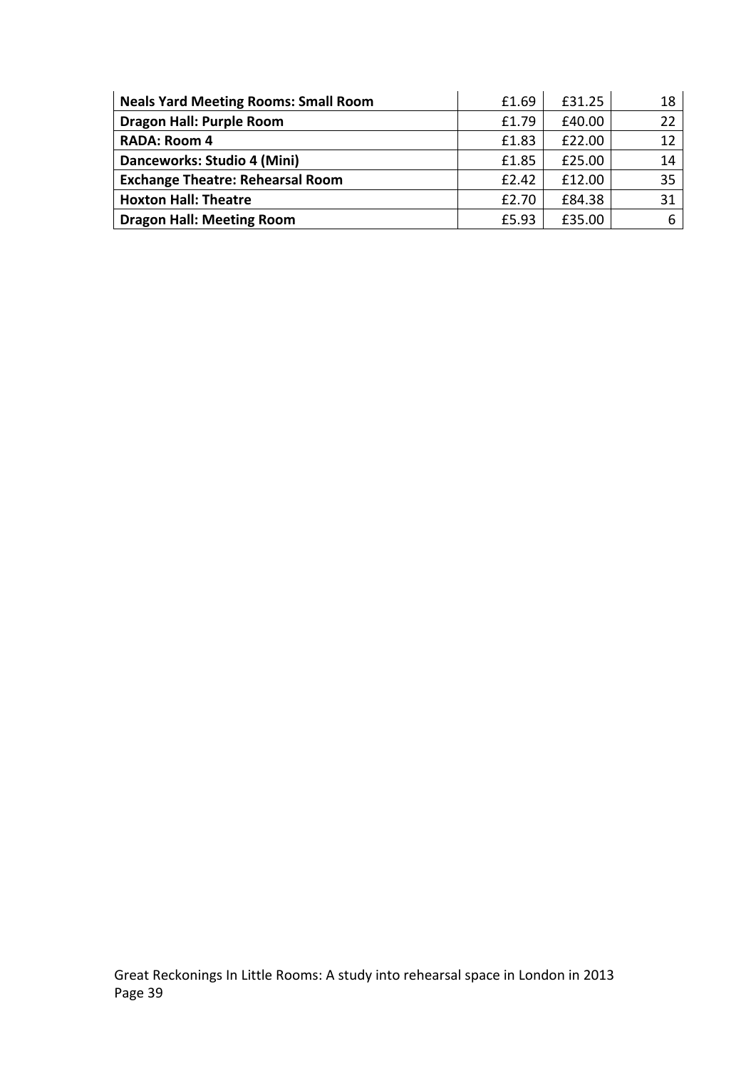| Neals Yard Meeting Rooms: Small Room | £1.69 | £31.25 | 18 |
|---|---|---|---|
| Dragon Hall: Purple Room | £1.79 | £40.00 | 22 |
| RADA: Room 4 | £1.83 | £22.00 | 12 |
| Danceworks: Studio 4 (Mini) | £1.85 | £25.00 | 14 |
| Exchange Theatre: Rehearsal Room | £2.42 | £12.00 | 35 |
| Hoxton Hall: Theatre | £2.70 | £84.38 | 31 |
| Dragon Hall: Meeting Room | £5.93 | £35.00 | 6 |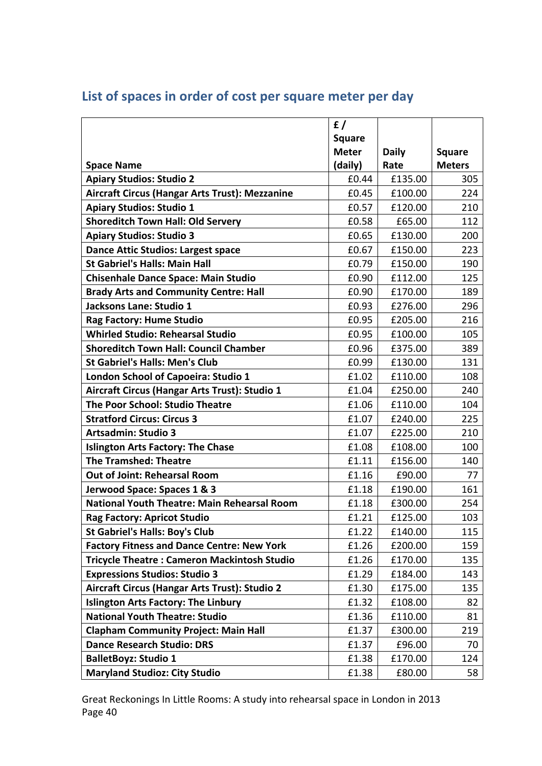## List of spaces in order of cost per square meter per day

| Space Name | £ / Square Meter (daily) | Daily Rate | Square Meters |
|---|---|---|---|
| **Apiary Studios: Studio 2** | £0.44 | £135.00 | 305 |
| **Aircraft Circus (Hangar Arts Trust): Mezzanine** | £0.45 | £100.00 | 224 |
| **Apiary Studios: Studio 1** | £0.57 | £120.00 | 210 |
| **Shoreditch Town Hall: Old Servery** | £0.58 | £65.00 | 112 |
| **Apiary Studios: Studio 3** | £0.65 | £130.00 | 200 |
| **Dance Attic Studios: Largest space** | £0.67 | £150.00 | 223 |
| **St Gabriel's Halls: Main Hall** | £0.79 | £150.00 | 190 |
| **Chisenhale Dance Space: Main Studio** | £0.90 | £112.00 | 125 |
| **Brady Arts and Community Centre: Hall** | £0.90 | £170.00 | 189 |
| **Jacksons Lane: Studio 1** | £0.93 | £276.00 | 296 |
| **Rag Factory: Hume Studio** | £0.95 | £205.00 | 216 |
| **Whirled Studio: Rehearsal Studio** | £0.95 | £100.00 | 105 |
| **Shoreditch Town Hall: Council Chamber** | £0.96 | £375.00 | 389 |
| **St Gabriel's Halls: Men's Club** | £0.99 | £130.00 | 131 |
| **London School of Capoeira: Studio 1** | £1.02 | £110.00 | 108 |
| **Aircraft Circus (Hangar Arts Trust): Studio 1** | £1.04 | £250.00 | 240 |
| **The Poor School: Studio Theatre** | £1.06 | £110.00 | 104 |
| **Stratford Circus: Circus 3** | £1.07 | £240.00 | 225 |
| **Artsadmin: Studio 3** | £1.07 | £225.00 | 210 |
| **Islington Arts Factory: The Chase** | £1.08 | £108.00 | 100 |
| **The Tramshed: Theatre** | £1.11 | £156.00 | 140 |
| **Out of Joint: Rehearsal Room** | £1.16 | £90.00 | 77 |
| **Jerwood Space: Spaces 1 & 3** | £1.18 | £190.00 | 161 |
| **National Youth Theatre: Main Rehearsal Room** | £1.18 | £300.00 | 254 |
| **Rag Factory: Apricot Studio** | £1.21 | £125.00 | 103 |
| **St Gabriel's Halls: Boy's Club** | £1.22 | £140.00 | 115 |
| **Factory Fitness and Dance Centre: New York** | £1.26 | £200.00 | 159 |
| **Tricycle Theatre : Cameron Mackintosh Studio** | £1.26 | £170.00 | 135 |
| **Expressions Studios: Studio 3** | £1.29 | £184.00 | 143 |
| **Aircraft Circus (Hangar Arts Trust): Studio 2** | £1.30 | £175.00 | 135 |
| **Islington Arts Factory: The Linbury** | £1.32 | £108.00 | 82 |
| **National Youth Theatre: Studio** | £1.36 | £110.00 | 81 |
| **Clapham Community Project: Main Hall** | £1.37 | £300.00 | 219 |
| **Dance Research Studio: DRS** | £1.37 | £96.00 | 70 |
| **BalletBoyz: Studio 1** | £1.38 | £170.00 | 124 |
| **Maryland Studioz: City Studio** | £1.38 | £80.00 | 58 |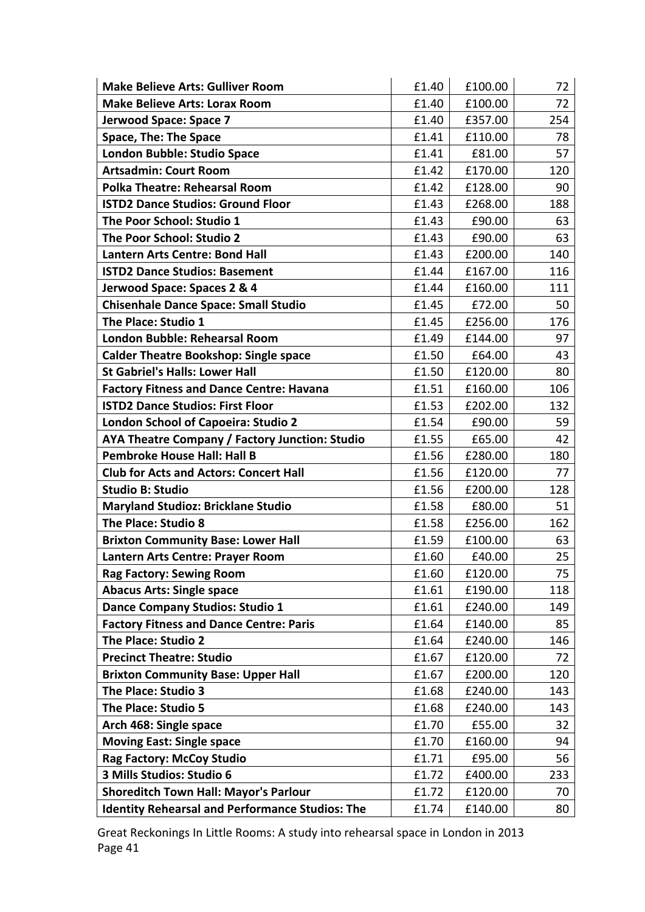| | | | |
|---|---|---|---|
| **Make Believe Arts: Gulliver Room** | £1.40 | £100.00 | 72 |
| **Make Believe Arts: Lorax Room** | £1.40 | £100.00 | 72 |
| **Jerwood Space: Space 7** | £1.40 | £357.00 | 254 |
| **Space, The: The Space** | £1.41 | £110.00 | 78 |
| **London Bubble: Studio Space** | £1.41 | £81.00 | 57 |
| **Artsadmin: Court Room** | £1.42 | £170.00 | 120 |
| **Polka Theatre: Rehearsal Room** | £1.42 | £128.00 | 90 |
| **ISTD2 Dance Studios: Ground Floor** | £1.43 | £268.00 | 188 |
| **The Poor School: Studio 1** | £1.43 | £90.00 | 63 |
| **The Poor School: Studio 2** | £1.43 | £90.00 | 63 |
| **Lantern Arts Centre: Bond Hall** | £1.43 | £200.00 | 140 |
| **ISTD2 Dance Studios: Basement** | £1.44 | £167.00 | 116 |
| **Jerwood Space: Spaces 2 & 4** | £1.44 | £160.00 | 111 |
| **Chisenhale Dance Space: Small Studio** | £1.45 | £72.00 | 50 |
| **The Place: Studio 1** | £1.45 | £256.00 | 176 |
| **London Bubble: Rehearsal Room** | £1.49 | £144.00 | 97 |
| **Calder Theatre Bookshop: Single space** | £1.50 | £64.00 | 43 |
| **St Gabriel's Halls: Lower Hall** | £1.50 | £120.00 | 80 |
| **Factory Fitness and Dance Centre: Havana** | £1.51 | £160.00 | 106 |
| **ISTD2 Dance Studios: First Floor** | £1.53 | £202.00 | 132 |
| **London School of Capoeira: Studio 2** | £1.54 | £90.00 | 59 |
| **AYA Theatre Company / Factory Junction: Studio** | £1.55 | £65.00 | 42 |
| **Pembroke House Hall: Hall B** | £1.56 | £280.00 | 180 |
| **Club for Acts and Actors: Concert Hall** | £1.56 | £120.00 | 77 |
| **Studio B: Studio** | £1.56 | £200.00 | 128 |
| **Maryland Studioz: Bricklane Studio** | £1.58 | £80.00 | 51 |
| **The Place: Studio 8** | £1.58 | £256.00 | 162 |
| **Brixton Community Base: Lower Hall** | £1.59 | £100.00 | 63 |
| **Lantern Arts Centre: Prayer Room** | £1.60 | £40.00 | 25 |
| **Rag Factory: Sewing Room** | £1.60 | £120.00 | 75 |
| **Abacus Arts: Single space** | £1.61 | £190.00 | 118 |
| **Dance Company Studios: Studio 1** | £1.61 | £240.00 | 149 |
| **Factory Fitness and Dance Centre: Paris** | £1.64 | £140.00 | 85 |
| **The Place: Studio 2** | £1.64 | £240.00 | 146 |
| **Precinct Theatre: Studio** | £1.67 | £120.00 | 72 |
| **Brixton Community Base: Upper Hall** | £1.67 | £200.00 | 120 |
| **The Place: Studio 3** | £1.68 | £240.00 | 143 |
| **The Place: Studio 5** | £1.68 | £240.00 | 143 |
| **Arch 468: Single space** | £1.70 | £55.00 | 32 |
| **Moving East: Single space** | £1.70 | £160.00 | 94 |
| **Rag Factory: McCoy Studio** | £1.71 | £95.00 | 56 |
| **3 Mills Studios: Studio 6** | £1.72 | £400.00 | 233 |
| **Shoreditch Town Hall: Mayor's Parlour** | £1.72 | £120.00 | 70 |
| **Identity Rehearsal and Performance Studios: The** | £1.74 | £140.00 | 80 |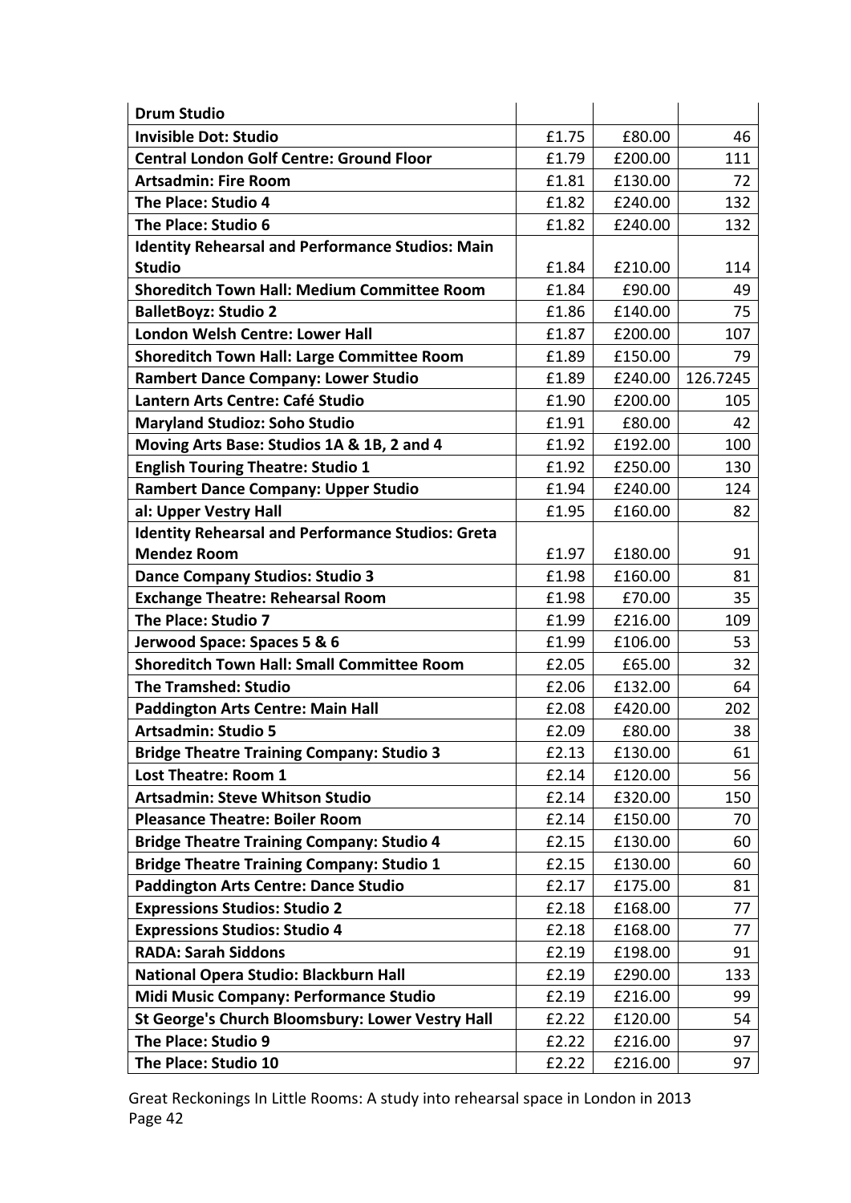| **Drum Studio** | | | |
|---|---|---|---|
| **Invisible Dot: Studio** | £1.75 | £80.00 | 46 |
| **Central London Golf Centre: Ground Floor** | £1.79 | £200.00 | 111 |
| **Artsadmin: Fire Room** | £1.81 | £130.00 | 72 |
| **The Place: Studio 4** | £1.82 | £240.00 | 132 |
| **The Place: Studio 6** | £1.82 | £240.00 | 132 |
| **Identity Rehearsal and Performance Studios: Main Studio** | £1.84 | £210.00 | 114 |
| **Shoreditch Town Hall: Medium Committee Room** | £1.84 | £90.00 | 49 |
| **BalletBoyz: Studio 2** | £1.86 | £140.00 | 75 |
| **London Welsh Centre: Lower Hall** | £1.87 | £200.00 | 107 |
| **Shoreditch Town Hall: Large Committee Room** | £1.89 | £150.00 | 79 |
| **Rambert Dance Company: Lower Studio** | £1.89 | £240.00 | 126.7245 |
| **Lantern Arts Centre: Café Studio** | £1.90 | £200.00 | 105 |
| **Maryland Studioz: Soho Studio** | £1.91 | £80.00 | 42 |
| **Moving Arts Base: Studios 1A & 1B, 2 and 4** | £1.92 | £192.00 | 100 |
| **English Touring Theatre: Studio 1** | £1.92 | £250.00 | 130 |
| **Rambert Dance Company: Upper Studio** | £1.94 | £240.00 | 124 |
| **al: Upper Vestry Hall** | £1.95 | £160.00 | 82 |
| **Identity Rehearsal and Performance Studios: Greta Mendez Room** | £1.97 | £180.00 | 91 |
| **Dance Company Studios: Studio 3** | £1.98 | £160.00 | 81 |
| **Exchange Theatre: Rehearsal Room** | £1.98 | £70.00 | 35 |
| **The Place: Studio 7** | £1.99 | £216.00 | 109 |
| **Jerwood Space: Spaces 5 & 6** | £1.99 | £106.00 | 53 |
| **Shoreditch Town Hall: Small Committee Room** | £2.05 | £65.00 | 32 |
| **The Tramshed: Studio** | £2.06 | £132.00 | 64 |
| **Paddington Arts Centre: Main Hall** | £2.08 | £420.00 | 202 |
| **Artsadmin: Studio 5** | £2.09 | £80.00 | 38 |
| **Bridge Theatre Training Company: Studio 3** | £2.13 | £130.00 | 61 |
| **Lost Theatre: Room 1** | £2.14 | £120.00 | 56 |
| **Artsadmin: Steve Whitson Studio** | £2.14 | £320.00 | 150 |
| **Pleasance Theatre: Boiler Room** | £2.14 | £150.00 | 70 |
| **Bridge Theatre Training Company: Studio 4** | £2.15 | £130.00 | 60 |
| **Bridge Theatre Training Company: Studio 1** | £2.15 | £130.00 | 60 |
| **Paddington Arts Centre: Dance Studio** | £2.17 | £175.00 | 81 |
| **Expressions Studios: Studio 2** | £2.18 | £168.00 | 77 |
| **Expressions Studios: Studio 4** | £2.18 | £168.00 | 77 |
| **RADA: Sarah Siddons** | £2.19 | £198.00 | 91 |
| **National Opera Studio: Blackburn Hall** | £2.19 | £290.00 | 133 |
| **Midi Music Company: Performance Studio** | £2.19 | £216.00 | 99 |
| **St George's Church Bloomsbury: Lower Vestry Hall** | £2.22 | £120.00 | 54 |
| **The Place: Studio 9** | £2.22 | £216.00 | 97 |
| **The Place: Studio 10** | £2.22 | £216.00 | 97 |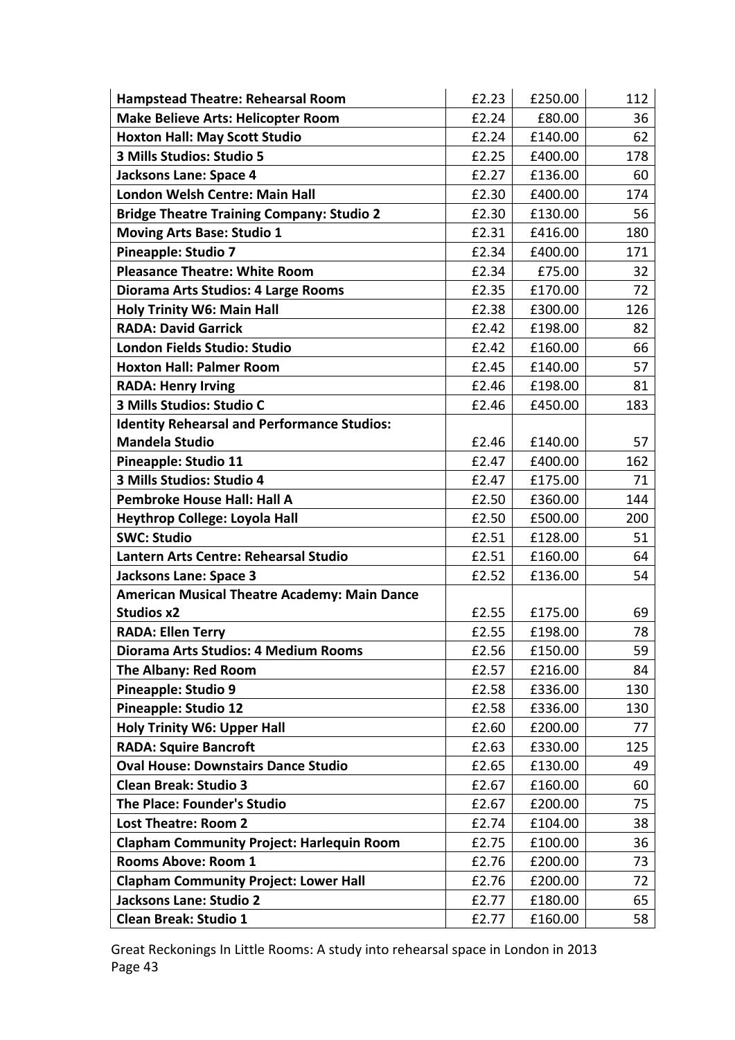| **Hampstead Theatre: Rehearsal Room** | £2.23 | £250.00 | 112 |
|---|---|---|---|
| **Make Believe Arts: Helicopter Room** | £2.24 | £80.00 | 36 |
| **Hoxton Hall: May Scott Studio** | £2.24 | £140.00 | 62 |
| **3 Mills Studios: Studio 5** | £2.25 | £400.00 | 178 |
| **Jacksons Lane: Space 4** | £2.27 | £136.00 | 60 |
| **London Welsh Centre: Main Hall** | £2.30 | £400.00 | 174 |
| **Bridge Theatre Training Company: Studio 2** | £2.30 | £130.00 | 56 |
| **Moving Arts Base: Studio 1** | £2.31 | £416.00 | 180 |
| **Pineapple: Studio 7** | £2.34 | £400.00 | 171 |
| **Pleasance Theatre: White Room** | £2.34 | £75.00 | 32 |
| **Diorama Arts Studios: 4 Large Rooms** | £2.35 | £170.00 | 72 |
| **Holy Trinity W6: Main Hall** | £2.38 | £300.00 | 126 |
| **RADA: David Garrick** | £2.42 | £198.00 | 82 |
| **London Fields Studio: Studio** | £2.42 | £160.00 | 66 |
| **Hoxton Hall: Palmer Room** | £2.45 | £140.00 | 57 |
| **RADA: Henry Irving** | £2.46 | £198.00 | 81 |
| **3 Mills Studios: Studio C** | £2.46 | £450.00 | 183 |
| **Identity Rehearsal and Performance Studios: Mandela Studio** | £2.46 | £140.00 | 57 |
| **Pineapple: Studio 11** | £2.47 | £400.00 | 162 |
| **3 Mills Studios: Studio 4** | £2.47 | £175.00 | 71 |
| **Pembroke House Hall: Hall A** | £2.50 | £360.00 | 144 |
| **Heythrop College: Loyola Hall** | £2.50 | £500.00 | 200 |
| **SWC: Studio** | £2.51 | £128.00 | 51 |
| **Lantern Arts Centre: Rehearsal Studio** | £2.51 | £160.00 | 64 |
| **Jacksons Lane: Space 3** | £2.52 | £136.00 | 54 |
| **American Musical Theatre Academy: Main Dance Studios x2** | £2.55 | £175.00 | 69 |
| **RADA: Ellen Terry** | £2.55 | £198.00 | 78 |
| **Diorama Arts Studios: 4 Medium Rooms** | £2.56 | £150.00 | 59 |
| **The Albany: Red Room** | £2.57 | £216.00 | 84 |
| **Pineapple: Studio 9** | £2.58 | £336.00 | 130 |
| **Pineapple: Studio 12** | £2.58 | £336.00 | 130 |
| **Holy Trinity W6: Upper Hall** | £2.60 | £200.00 | 77 |
| **RADA: Squire Bancroft** | £2.63 | £330.00 | 125 |
| **Oval House: Downstairs Dance Studio** | £2.65 | £130.00 | 49 |
| **Clean Break: Studio 3** | £2.67 | £160.00 | 60 |
| **The Place: Founder's Studio** | £2.67 | £200.00 | 75 |
| **Lost Theatre: Room 2** | £2.74 | £104.00 | 38 |
| **Clapham Community Project: Harlequin Room** | £2.75 | £100.00 | 36 |
| **Rooms Above: Room 1** | £2.76 | £200.00 | 73 |
| **Clapham Community Project: Lower Hall** | £2.76 | £200.00 | 72 |
| **Jacksons Lane: Studio 2** | £2.77 | £180.00 | 65 |
| **Clean Break: Studio 1** | £2.77 | £160.00 | 58 |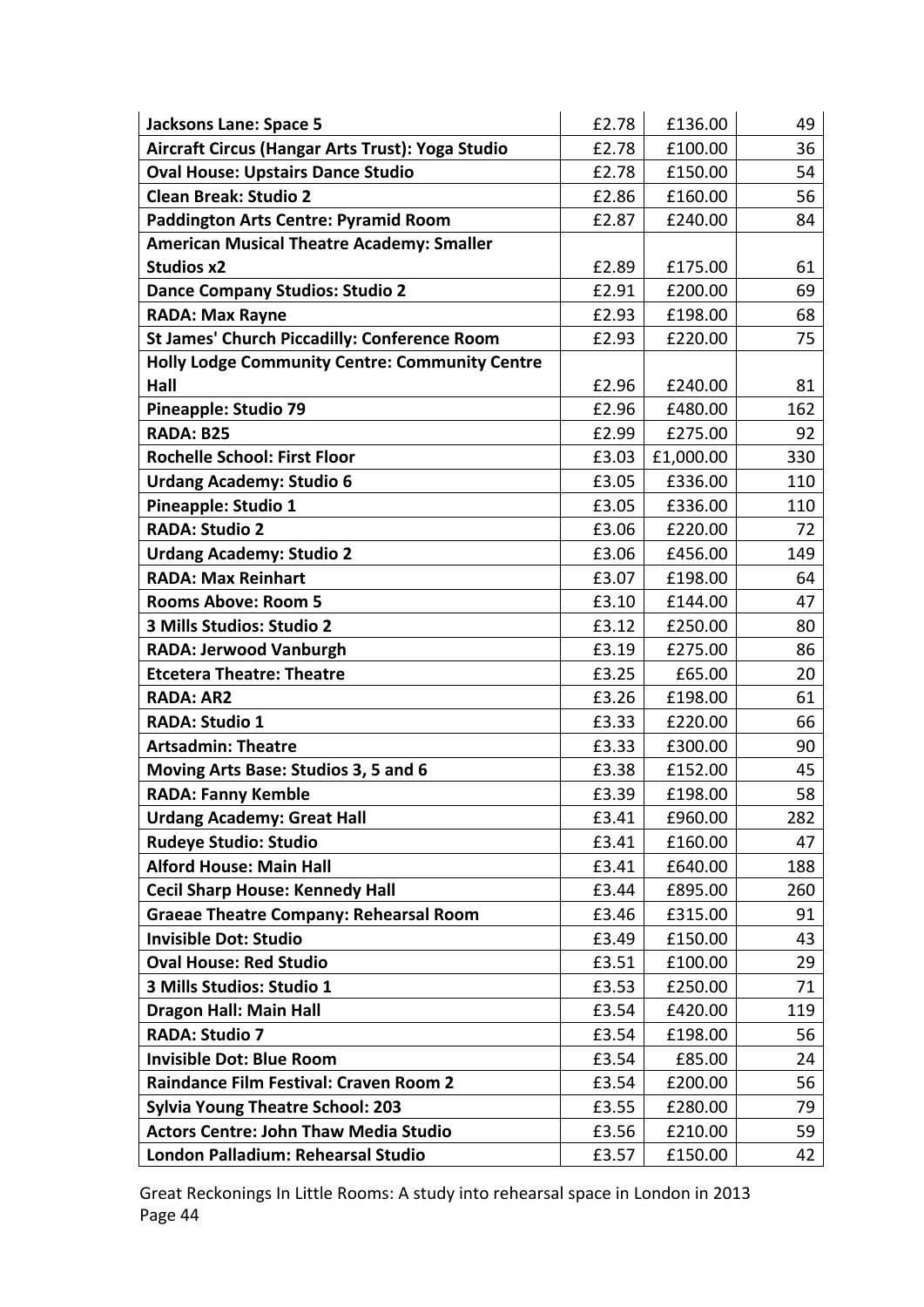| | | | |
|---|---|---|---|
| **Jacksons Lane: Space 5** | £2.78 | £136.00 | 49 |
| **Aircraft Circus (Hangar Arts Trust): Yoga Studio** | £2.78 | £100.00 | 36 |
| **Oval House: Upstairs Dance Studio** | £2.78 | £150.00 | 54 |
| **Clean Break: Studio 2** | £2.86 | £160.00 | 56 |
| **Paddington Arts Centre: Pyramid Room** | £2.87 | £240.00 | 84 |
| **American Musical Theatre Academy: Smaller Studios x2** | £2.89 | £175.00 | 61 |
| **Dance Company Studios: Studio 2** | £2.91 | £200.00 | 69 |
| **RADA: Max Rayne** | £2.93 | £198.00 | 68 |
| **St James' Church Piccadilly: Conference Room** | £2.93 | £220.00 | 75 |
| **Holly Lodge Community Centre: Community Centre Hall** | £2.96 | £240.00 | 81 |
| **Pineapple: Studio 79** | £2.96 | £480.00 | 162 |
| **RADA: B25** | £2.99 | £275.00 | 92 |
| **Rochelle School: First Floor** | £3.03 | £1,000.00 | 330 |
| **Urdang Academy: Studio 6** | £3.05 | £336.00 | 110 |
| **Pineapple: Studio 1** | £3.05 | £336.00 | 110 |
| **RADA: Studio 2** | £3.06 | £220.00 | 72 |
| **Urdang Academy: Studio 2** | £3.06 | £456.00 | 149 |
| **RADA: Max Reinhart** | £3.07 | £198.00 | 64 |
| **Rooms Above: Room 5** | £3.10 | £144.00 | 47 |
| **3 Mills Studios: Studio 2** | £3.12 | £250.00 | 80 |
| **RADA: Jerwood Vanburgh** | £3.19 | £275.00 | 86 |
| **Etcetera Theatre: Theatre** | £3.25 | £65.00 | 20 |
| **RADA: AR2** | £3.26 | £198.00 | 61 |
| **RADA: Studio 1** | £3.33 | £220.00 | 66 |
| **Artsadmin: Theatre** | £3.33 | £300.00 | 90 |
| **Moving Arts Base: Studios 3, 5 and 6** | £3.38 | £152.00 | 45 |
| **RADA: Fanny Kemble** | £3.39 | £198.00 | 58 |
| **Urdang Academy: Great Hall** | £3.41 | £960.00 | 282 |
| **Rudeye Studio: Studio** | £3.41 | £160.00 | 47 |
| **Alford House: Main Hall** | £3.41 | £640.00 | 188 |
| **Cecil Sharp House: Kennedy Hall** | £3.44 | £895.00 | 260 |
| **Graeae Theatre Company: Rehearsal Room** | £3.46 | £315.00 | 91 |
| **Invisible Dot: Studio** | £3.49 | £150.00 | 43 |
| **Oval House: Red Studio** | £3.51 | £100.00 | 29 |
| **3 Mills Studios: Studio 1** | £3.53 | £250.00 | 71 |
| **Dragon Hall: Main Hall** | £3.54 | £420.00 | 119 |
| **RADA: Studio 7** | £3.54 | £198.00 | 56 |
| **Invisible Dot: Blue Room** | £3.54 | £85.00 | 24 |
| **Raindance Film Festival: Craven Room 2** | £3.54 | £200.00 | 56 |
| **Sylvia Young Theatre School: 203** | £3.55 | £280.00 | 79 |
| **Actors Centre: John Thaw Media Studio** | £3.56 | £210.00 | 59 |
| **London Palladium: Rehearsal Studio** | £3.57 | £150.00 | 42 |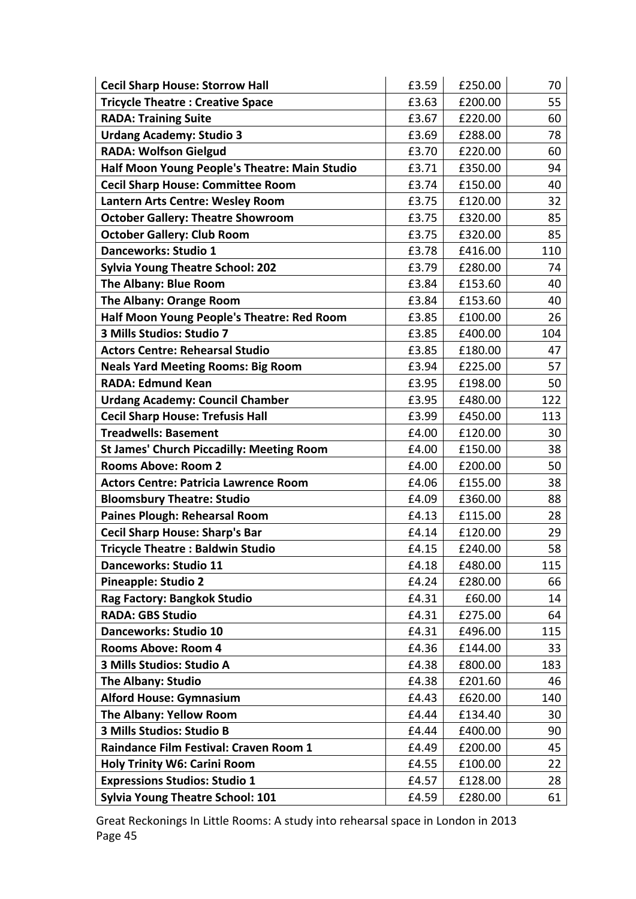| | | | |
|---|---|---|---|
| **Cecil Sharp House: Storrow Hall** | £3.59 | £250.00 | 70 |
| **Tricycle Theatre : Creative Space** | £3.63 | £200.00 | 55 |
| **RADA: Training Suite** | £3.67 | £220.00 | 60 |
| **Urdang Academy: Studio 3** | £3.69 | £288.00 | 78 |
| **RADA: Wolfson Gielgud** | £3.70 | £220.00 | 60 |
| **Half Moon Young People's Theatre: Main Studio** | £3.71 | £350.00 | 94 |
| **Cecil Sharp House: Committee Room** | £3.74 | £150.00 | 40 |
| **Lantern Arts Centre: Wesley Room** | £3.75 | £120.00 | 32 |
| **October Gallery: Theatre Showroom** | £3.75 | £320.00 | 85 |
| **October Gallery: Club Room** | £3.75 | £320.00 | 85 |
| **Danceworks: Studio 1** | £3.78 | £416.00 | 110 |
| **Sylvia Young Theatre School: 202** | £3.79 | £280.00 | 74 |
| **The Albany: Blue Room** | £3.84 | £153.60 | 40 |
| **The Albany: Orange Room** | £3.84 | £153.60 | 40 |
| **Half Moon Young People's Theatre: Red Room** | £3.85 | £100.00 | 26 |
| **3 Mills Studios: Studio 7** | £3.85 | £400.00 | 104 |
| **Actors Centre: Rehearsal Studio** | £3.85 | £180.00 | 47 |
| **Neals Yard Meeting Rooms: Big Room** | £3.94 | £225.00 | 57 |
| **RADA: Edmund Kean** | £3.95 | £198.00 | 50 |
| **Urdang Academy: Council Chamber** | £3.95 | £480.00 | 122 |
| **Cecil Sharp House: Trefusis Hall** | £3.99 | £450.00 | 113 |
| **Treadwells: Basement** | £4.00 | £120.00 | 30 |
| **St James' Church Piccadilly: Meeting Room** | £4.00 | £150.00 | 38 |
| **Rooms Above: Room 2** | £4.00 | £200.00 | 50 |
| **Actors Centre: Patricia Lawrence Room** | £4.06 | £155.00 | 38 |
| **Bloomsbury Theatre: Studio** | £4.09 | £360.00 | 88 |
| **Paines Plough: Rehearsal Room** | £4.13 | £115.00 | 28 |
| **Cecil Sharp House: Sharp's Bar** | £4.14 | £120.00 | 29 |
| **Tricycle Theatre : Baldwin Studio** | £4.15 | £240.00 | 58 |
| **Danceworks: Studio 11** | £4.18 | £480.00 | 115 |
| **Pineapple: Studio 2** | £4.24 | £280.00 | 66 |
| **Rag Factory: Bangkok Studio** | £4.31 | £60.00 | 14 |
| **RADA: GBS Studio** | £4.31 | £275.00 | 64 |
| **Danceworks: Studio 10** | £4.31 | £496.00 | 115 |
| **Rooms Above: Room 4** | £4.36 | £144.00 | 33 |
| **3 Mills Studios: Studio A** | £4.38 | £800.00 | 183 |
| **The Albany: Studio** | £4.38 | £201.60 | 46 |
| **Alford House: Gymnasium** | £4.43 | £620.00 | 140 |
| **The Albany: Yellow Room** | £4.44 | £134.40 | 30 |
| **3 Mills Studios: Studio B** | £4.44 | £400.00 | 90 |
| **Raindance Film Festival: Craven Room 1** | £4.49 | £200.00 | 45 |
| **Holy Trinity W6: Carini Room** | £4.55 | £100.00 | 22 |
| **Expressions Studios: Studio 1** | £4.57 | £128.00 | 28 |
| **Sylvia Young Theatre School: 101** | £4.59 | £280.00 | 61 |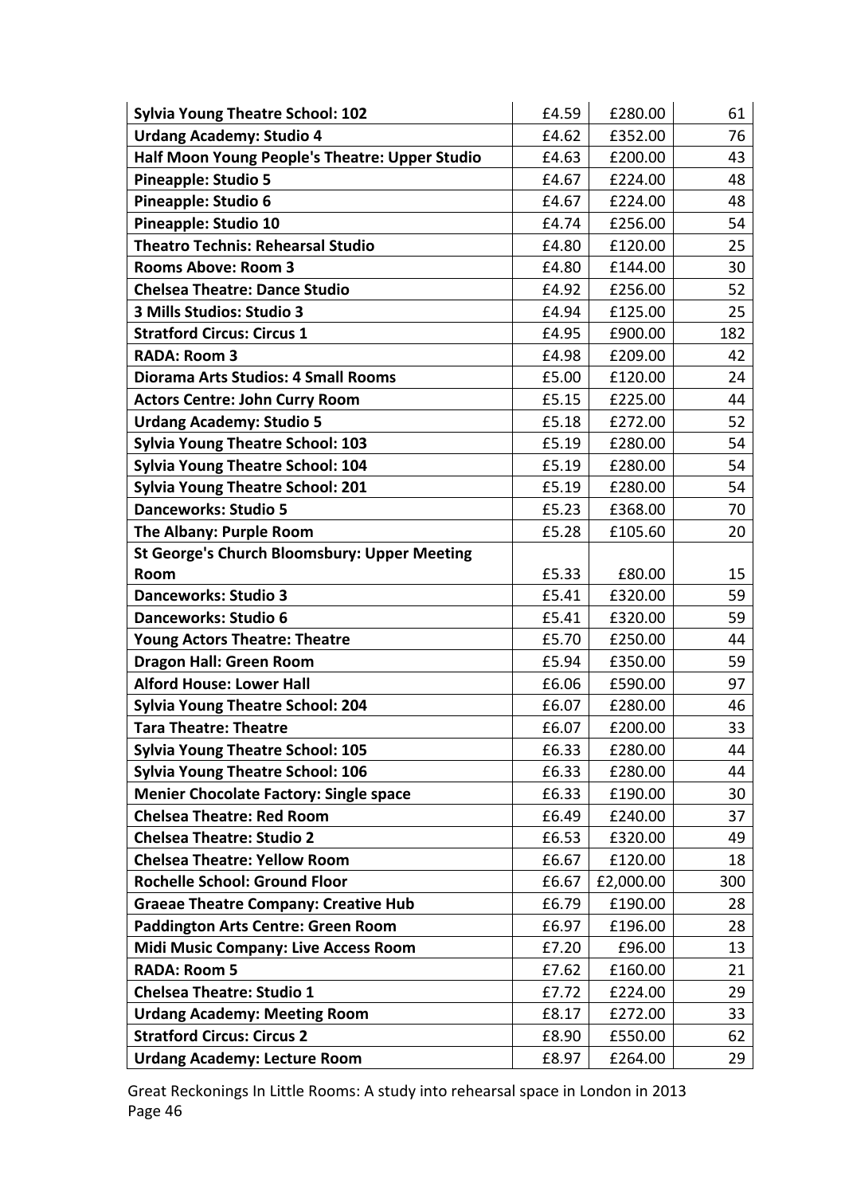| | | | |
|---|---|---|---|
| **Sylvia Young Theatre School: 102** | £4.59 | £280.00 | 61 |
| **Urdang Academy: Studio 4** | £4.62 | £352.00 | 76 |
| **Half Moon Young People's Theatre: Upper Studio** | £4.63 | £200.00 | 43 |
| **Pineapple: Studio 5** | £4.67 | £224.00 | 48 |
| **Pineapple: Studio 6** | £4.67 | £224.00 | 48 |
| **Pineapple: Studio 10** | £4.74 | £256.00 | 54 |
| **Theatro Technis: Rehearsal Studio** | £4.80 | £120.00 | 25 |
| **Rooms Above: Room 3** | £4.80 | £144.00 | 30 |
| **Chelsea Theatre: Dance Studio** | £4.92 | £256.00 | 52 |
| **3 Mills Studios: Studio 3** | £4.94 | £125.00 | 25 |
| **Stratford Circus: Circus 1** | £4.95 | £900.00 | 182 |
| **RADA: Room 3** | £4.98 | £209.00 | 42 |
| **Diorama Arts Studios: 4 Small Rooms** | £5.00 | £120.00 | 24 |
| **Actors Centre: John Curry Room** | £5.15 | £225.00 | 44 |
| **Urdang Academy: Studio 5** | £5.18 | £272.00 | 52 |
| **Sylvia Young Theatre School: 103** | £5.19 | £280.00 | 54 |
| **Sylvia Young Theatre School: 104** | £5.19 | £280.00 | 54 |
| **Sylvia Young Theatre School: 201** | £5.19 | £280.00 | 54 |
| **Danceworks: Studio 5** | £5.23 | £368.00 | 70 |
| **The Albany: Purple Room** | £5.28 | £105.60 | 20 |
| **St George's Church Bloomsbury: Upper Meeting Room** | £5.33 | £80.00 | 15 |
| **Danceworks: Studio 3** | £5.41 | £320.00 | 59 |
| **Danceworks: Studio 6** | £5.41 | £320.00 | 59 |
| **Young Actors Theatre: Theatre** | £5.70 | £250.00 | 44 |
| **Dragon Hall: Green Room** | £5.94 | £350.00 | 59 |
| **Alford House: Lower Hall** | £6.06 | £590.00 | 97 |
| **Sylvia Young Theatre School: 204** | £6.07 | £280.00 | 46 |
| **Tara Theatre: Theatre** | £6.07 | £200.00 | 33 |
| **Sylvia Young Theatre School: 105** | £6.33 | £280.00 | 44 |
| **Sylvia Young Theatre School: 106** | £6.33 | £280.00 | 44 |
| **Menier Chocolate Factory: Single space** | £6.33 | £190.00 | 30 |
| **Chelsea Theatre: Red Room** | £6.49 | £240.00 | 37 |
| **Chelsea Theatre: Studio 2** | £6.53 | £320.00 | 49 |
| **Chelsea Theatre: Yellow Room** | £6.67 | £120.00 | 18 |
| **Rochelle School: Ground Floor** | £6.67 | £2,000.00 | 300 |
| **Graeae Theatre Company: Creative Hub** | £6.79 | £190.00 | 28 |
| **Paddington Arts Centre: Green Room** | £6.97 | £196.00 | 28 |
| **Midi Music Company: Live Access Room** | £7.20 | £96.00 | 13 |
| **RADA: Room 5** | £7.62 | £160.00 | 21 |
| **Chelsea Theatre: Studio 1** | £7.72 | £224.00 | 29 |
| **Urdang Academy: Meeting Room** | £8.17 | £272.00 | 33 |
| **Stratford Circus: Circus 2** | £8.90 | £550.00 | 62 |
| **Urdang Academy: Lecture Room** | £8.97 | £264.00 | 29 |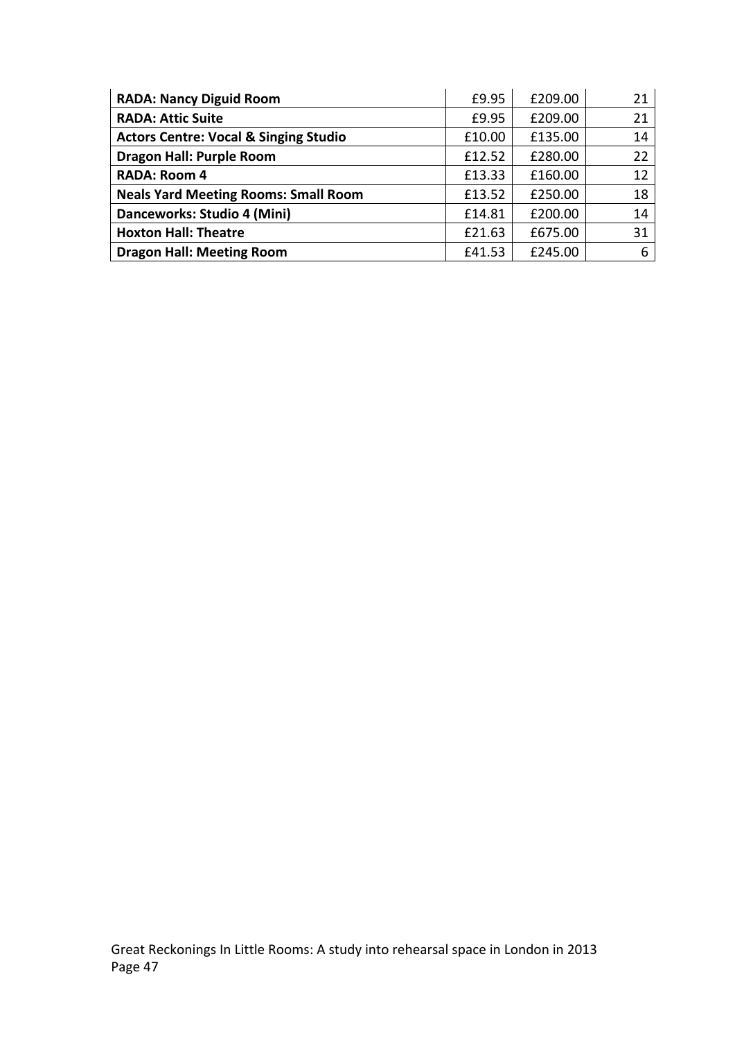| | | | |
|---|---|---|---|
| **RADA: Nancy Diguid Room** | £9.95 | £209.00 | 21 |
| **RADA: Attic Suite** | £9.95 | £209.00 | 21 |
| **Actors Centre: Vocal & Singing Studio** | £10.00 | £135.00 | 14 |
| **Dragon Hall: Purple Room** | £12.52 | £280.00 | 22 |
| **RADA: Room 4** | £13.33 | £160.00 | 12 |
| **Neals Yard Meeting Rooms: Small Room** | £13.52 | £250.00 | 18 |
| **Danceworks: Studio 4 (Mini)** | £14.81 | £200.00 | 14 |
| **Hoxton Hall: Theatre** | £21.63 | £675.00 | 31 |
| **Dragon Hall: Meeting Room** | £41.53 | £245.00 | 6 |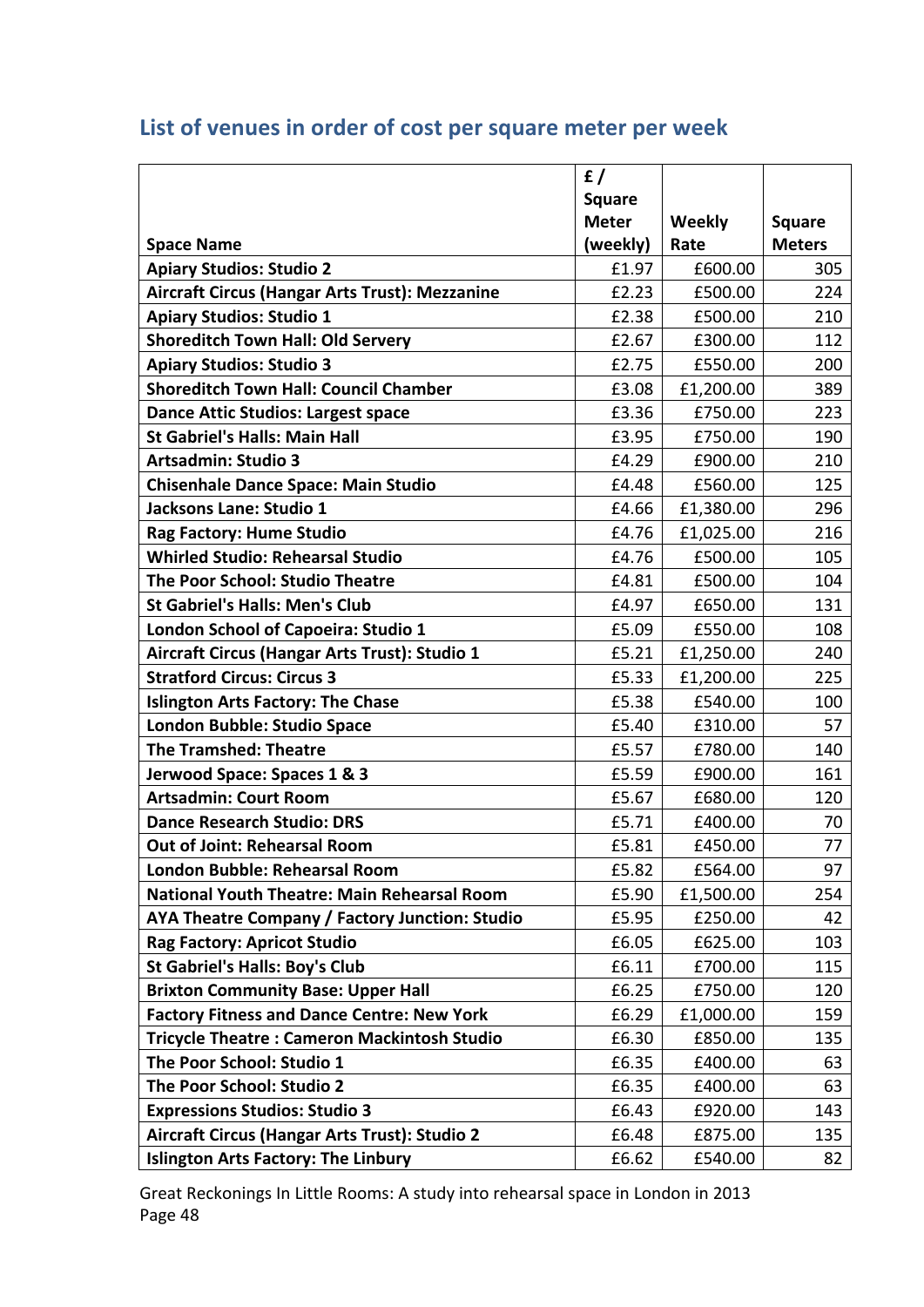## List of venues in order of cost per square meter per week

| Space Name | £ / Square Meter (weekly) | Weekly Rate | Square Meters |
|---|---|---|---|
| **Apiary Studios: Studio 2** | £1.97 | £600.00 | 305 |
| **Aircraft Circus (Hangar Arts Trust): Mezzanine** | £2.23 | £500.00 | 224 |
| **Apiary Studios: Studio 1** | £2.38 | £500.00 | 210 |
| **Shoreditch Town Hall: Old Servery** | £2.67 | £300.00 | 112 |
| **Apiary Studios: Studio 3** | £2.75 | £550.00 | 200 |
| **Shoreditch Town Hall: Council Chamber** | £3.08 | £1,200.00 | 389 |
| **Dance Attic Studios: Largest space** | £3.36 | £750.00 | 223 |
| **St Gabriel's Halls: Main Hall** | £3.95 | £750.00 | 190 |
| **Artsadmin: Studio 3** | £4.29 | £900.00 | 210 |
| **Chisenhale Dance Space: Main Studio** | £4.48 | £560.00 | 125 |
| **Jacksons Lane: Studio 1** | £4.66 | £1,380.00 | 296 |
| **Rag Factory: Hume Studio** | £4.76 | £1,025.00 | 216 |
| **Whirled Studio: Rehearsal Studio** | £4.76 | £500.00 | 105 |
| **The Poor School: Studio Theatre** | £4.81 | £500.00 | 104 |
| **St Gabriel's Halls: Men's Club** | £4.97 | £650.00 | 131 |
| **London School of Capoeira: Studio 1** | £5.09 | £550.00 | 108 |
| **Aircraft Circus (Hangar Arts Trust): Studio 1** | £5.21 | £1,250.00 | 240 |
| **Stratford Circus: Circus 3** | £5.33 | £1,200.00 | 225 |
| **Islington Arts Factory: The Chase** | £5.38 | £540.00 | 100 |
| **London Bubble: Studio Space** | £5.40 | £310.00 | 57 |
| **The Tramshed: Theatre** | £5.57 | £780.00 | 140 |
| **Jerwood Space: Spaces 1 & 3** | £5.59 | £900.00 | 161 |
| **Artsadmin: Court Room** | £5.67 | £680.00 | 120 |
| **Dance Research Studio: DRS** | £5.71 | £400.00 | 70 |
| **Out of Joint: Rehearsal Room** | £5.81 | £450.00 | 77 |
| **London Bubble: Rehearsal Room** | £5.82 | £564.00 | 97 |
| **National Youth Theatre: Main Rehearsal Room** | £5.90 | £1,500.00 | 254 |
| **AYA Theatre Company / Factory Junction: Studio** | £5.95 | £250.00 | 42 |
| **Rag Factory: Apricot Studio** | £6.05 | £625.00 | 103 |
| **St Gabriel's Halls: Boy's Club** | £6.11 | £700.00 | 115 |
| **Brixton Community Base: Upper Hall** | £6.25 | £750.00 | 120 |
| **Factory Fitness and Dance Centre: New York** | £6.29 | £1,000.00 | 159 |
| **Tricycle Theatre : Cameron Mackintosh Studio** | £6.30 | £850.00 | 135 |
| **The Poor School: Studio 1** | £6.35 | £400.00 | 63 |
| **The Poor School: Studio 2** | £6.35 | £400.00 | 63 |
| **Expressions Studios: Studio 3** | £6.43 | £920.00 | 143 |
| **Aircraft Circus (Hangar Arts Trust): Studio 2** | £6.48 | £875.00 | 135 |
| **Islington Arts Factory: The Linbury** | £6.62 | £540.00 | 82 |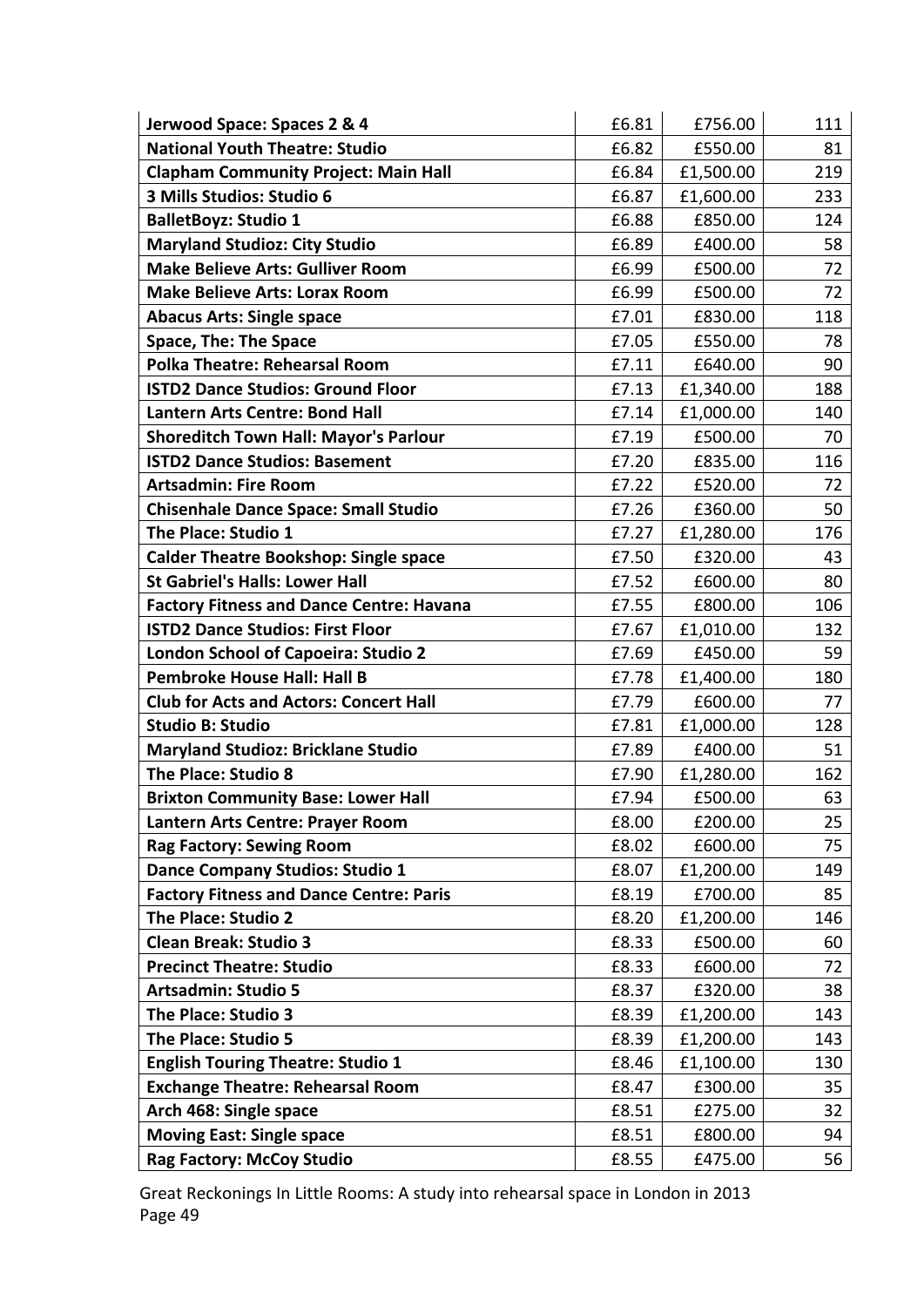| | | | |
|---|---|---|---|
| **Jerwood Space: Spaces 2 & 4** | £6.81 | £756.00 | 111 |
| **National Youth Theatre: Studio** | £6.82 | £550.00 | 81 |
| **Clapham Community Project: Main Hall** | £6.84 | £1,500.00 | 219 |
| **3 Mills Studios: Studio 6** | £6.87 | £1,600.00 | 233 |
| **BalletBoyz: Studio 1** | £6.88 | £850.00 | 124 |
| **Maryland Studioz: City Studio** | £6.89 | £400.00 | 58 |
| **Make Believe Arts: Gulliver Room** | £6.99 | £500.00 | 72 |
| **Make Believe Arts: Lorax Room** | £6.99 | £500.00 | 72 |
| **Abacus Arts: Single space** | £7.01 | £830.00 | 118 |
| **Space, The: The Space** | £7.05 | £550.00 | 78 |
| **Polka Theatre: Rehearsal Room** | £7.11 | £640.00 | 90 |
| **ISTD2 Dance Studios: Ground Floor** | £7.13 | £1,340.00 | 188 |
| **Lantern Arts Centre: Bond Hall** | £7.14 | £1,000.00 | 140 |
| **Shoreditch Town Hall: Mayor's Parlour** | £7.19 | £500.00 | 70 |
| **ISTD2 Dance Studios: Basement** | £7.20 | £835.00 | 116 |
| **Artsadmin: Fire Room** | £7.22 | £520.00 | 72 |
| **Chisenhale Dance Space: Small Studio** | £7.26 | £360.00 | 50 |
| **The Place: Studio 1** | £7.27 | £1,280.00 | 176 |
| **Calder Theatre Bookshop: Single space** | £7.50 | £320.00 | 43 |
| **St Gabriel's Halls: Lower Hall** | £7.52 | £600.00 | 80 |
| **Factory Fitness and Dance Centre: Havana** | £7.55 | £800.00 | 106 |
| **ISTD2 Dance Studios: First Floor** | £7.67 | £1,010.00 | 132 |
| **London School of Capoeira: Studio 2** | £7.69 | £450.00 | 59 |
| **Pembroke House Hall: Hall B** | £7.78 | £1,400.00 | 180 |
| **Club for Acts and Actors: Concert Hall** | £7.79 | £600.00 | 77 |
| **Studio B: Studio** | £7.81 | £1,000.00 | 128 |
| **Maryland Studioz: Bricklane Studio** | £7.89 | £400.00 | 51 |
| **The Place: Studio 8** | £7.90 | £1,280.00 | 162 |
| **Brixton Community Base: Lower Hall** | £7.94 | £500.00 | 63 |
| **Lantern Arts Centre: Prayer Room** | £8.00 | £200.00 | 25 |
| **Rag Factory: Sewing Room** | £8.02 | £600.00 | 75 |
| **Dance Company Studios: Studio 1** | £8.07 | £1,200.00 | 149 |
| **Factory Fitness and Dance Centre: Paris** | £8.19 | £700.00 | 85 |
| **The Place: Studio 2** | £8.20 | £1,200.00 | 146 |
| **Clean Break: Studio 3** | £8.33 | £500.00 | 60 |
| **Precinct Theatre: Studio** | £8.33 | £600.00 | 72 |
| **Artsadmin: Studio 5** | £8.37 | £320.00 | 38 |
| **The Place: Studio 3** | £8.39 | £1,200.00 | 143 |
| **The Place: Studio 5** | £8.39 | £1,200.00 | 143 |
| **English Touring Theatre: Studio 1** | £8.46 | £1,100.00 | 130 |
| **Exchange Theatre: Rehearsal Room** | £8.47 | £300.00 | 35 |
| **Arch 468: Single space** | £8.51 | £275.00 | 32 |
| **Moving East: Single space** | £8.51 | £800.00 | 94 |
| **Rag Factory: McCoy Studio** | £8.55 | £475.00 | 56 |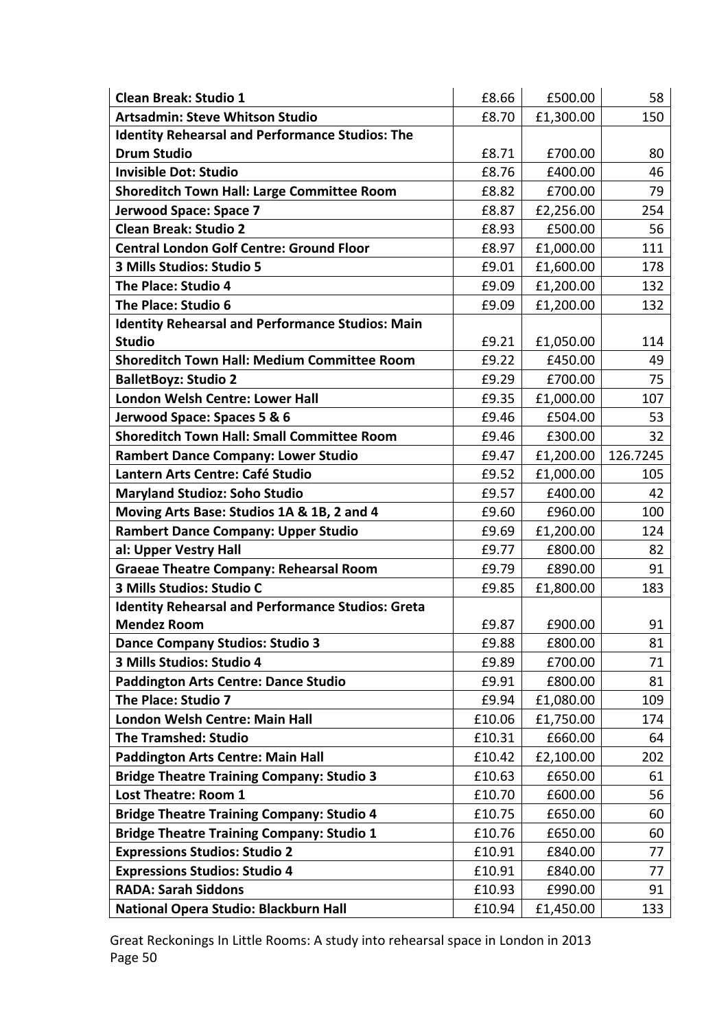| **Clean Break: Studio 1** | £8.66 | £500.00 | 58 |
|---|---|---|---|
| **Artsadmin: Steve Whitson Studio** | £8.70 | £1,300.00 | 150 |
| **Identity Rehearsal and Performance Studios: The Drum Studio** | £8.71 | £700.00 | 80 |
| **Invisible Dot: Studio** | £8.76 | £400.00 | 46 |
| **Shoreditch Town Hall: Large Committee Room** | £8.82 | £700.00 | 79 |
| **Jerwood Space: Space 7** | £8.87 | £2,256.00 | 254 |
| **Clean Break: Studio 2** | £8.93 | £500.00 | 56 |
| **Central London Golf Centre: Ground Floor** | £8.97 | £1,000.00 | 111 |
| **3 Mills Studios: Studio 5** | £9.01 | £1,600.00 | 178 |
| **The Place: Studio 4** | £9.09 | £1,200.00 | 132 |
| **The Place: Studio 6** | £9.09 | £1,200.00 | 132 |
| **Identity Rehearsal and Performance Studios: Main Studio** | £9.21 | £1,050.00 | 114 |
| **Shoreditch Town Hall: Medium Committee Room** | £9.22 | £450.00 | 49 |
| **BalletBoyz: Studio 2** | £9.29 | £700.00 | 75 |
| **London Welsh Centre: Lower Hall** | £9.35 | £1,000.00 | 107 |
| **Jerwood Space: Spaces 5 & 6** | £9.46 | £504.00 | 53 |
| **Shoreditch Town Hall: Small Committee Room** | £9.46 | £300.00 | 32 |
| **Rambert Dance Company: Lower Studio** | £9.47 | £1,200.00 | 126.7245 |
| **Lantern Arts Centre: Café Studio** | £9.52 | £1,000.00 | 105 |
| **Maryland Studioz: Soho Studio** | £9.57 | £400.00 | 42 |
| **Moving Arts Base: Studios 1A & 1B, 2 and 4** | £9.60 | £960.00 | 100 |
| **Rambert Dance Company: Upper Studio** | £9.69 | £1,200.00 | 124 |
| **al: Upper Vestry Hall** | £9.77 | £800.00 | 82 |
| **Graeae Theatre Company: Rehearsal Room** | £9.79 | £890.00 | 91 |
| **3 Mills Studios: Studio C** | £9.85 | £1,800.00 | 183 |
| **Identity Rehearsal and Performance Studios: Greta Mendez Room** | £9.87 | £900.00 | 91 |
| **Dance Company Studios: Studio 3** | £9.88 | £800.00 | 81 |
| **3 Mills Studios: Studio 4** | £9.89 | £700.00 | 71 |
| **Paddington Arts Centre: Dance Studio** | £9.91 | £800.00 | 81 |
| **The Place: Studio 7** | £9.94 | £1,080.00 | 109 |
| **London Welsh Centre: Main Hall** | £10.06 | £1,750.00 | 174 |
| **The Tramshed: Studio** | £10.31 | £660.00 | 64 |
| **Paddington Arts Centre: Main Hall** | £10.42 | £2,100.00 | 202 |
| **Bridge Theatre Training Company: Studio 3** | £10.63 | £650.00 | 61 |
| **Lost Theatre: Room 1** | £10.70 | £600.00 | 56 |
| **Bridge Theatre Training Company: Studio 4** | £10.75 | £650.00 | 60 |
| **Bridge Theatre Training Company: Studio 1** | £10.76 | £650.00 | 60 |
| **Expressions Studios: Studio 2** | £10.91 | £840.00 | 77 |
| **Expressions Studios: Studio 4** | £10.91 | £840.00 | 77 |
| **RADA: Sarah Siddons** | £10.93 | £990.00 | 91 |
| **National Opera Studio: Blackburn Hall** | £10.94 | £1,450.00 | 133 |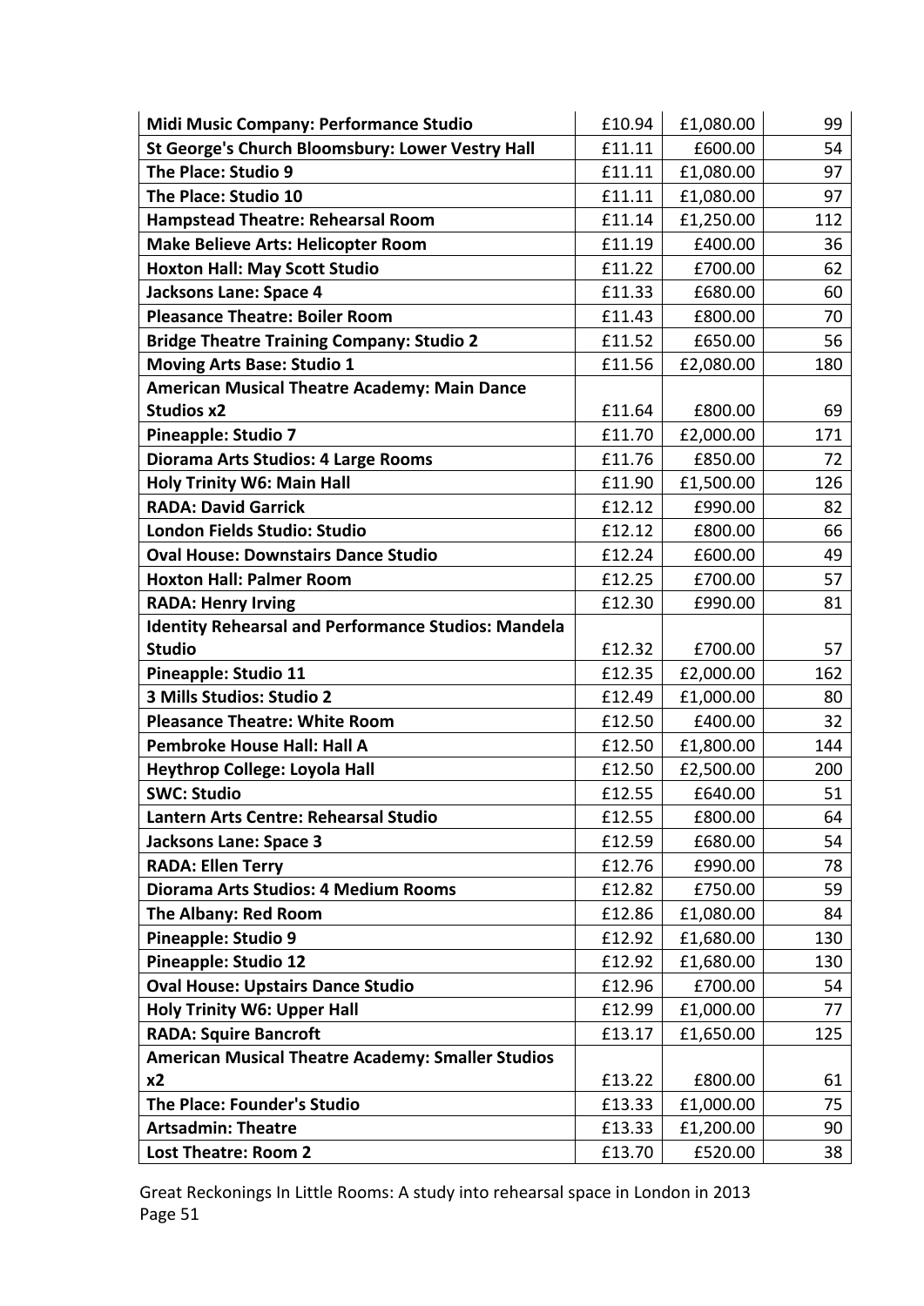| **Midi Music Company: Performance Studio** | £10.94 | £1,080.00 | 99 |
|---|---|---|---|
| **St George's Church Bloomsbury: Lower Vestry Hall** | £11.11 | £600.00 | 54 |
| **The Place: Studio 9** | £11.11 | £1,080.00 | 97 |
| **The Place: Studio 10** | £11.11 | £1,080.00 | 97 |
| **Hampstead Theatre: Rehearsal Room** | £11.14 | £1,250.00 | 112 |
| **Make Believe Arts: Helicopter Room** | £11.19 | £400.00 | 36 |
| **Hoxton Hall: May Scott Studio** | £11.22 | £700.00 | 62 |
| **Jacksons Lane: Space 4** | £11.33 | £680.00 | 60 |
| **Pleasance Theatre: Boiler Room** | £11.43 | £800.00 | 70 |
| **Bridge Theatre Training Company: Studio 2** | £11.52 | £650.00 | 56 |
| **Moving Arts Base: Studio 1** | £11.56 | £2,080.00 | 180 |
| **American Musical Theatre Academy: Main Dance Studios x2** | £11.64 | £800.00 | 69 |
| **Pineapple: Studio 7** | £11.70 | £2,000.00 | 171 |
| **Diorama Arts Studios: 4 Large Rooms** | £11.76 | £850.00 | 72 |
| **Holy Trinity W6: Main Hall** | £11.90 | £1,500.00 | 126 |
| **RADA: David Garrick** | £12.12 | £990.00 | 82 |
| **London Fields Studio: Studio** | £12.12 | £800.00 | 66 |
| **Oval House: Downstairs Dance Studio** | £12.24 | £600.00 | 49 |
| **Hoxton Hall: Palmer Room** | £12.25 | £700.00 | 57 |
| **RADA: Henry Irving** | £12.30 | £990.00 | 81 |
| **Identity Rehearsal and Performance Studios: Mandela Studio** | £12.32 | £700.00 | 57 |
| **Pineapple: Studio 11** | £12.35 | £2,000.00 | 162 |
| **3 Mills Studios: Studio 2** | £12.49 | £1,000.00 | 80 |
| **Pleasance Theatre: White Room** | £12.50 | £400.00 | 32 |
| **Pembroke House Hall: Hall A** | £12.50 | £1,800.00 | 144 |
| **Heythrop College: Loyola Hall** | £12.50 | £2,500.00 | 200 |
| **SWC: Studio** | £12.55 | £640.00 | 51 |
| **Lantern Arts Centre: Rehearsal Studio** | £12.55 | £800.00 | 64 |
| **Jacksons Lane: Space 3** | £12.59 | £680.00 | 54 |
| **RADA: Ellen Terry** | £12.76 | £990.00 | 78 |
| **Diorama Arts Studios: 4 Medium Rooms** | £12.82 | £750.00 | 59 |
| **The Albany: Red Room** | £12.86 | £1,080.00 | 84 |
| **Pineapple: Studio 9** | £12.92 | £1,680.00 | 130 |
| **Pineapple: Studio 12** | £12.92 | £1,680.00 | 130 |
| **Oval House: Upstairs Dance Studio** | £12.96 | £700.00 | 54 |
| **Holy Trinity W6: Upper Hall** | £12.99 | £1,000.00 | 77 |
| **RADA: Squire Bancroft** | £13.17 | £1,650.00 | 125 |
| **American Musical Theatre Academy: Smaller Studios x2** | £13.22 | £800.00 | 61 |
| **The Place: Founder's Studio** | £13.33 | £1,000.00 | 75 |
| **Artsadmin: Theatre** | £13.33 | £1,200.00 | 90 |
| **Lost Theatre: Room 2** | £13.70 | £520.00 | 38 |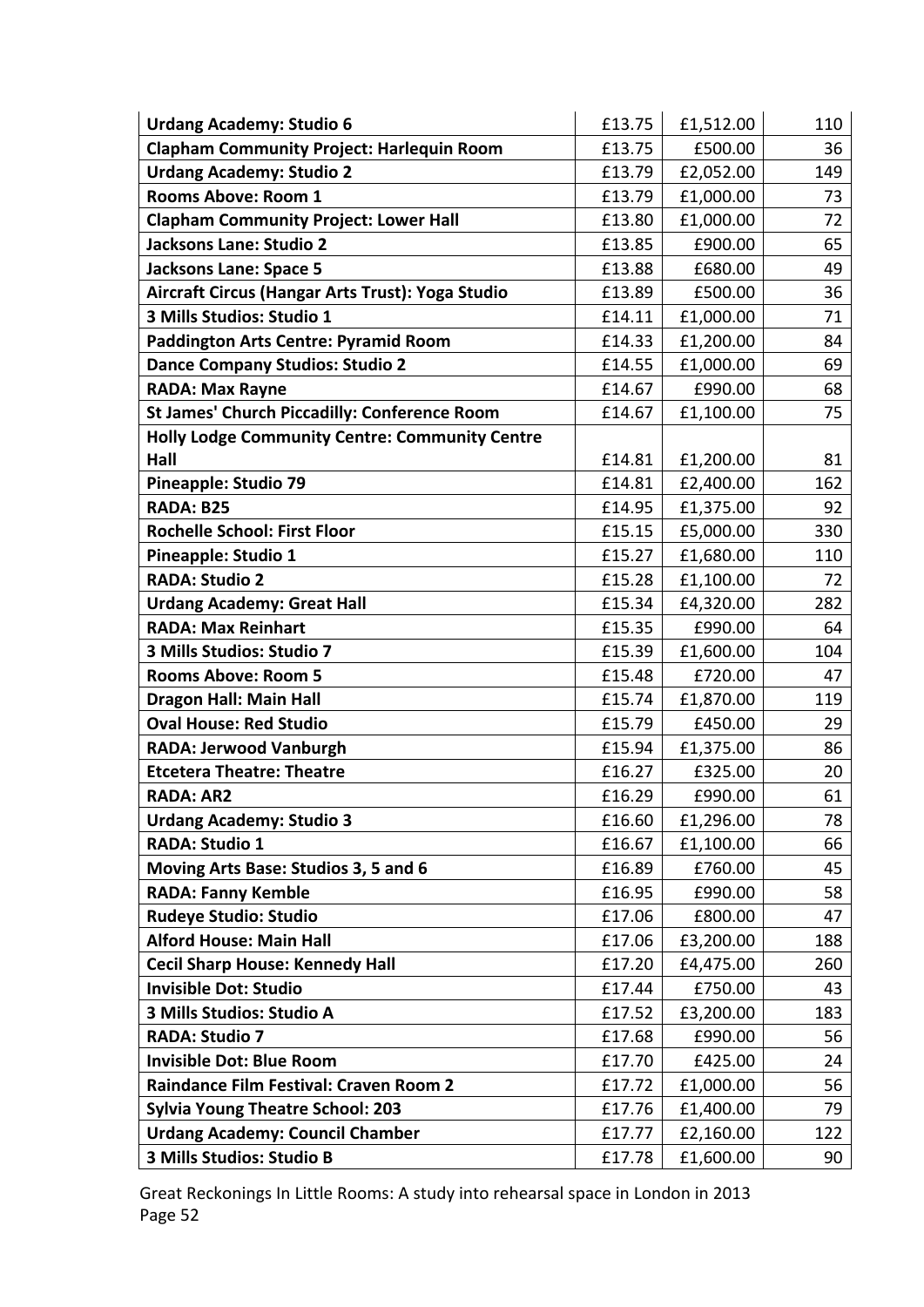| **Urdang Academy: Studio 6** | £13.75 | £1,512.00 | 110 |
|---|---|---|---|
| **Clapham Community Project: Harlequin Room** | £13.75 | £500.00 | 36 |
| **Urdang Academy: Studio 2** | £13.79 | £2,052.00 | 149 |
| **Rooms Above: Room 1** | £13.79 | £1,000.00 | 73 |
| **Clapham Community Project: Lower Hall** | £13.80 | £1,000.00 | 72 |
| **Jacksons Lane: Studio 2** | £13.85 | £900.00 | 65 |
| **Jacksons Lane: Space 5** | £13.88 | £680.00 | 49 |
| **Aircraft Circus (Hangar Arts Trust): Yoga Studio** | £13.89 | £500.00 | 36 |
| **3 Mills Studios: Studio 1** | £14.11 | £1,000.00 | 71 |
| **Paddington Arts Centre: Pyramid Room** | £14.33 | £1,200.00 | 84 |
| **Dance Company Studios: Studio 2** | £14.55 | £1,000.00 | 69 |
| **RADA: Max Rayne** | £14.67 | £990.00 | 68 |
| **St James' Church Piccadilly: Conference Room** | £14.67 | £1,100.00 | 75 |
| **Holly Lodge Community Centre: Community Centre Hall** | £14.81 | £1,200.00 | 81 |
| **Pineapple: Studio 79** | £14.81 | £2,400.00 | 162 |
| **RADA: B25** | £14.95 | £1,375.00 | 92 |
| **Rochelle School: First Floor** | £15.15 | £5,000.00 | 330 |
| **Pineapple: Studio 1** | £15.27 | £1,680.00 | 110 |
| **RADA: Studio 2** | £15.28 | £1,100.00 | 72 |
| **Urdang Academy: Great Hall** | £15.34 | £4,320.00 | 282 |
| **RADA: Max Reinhart** | £15.35 | £990.00 | 64 |
| **3 Mills Studios: Studio 7** | £15.39 | £1,600.00 | 104 |
| **Rooms Above: Room 5** | £15.48 | £720.00 | 47 |
| **Dragon Hall: Main Hall** | £15.74 | £1,870.00 | 119 |
| **Oval House: Red Studio** | £15.79 | £450.00 | 29 |
| **RADA: Jerwood Vanburgh** | £15.94 | £1,375.00 | 86 |
| **Etcetera Theatre: Theatre** | £16.27 | £325.00 | 20 |
| **RADA: AR2** | £16.29 | £990.00 | 61 |
| **Urdang Academy: Studio 3** | £16.60 | £1,296.00 | 78 |
| **RADA: Studio 1** | £16.67 | £1,100.00 | 66 |
| **Moving Arts Base: Studios 3, 5 and 6** | £16.89 | £760.00 | 45 |
| **RADA: Fanny Kemble** | £16.95 | £990.00 | 58 |
| **Rudeye Studio: Studio** | £17.06 | £800.00 | 47 |
| **Alford House: Main Hall** | £17.06 | £3,200.00 | 188 |
| **Cecil Sharp House: Kennedy Hall** | £17.20 | £4,475.00 | 260 |
| **Invisible Dot: Studio** | £17.44 | £750.00 | 43 |
| **3 Mills Studios: Studio A** | £17.52 | £3,200.00 | 183 |
| **RADA: Studio 7** | £17.68 | £990.00 | 56 |
| **Invisible Dot: Blue Room** | £17.70 | £425.00 | 24 |
| **Raindance Film Festival: Craven Room 2** | £17.72 | £1,000.00 | 56 |
| **Sylvia Young Theatre School: 203** | £17.76 | £1,400.00 | 79 |
| **Urdang Academy: Council Chamber** | £17.77 | £2,160.00 | 122 |
| **3 Mills Studios: Studio B** | £17.78 | £1,600.00 | 90 |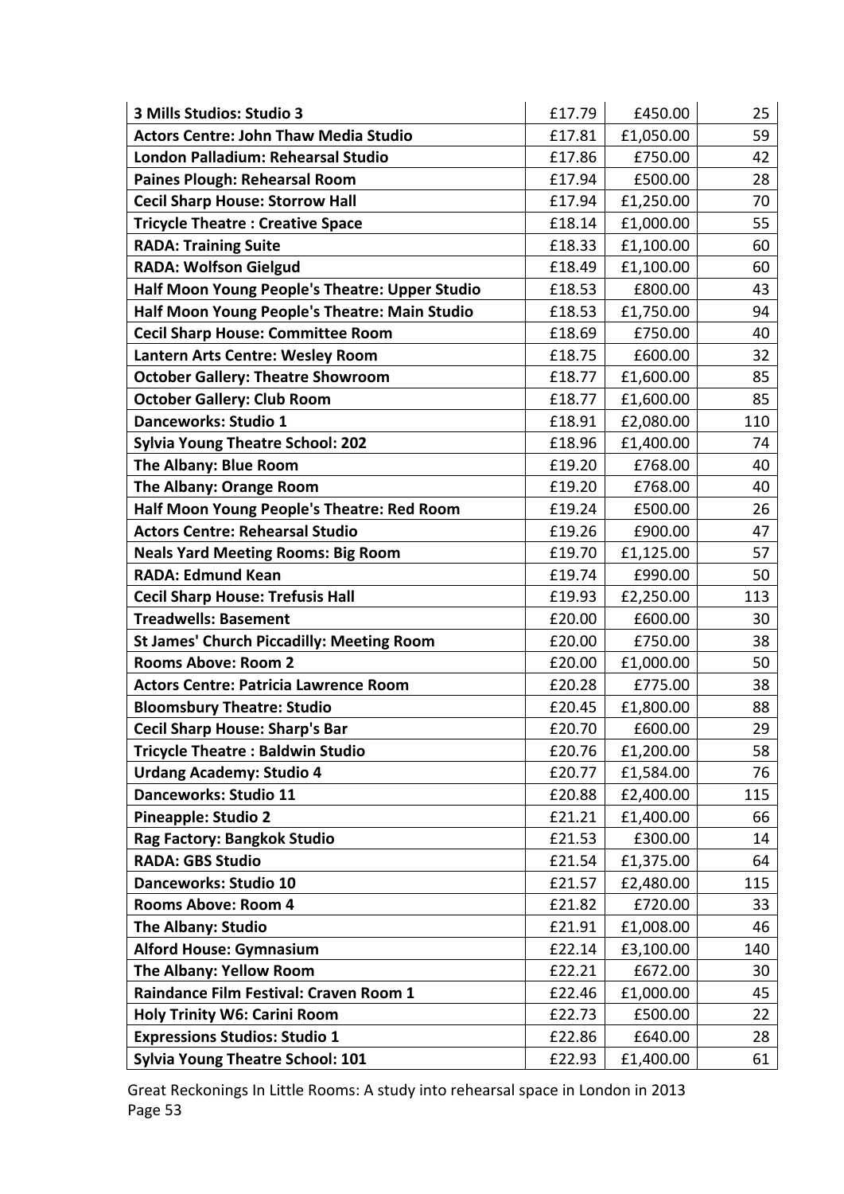| | | | |
|---|---|---|---|
| **3 Mills Studios: Studio 3** | £17.79 | £450.00 | 25 |
| **Actors Centre: John Thaw Media Studio** | £17.81 | £1,050.00 | 59 |
| **London Palladium: Rehearsal Studio** | £17.86 | £750.00 | 42 |
| **Paines Plough: Rehearsal Room** | £17.94 | £500.00 | 28 |
| **Cecil Sharp House: Storrow Hall** | £17.94 | £1,250.00 | 70 |
| **Tricycle Theatre : Creative Space** | £18.14 | £1,000.00 | 55 |
| **RADA: Training Suite** | £18.33 | £1,100.00 | 60 |
| **RADA: Wolfson Gielgud** | £18.49 | £1,100.00 | 60 |
| **Half Moon Young People's Theatre: Upper Studio** | £18.53 | £800.00 | 43 |
| **Half Moon Young People's Theatre: Main Studio** | £18.53 | £1,750.00 | 94 |
| **Cecil Sharp House: Committee Room** | £18.69 | £750.00 | 40 |
| **Lantern Arts Centre: Wesley Room** | £18.75 | £600.00 | 32 |
| **October Gallery: Theatre Showroom** | £18.77 | £1,600.00 | 85 |
| **October Gallery: Club Room** | £18.77 | £1,600.00 | 85 |
| **Danceworks: Studio 1** | £18.91 | £2,080.00 | 110 |
| **Sylvia Young Theatre School: 202** | £18.96 | £1,400.00 | 74 |
| **The Albany: Blue Room** | £19.20 | £768.00 | 40 |
| **The Albany: Orange Room** | £19.20 | £768.00 | 40 |
| **Half Moon Young People's Theatre: Red Room** | £19.24 | £500.00 | 26 |
| **Actors Centre: Rehearsal Studio** | £19.26 | £900.00 | 47 |
| **Neals Yard Meeting Rooms: Big Room** | £19.70 | £1,125.00 | 57 |
| **RADA: Edmund Kean** | £19.74 | £990.00 | 50 |
| **Cecil Sharp House: Trefusis Hall** | £19.93 | £2,250.00 | 113 |
| **Treadwells: Basement** | £20.00 | £600.00 | 30 |
| **St James' Church Piccadilly: Meeting Room** | £20.00 | £750.00 | 38 |
| **Rooms Above: Room 2** | £20.00 | £1,000.00 | 50 |
| **Actors Centre: Patricia Lawrence Room** | £20.28 | £775.00 | 38 |
| **Bloomsbury Theatre: Studio** | £20.45 | £1,800.00 | 88 |
| **Cecil Sharp House: Sharp's Bar** | £20.70 | £600.00 | 29 |
| **Tricycle Theatre : Baldwin Studio** | £20.76 | £1,200.00 | 58 |
| **Urdang Academy: Studio 4** | £20.77 | £1,584.00 | 76 |
| **Danceworks: Studio 11** | £20.88 | £2,400.00 | 115 |
| **Pineapple: Studio 2** | £21.21 | £1,400.00 | 66 |
| **Rag Factory: Bangkok Studio** | £21.53 | £300.00 | 14 |
| **RADA: GBS Studio** | £21.54 | £1,375.00 | 64 |
| **Danceworks: Studio 10** | £21.57 | £2,480.00 | 115 |
| **Rooms Above: Room 4** | £21.82 | £720.00 | 33 |
| **The Albany: Studio** | £21.91 | £1,008.00 | 46 |
| **Alford House: Gymnasium** | £22.14 | £3,100.00 | 140 |
| **The Albany: Yellow Room** | £22.21 | £672.00 | 30 |
| **Raindance Film Festival: Craven Room 1** | £22.46 | £1,000.00 | 45 |
| **Holy Trinity W6: Carini Room** | £22.73 | £500.00 | 22 |
| **Expressions Studios: Studio 1** | £22.86 | £640.00 | 28 |
| **Sylvia Young Theatre School: 101** | £22.93 | £1,400.00 | 61 |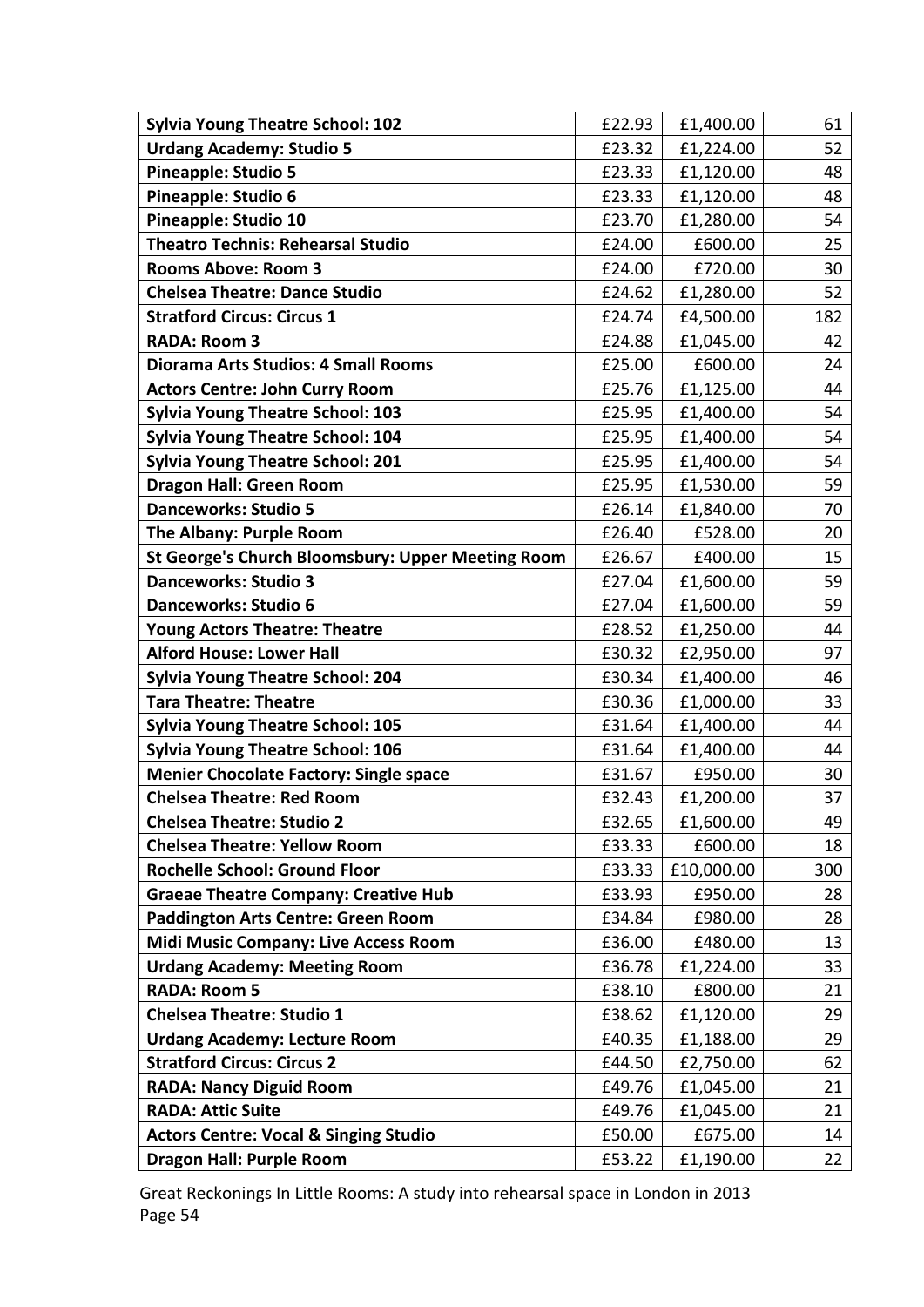| **Sylvia Young Theatre School: 102** | £22.93 | £1,400.00 | 61 |
|---|---|---|---|
| **Urdang Academy: Studio 5** | £23.32 | £1,224.00 | 52 |
| **Pineapple: Studio 5** | £23.33 | £1,120.00 | 48 |
| **Pineapple: Studio 6** | £23.33 | £1,120.00 | 48 |
| **Pineapple: Studio 10** | £23.70 | £1,280.00 | 54 |
| **Theatro Technis: Rehearsal Studio** | £24.00 | £600.00 | 25 |
| **Rooms Above: Room 3** | £24.00 | £720.00 | 30 |
| **Chelsea Theatre: Dance Studio** | £24.62 | £1,280.00 | 52 |
| **Stratford Circus: Circus 1** | £24.74 | £4,500.00 | 182 |
| **RADA: Room 3** | £24.88 | £1,045.00 | 42 |
| **Diorama Arts Studios: 4 Small Rooms** | £25.00 | £600.00 | 24 |
| **Actors Centre: John Curry Room** | £25.76 | £1,125.00 | 44 |
| **Sylvia Young Theatre School: 103** | £25.95 | £1,400.00 | 54 |
| **Sylvia Young Theatre School: 104** | £25.95 | £1,400.00 | 54 |
| **Sylvia Young Theatre School: 201** | £25.95 | £1,400.00 | 54 |
| **Dragon Hall: Green Room** | £25.95 | £1,530.00 | 59 |
| **Danceworks: Studio 5** | £26.14 | £1,840.00 | 70 |
| **The Albany: Purple Room** | £26.40 | £528.00 | 20 |
| **St George's Church Bloomsbury: Upper Meeting Room** | £26.67 | £400.00 | 15 |
| **Danceworks: Studio 3** | £27.04 | £1,600.00 | 59 |
| **Danceworks: Studio 6** | £27.04 | £1,600.00 | 59 |
| **Young Actors Theatre: Theatre** | £28.52 | £1,250.00 | 44 |
| **Alford House: Lower Hall** | £30.32 | £2,950.00 | 97 |
| **Sylvia Young Theatre School: 204** | £30.34 | £1,400.00 | 46 |
| **Tara Theatre: Theatre** | £30.36 | £1,000.00 | 33 |
| **Sylvia Young Theatre School: 105** | £31.64 | £1,400.00 | 44 |
| **Sylvia Young Theatre School: 106** | £31.64 | £1,400.00 | 44 |
| **Menier Chocolate Factory: Single space** | £31.67 | £950.00 | 30 |
| **Chelsea Theatre: Red Room** | £32.43 | £1,200.00 | 37 |
| **Chelsea Theatre: Studio 2** | £32.65 | £1,600.00 | 49 |
| **Chelsea Theatre: Yellow Room** | £33.33 | £600.00 | 18 |
| **Rochelle School: Ground Floor** | £33.33 | £10,000.00 | 300 |
| **Graeae Theatre Company: Creative Hub** | £33.93 | £950.00 | 28 |
| **Paddington Arts Centre: Green Room** | £34.84 | £980.00 | 28 |
| **Midi Music Company: Live Access Room** | £36.00 | £480.00 | 13 |
| **Urdang Academy: Meeting Room** | £36.78 | £1,224.00 | 33 |
| **RADA: Room 5** | £38.10 | £800.00 | 21 |
| **Chelsea Theatre: Studio 1** | £38.62 | £1,120.00 | 29 |
| **Urdang Academy: Lecture Room** | £40.35 | £1,188.00 | 29 |
| **Stratford Circus: Circus 2** | £44.50 | £2,750.00 | 62 |
| **RADA: Nancy Diguid Room** | £49.76 | £1,045.00 | 21 |
| **RADA: Attic Suite** | £49.76 | £1,045.00 | 21 |
| **Actors Centre: Vocal & Singing Studio** | £50.00 | £675.00 | 14 |
| **Dragon Hall: Purple Room** | £53.22 | £1,190.00 | 22 |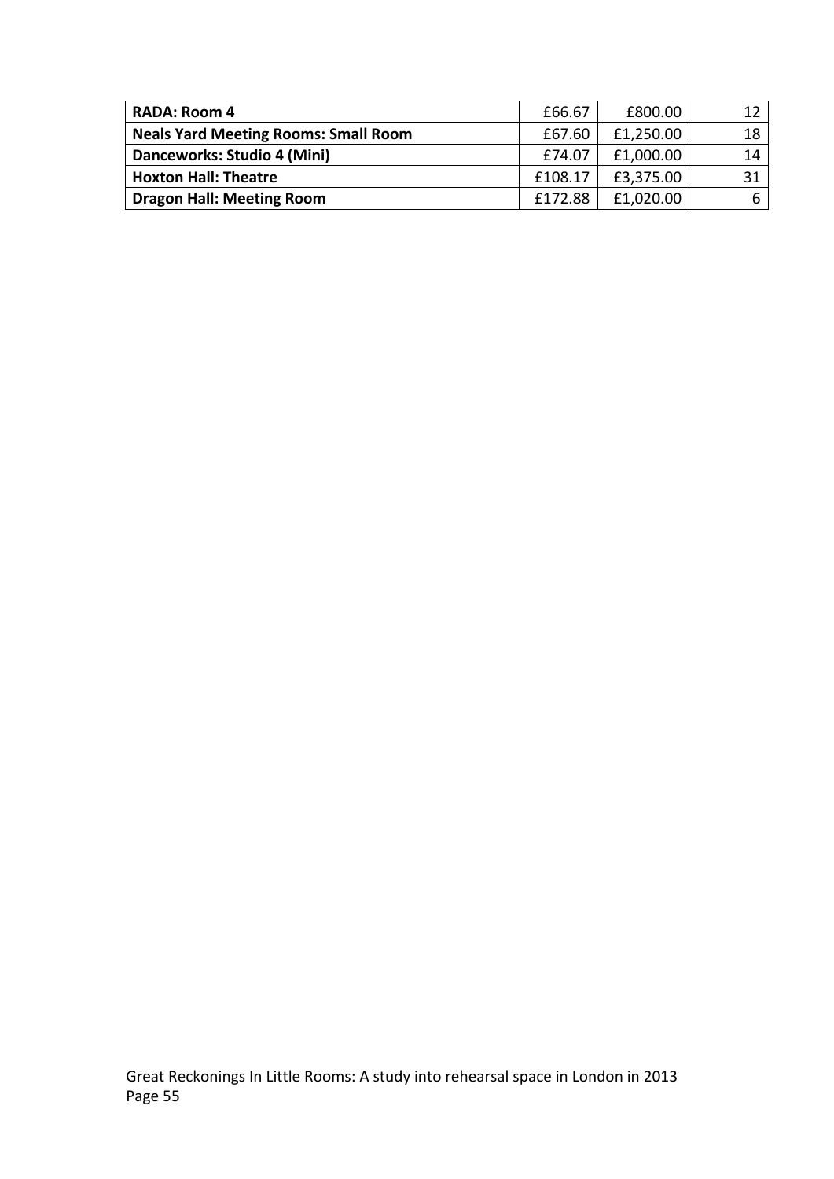| **RADA: Room 4** | £66.67 | £800.00 | 12 |
|---|---|---|---|
| **Neals Yard Meeting Rooms: Small Room** | £67.60 | £1,250.00 | 18 |
| **Danceworks: Studio 4 (Mini)** | £74.07 | £1,000.00 | 14 |
| **Hoxton Hall: Theatre** | £108.17 | £3,375.00 | 31 |
| **Dragon Hall: Meeting Room** | £172.88 | £1,020.00 | 6 |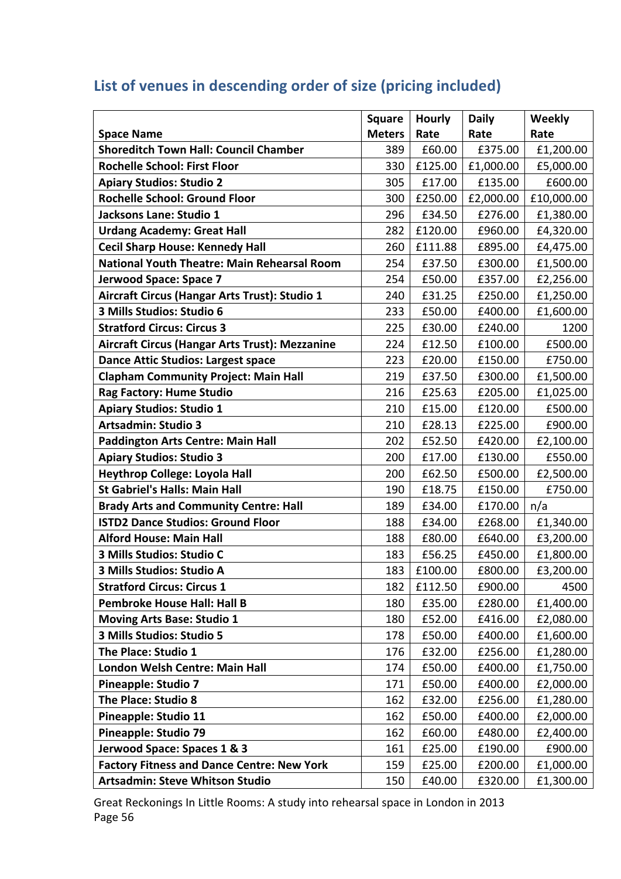## List of venues in descending order of size (pricing included)

| Space Name | Square Meters | Hourly Rate | Daily Rate | Weekly Rate |
|---|---|---|---|---|
| **Shoreditch Town Hall: Council Chamber** | 389 | £60.00 | £375.00 | £1,200.00 |
| **Rochelle School: First Floor** | 330 | £125.00 | £1,000.00 | £5,000.00 |
| **Apiary Studios: Studio 2** | 305 | £17.00 | £135.00 | £600.00 |
| **Rochelle School: Ground Floor** | 300 | £250.00 | £2,000.00 | £10,000.00 |
| **Jacksons Lane: Studio 1** | 296 | £34.50 | £276.00 | £1,380.00 |
| **Urdang Academy: Great Hall** | 282 | £120.00 | £960.00 | £4,320.00 |
| **Cecil Sharp House: Kennedy Hall** | 260 | £111.88 | £895.00 | £4,475.00 |
| **National Youth Theatre: Main Rehearsal Room** | 254 | £37.50 | £300.00 | £1,500.00 |
| **Jerwood Space: Space 7** | 254 | £50.00 | £357.00 | £2,256.00 |
| **Aircraft Circus (Hangar Arts Trust): Studio 1** | 240 | £31.25 | £250.00 | £1,250.00 |
| **3 Mills Studios: Studio 6** | 233 | £50.00 | £400.00 | £1,600.00 |
| **Stratford Circus: Circus 3** | 225 | £30.00 | £240.00 | 1200 |
| **Aircraft Circus (Hangar Arts Trust): Mezzanine** | 224 | £12.50 | £100.00 | £500.00 |
| **Dance Attic Studios: Largest space** | 223 | £20.00 | £150.00 | £750.00 |
| **Clapham Community Project: Main Hall** | 219 | £37.50 | £300.00 | £1,500.00 |
| **Rag Factory: Hume Studio** | 216 | £25.63 | £205.00 | £1,025.00 |
| **Apiary Studios: Studio 1** | 210 | £15.00 | £120.00 | £500.00 |
| **Artsadmin: Studio 3** | 210 | £28.13 | £225.00 | £900.00 |
| **Paddington Arts Centre: Main Hall** | 202 | £52.50 | £420.00 | £2,100.00 |
| **Apiary Studios: Studio 3** | 200 | £17.00 | £130.00 | £550.00 |
| **Heythrop College: Loyola Hall** | 200 | £62.50 | £500.00 | £2,500.00 |
| **St Gabriel's Halls: Main Hall** | 190 | £18.75 | £150.00 | £750.00 |
| **Brady Arts and Community Centre: Hall** | 189 | £34.00 | £170.00 | n/a |
| **ISTD2 Dance Studios: Ground Floor** | 188 | £34.00 | £268.00 | £1,340.00 |
| **Alford House: Main Hall** | 188 | £80.00 | £640.00 | £3,200.00 |
| **3 Mills Studios: Studio C** | 183 | £56.25 | £450.00 | £1,800.00 |
| **3 Mills Studios: Studio A** | 183 | £100.00 | £800.00 | £3,200.00 |
| **Stratford Circus: Circus 1** | 182 | £112.50 | £900.00 | 4500 |
| **Pembroke House Hall: Hall B** | 180 | £35.00 | £280.00 | £1,400.00 |
| **Moving Arts Base: Studio 1** | 180 | £52.00 | £416.00 | £2,080.00 |
| **3 Mills Studios: Studio 5** | 178 | £50.00 | £400.00 | £1,600.00 |
| **The Place: Studio 1** | 176 | £32.00 | £256.00 | £1,280.00 |
| **London Welsh Centre: Main Hall** | 174 | £50.00 | £400.00 | £1,750.00 |
| **Pineapple: Studio 7** | 171 | £50.00 | £400.00 | £2,000.00 |
| **The Place: Studio 8** | 162 | £32.00 | £256.00 | £1,280.00 |
| **Pineapple: Studio 11** | 162 | £50.00 | £400.00 | £2,000.00 |
| **Pineapple: Studio 79** | 162 | £60.00 | £480.00 | £2,400.00 |
| **Jerwood Space: Spaces 1 & 3** | 161 | £25.00 | £190.00 | £900.00 |
| **Factory Fitness and Dance Centre: New York** | 159 | £25.00 | £200.00 | £1,000.00 |
| **Artsadmin: Steve Whitson Studio** | 150 | £40.00 | £320.00 | £1,300.00 |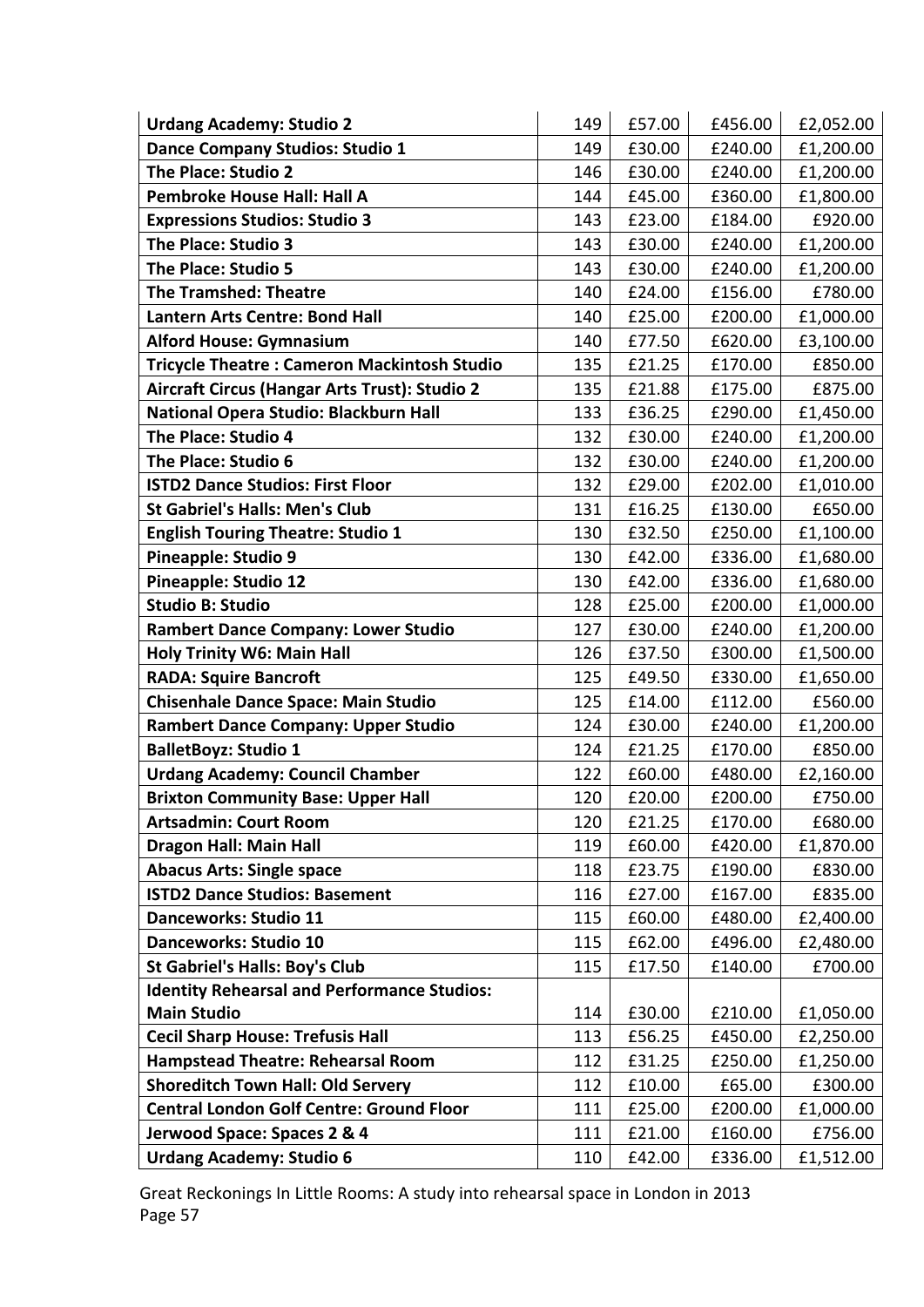| | | | | |
|---|---|---|---|---|
| **Urdang Academy: Studio 2** | 149 | £57.00 | £456.00 | £2,052.00 |
| **Dance Company Studios: Studio 1** | 149 | £30.00 | £240.00 | £1,200.00 |
| **The Place: Studio 2** | 146 | £30.00 | £240.00 | £1,200.00 |
| **Pembroke House Hall: Hall A** | 144 | £45.00 | £360.00 | £1,800.00 |
| **Expressions Studios: Studio 3** | 143 | £23.00 | £184.00 | £920.00 |
| **The Place: Studio 3** | 143 | £30.00 | £240.00 | £1,200.00 |
| **The Place: Studio 5** | 143 | £30.00 | £240.00 | £1,200.00 |
| **The Tramshed: Theatre** | 140 | £24.00 | £156.00 | £780.00 |
| **Lantern Arts Centre: Bond Hall** | 140 | £25.00 | £200.00 | £1,000.00 |
| **Alford House: Gymnasium** | 140 | £77.50 | £620.00 | £3,100.00 |
| **Tricycle Theatre : Cameron Mackintosh Studio** | 135 | £21.25 | £170.00 | £850.00 |
| **Aircraft Circus (Hangar Arts Trust): Studio 2** | 135 | £21.88 | £175.00 | £875.00 |
| **National Opera Studio: Blackburn Hall** | 133 | £36.25 | £290.00 | £1,450.00 |
| **The Place: Studio 4** | 132 | £30.00 | £240.00 | £1,200.00 |
| **The Place: Studio 6** | 132 | £30.00 | £240.00 | £1,200.00 |
| **ISTD2 Dance Studios: First Floor** | 132 | £29.00 | £202.00 | £1,010.00 |
| **St Gabriel's Halls: Men's Club** | 131 | £16.25 | £130.00 | £650.00 |
| **English Touring Theatre: Studio 1** | 130 | £32.50 | £250.00 | £1,100.00 |
| **Pineapple: Studio 9** | 130 | £42.00 | £336.00 | £1,680.00 |
| **Pineapple: Studio 12** | 130 | £42.00 | £336.00 | £1,680.00 |
| **Studio B: Studio** | 128 | £25.00 | £200.00 | £1,000.00 |
| **Rambert Dance Company: Lower Studio** | 127 | £30.00 | £240.00 | £1,200.00 |
| **Holy Trinity W6: Main Hall** | 126 | £37.50 | £300.00 | £1,500.00 |
| **RADA: Squire Bancroft** | 125 | £49.50 | £330.00 | £1,650.00 |
| **Chisenhale Dance Space: Main Studio** | 125 | £14.00 | £112.00 | £560.00 |
| **Rambert Dance Company: Upper Studio** | 124 | £30.00 | £240.00 | £1,200.00 |
| **BalletBoyz: Studio 1** | 124 | £21.25 | £170.00 | £850.00 |
| **Urdang Academy: Council Chamber** | 122 | £60.00 | £480.00 | £2,160.00 |
| **Brixton Community Base: Upper Hall** | 120 | £20.00 | £200.00 | £750.00 |
| **Artsadmin: Court Room** | 120 | £21.25 | £170.00 | £680.00 |
| **Dragon Hall: Main Hall** | 119 | £60.00 | £420.00 | £1,870.00 |
| **Abacus Arts: Single space** | 118 | £23.75 | £190.00 | £830.00 |
| **ISTD2 Dance Studios: Basement** | 116 | £27.00 | £167.00 | £835.00 |
| **Danceworks: Studio 11** | 115 | £60.00 | £480.00 | £2,400.00 |
| **Danceworks: Studio 10** | 115 | £62.00 | £496.00 | £2,480.00 |
| **St Gabriel's Halls: Boy's Club** | 115 | £17.50 | £140.00 | £700.00 |
| **Identity Rehearsal and Performance Studios: Main Studio** | 114 | £30.00 | £210.00 | £1,050.00 |
| **Cecil Sharp House: Trefusis Hall** | 113 | £56.25 | £450.00 | £2,250.00 |
| **Hampstead Theatre: Rehearsal Room** | 112 | £31.25 | £250.00 | £1,250.00 |
| **Shoreditch Town Hall: Old Servery** | 112 | £10.00 | £65.00 | £300.00 |
| **Central London Golf Centre: Ground Floor** | 111 | £25.00 | £200.00 | £1,000.00 |
| **Jerwood Space: Spaces 2 & 4** | 111 | £21.00 | £160.00 | £756.00 |
| **Urdang Academy: Studio 6** | 110 | £42.00 | £336.00 | £1,512.00 |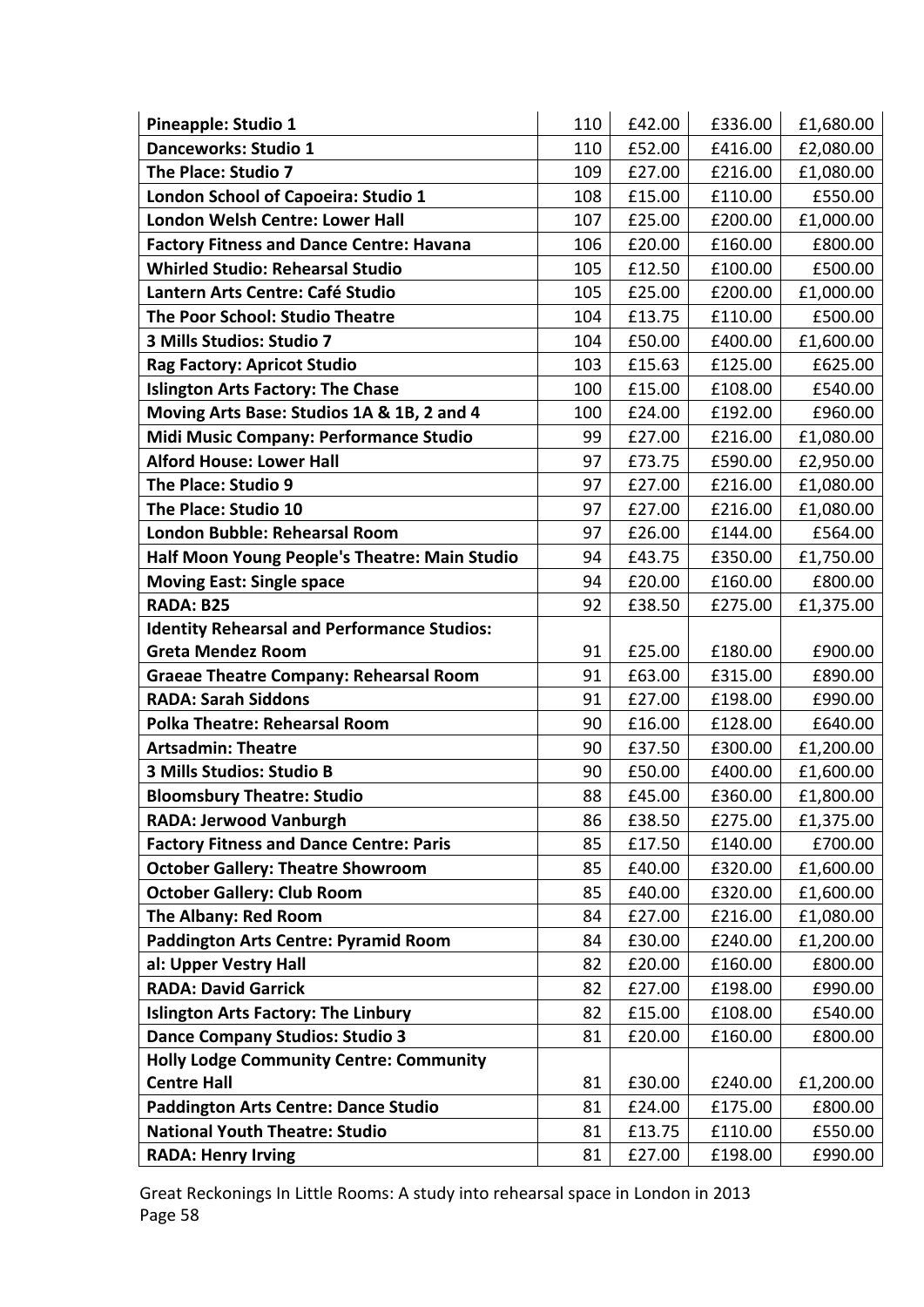| | | | | |
|---|---|---|---|---|
| **Pineapple: Studio 1** | 110 | £42.00 | £336.00 | £1,680.00 |
| **Danceworks: Studio 1** | 110 | £52.00 | £416.00 | £2,080.00 |
| **The Place: Studio 7** | 109 | £27.00 | £216.00 | £1,080.00 |
| **London School of Capoeira: Studio 1** | 108 | £15.00 | £110.00 | £550.00 |
| **London Welsh Centre: Lower Hall** | 107 | £25.00 | £200.00 | £1,000.00 |
| **Factory Fitness and Dance Centre: Havana** | 106 | £20.00 | £160.00 | £800.00 |
| **Whirled Studio: Rehearsal Studio** | 105 | £12.50 | £100.00 | £500.00 |
| **Lantern Arts Centre: Café Studio** | 105 | £25.00 | £200.00 | £1,000.00 |
| **The Poor School: Studio Theatre** | 104 | £13.75 | £110.00 | £500.00 |
| **3 Mills Studios: Studio 7** | 104 | £50.00 | £400.00 | £1,600.00 |
| **Rag Factory: Apricot Studio** | 103 | £15.63 | £125.00 | £625.00 |
| **Islington Arts Factory: The Chase** | 100 | £15.00 | £108.00 | £540.00 |
| **Moving Arts Base: Studios 1A & 1B, 2 and 4** | 100 | £24.00 | £192.00 | £960.00 |
| **Midi Music Company: Performance Studio** | 99 | £27.00 | £216.00 | £1,080.00 |
| **Alford House: Lower Hall** | 97 | £73.75 | £590.00 | £2,950.00 |
| **The Place: Studio 9** | 97 | £27.00 | £216.00 | £1,080.00 |
| **The Place: Studio 10** | 97 | £27.00 | £216.00 | £1,080.00 |
| **London Bubble: Rehearsal Room** | 97 | £26.00 | £144.00 | £564.00 |
| **Half Moon Young People's Theatre: Main Studio** | 94 | £43.75 | £350.00 | £1,750.00 |
| **Moving East: Single space** | 94 | £20.00 | £160.00 | £800.00 |
| **RADA: B25** | 92 | £38.50 | £275.00 | £1,375.00 |
| **Identity Rehearsal and Performance Studios: Greta Mendez Room** | 91 | £25.00 | £180.00 | £900.00 |
| **Graeae Theatre Company: Rehearsal Room** | 91 | £63.00 | £315.00 | £890.00 |
| **RADA: Sarah Siddons** | 91 | £27.00 | £198.00 | £990.00 |
| **Polka Theatre: Rehearsal Room** | 90 | £16.00 | £128.00 | £640.00 |
| **Artsadmin: Theatre** | 90 | £37.50 | £300.00 | £1,200.00 |
| **3 Mills Studios: Studio B** | 90 | £50.00 | £400.00 | £1,600.00 |
| **Bloomsbury Theatre: Studio** | 88 | £45.00 | £360.00 | £1,800.00 |
| **RADA: Jerwood Vanburgh** | 86 | £38.50 | £275.00 | £1,375.00 |
| **Factory Fitness and Dance Centre: Paris** | 85 | £17.50 | £140.00 | £700.00 |
| **October Gallery: Theatre Showroom** | 85 | £40.00 | £320.00 | £1,600.00 |
| **October Gallery: Club Room** | 85 | £40.00 | £320.00 | £1,600.00 |
| **The Albany: Red Room** | 84 | £27.00 | £216.00 | £1,080.00 |
| **Paddington Arts Centre: Pyramid Room** | 84 | £30.00 | £240.00 | £1,200.00 |
| **al: Upper Vestry Hall** | 82 | £20.00 | £160.00 | £800.00 |
| **RADA: David Garrick** | 82 | £27.00 | £198.00 | £990.00 |
| **Islington Arts Factory: The Linbury** | 82 | £15.00 | £108.00 | £540.00 |
| **Dance Company Studios: Studio 3** | 81 | £20.00 | £160.00 | £800.00 |
| **Holly Lodge Community Centre: Community Centre Hall** | 81 | £30.00 | £240.00 | £1,200.00 |
| **Paddington Arts Centre: Dance Studio** | 81 | £24.00 | £175.00 | £800.00 |
| **National Youth Theatre: Studio** | 81 | £13.75 | £110.00 | £550.00 |
| **RADA: Henry Irving** | 81 | £27.00 | £198.00 | £990.00 |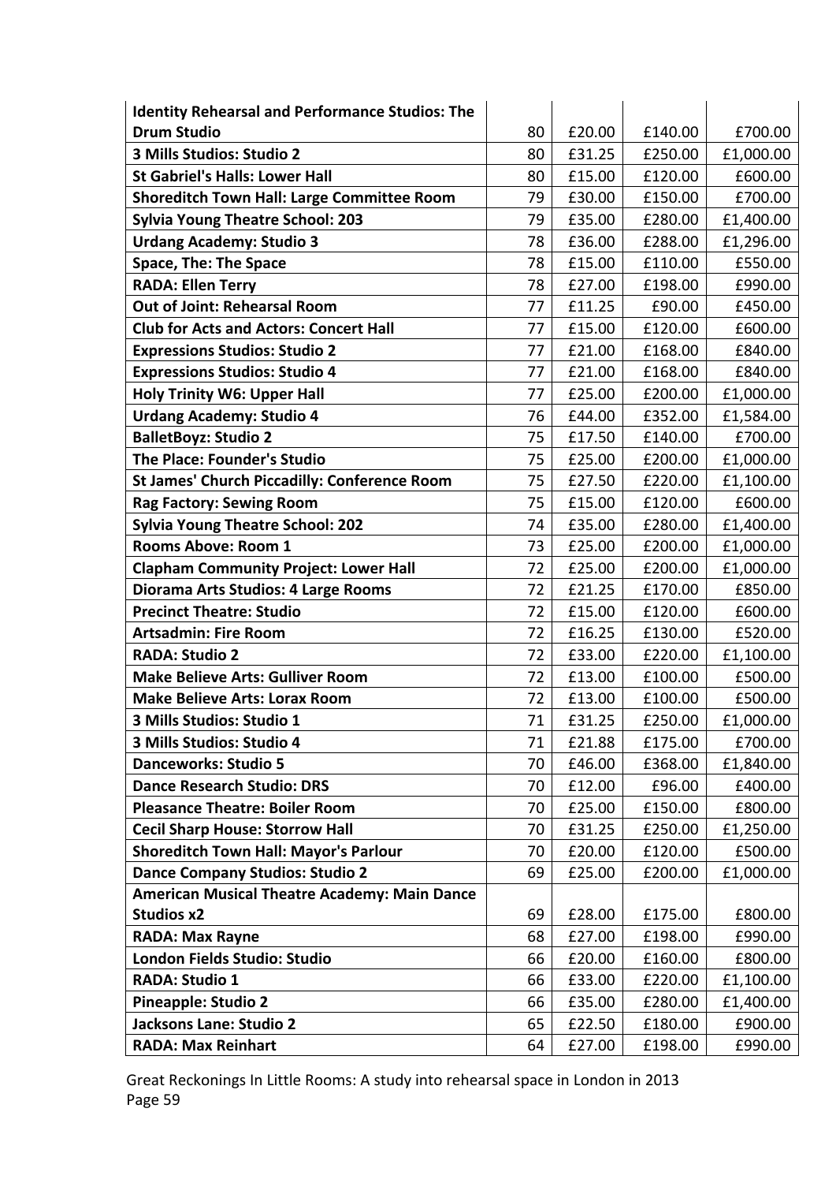| | | | | |
|---|---|---|---|---|
| **Identity Rehearsal and Performance Studios: The Drum Studio** | 80 | £20.00 | £140.00 | £700.00 |
| **3 Mills Studios: Studio 2** | 80 | £31.25 | £250.00 | £1,000.00 |
| **St Gabriel's Halls: Lower Hall** | 80 | £15.00 | £120.00 | £600.00 |
| **Shoreditch Town Hall: Large Committee Room** | 79 | £30.00 | £150.00 | £700.00 |
| **Sylvia Young Theatre School: 203** | 79 | £35.00 | £280.00 | £1,400.00 |
| **Urdang Academy: Studio 3** | 78 | £36.00 | £288.00 | £1,296.00 |
| **Space, The: The Space** | 78 | £15.00 | £110.00 | £550.00 |
| **RADA: Ellen Terry** | 78 | £27.00 | £198.00 | £990.00 |
| **Out of Joint: Rehearsal Room** | 77 | £11.25 | £90.00 | £450.00 |
| **Club for Acts and Actors: Concert Hall** | 77 | £15.00 | £120.00 | £600.00 |
| **Expressions Studios: Studio 2** | 77 | £21.00 | £168.00 | £840.00 |
| **Expressions Studios: Studio 4** | 77 | £21.00 | £168.00 | £840.00 |
| **Holy Trinity W6: Upper Hall** | 77 | £25.00 | £200.00 | £1,000.00 |
| **Urdang Academy: Studio 4** | 76 | £44.00 | £352.00 | £1,584.00 |
| **BalletBoyz: Studio 2** | 75 | £17.50 | £140.00 | £700.00 |
| **The Place: Founder's Studio** | 75 | £25.00 | £200.00 | £1,000.00 |
| **St James' Church Piccadilly: Conference Room** | 75 | £27.50 | £220.00 | £1,100.00 |
| **Rag Factory: Sewing Room** | 75 | £15.00 | £120.00 | £600.00 |
| **Sylvia Young Theatre School: 202** | 74 | £35.00 | £280.00 | £1,400.00 |
| **Rooms Above: Room 1** | 73 | £25.00 | £200.00 | £1,000.00 |
| **Clapham Community Project: Lower Hall** | 72 | £25.00 | £200.00 | £1,000.00 |
| **Diorama Arts Studios: 4 Large Rooms** | 72 | £21.25 | £170.00 | £850.00 |
| **Precinct Theatre: Studio** | 72 | £15.00 | £120.00 | £600.00 |
| **Artsadmin: Fire Room** | 72 | £16.25 | £130.00 | £520.00 |
| **RADA: Studio 2** | 72 | £33.00 | £220.00 | £1,100.00 |
| **Make Believe Arts: Gulliver Room** | 72 | £13.00 | £100.00 | £500.00 |
| **Make Believe Arts: Lorax Room** | 72 | £13.00 | £100.00 | £500.00 |
| **3 Mills Studios: Studio 1** | 71 | £31.25 | £250.00 | £1,000.00 |
| **3 Mills Studios: Studio 4** | 71 | £21.88 | £175.00 | £700.00 |
| **Danceworks: Studio 5** | 70 | £46.00 | £368.00 | £1,840.00 |
| **Dance Research Studio: DRS** | 70 | £12.00 | £96.00 | £400.00 |
| **Pleasance Theatre: Boiler Room** | 70 | £25.00 | £150.00 | £800.00 |
| **Cecil Sharp House: Storrow Hall** | 70 | £31.25 | £250.00 | £1,250.00 |
| **Shoreditch Town Hall: Mayor's Parlour** | 70 | £20.00 | £120.00 | £500.00 |
| **Dance Company Studios: Studio 2** | 69 | £25.00 | £200.00 | £1,000.00 |
| **American Musical Theatre Academy: Main Dance Studios x2** | 69 | £28.00 | £175.00 | £800.00 |
| **RADA: Max Rayne** | 68 | £27.00 | £198.00 | £990.00 |
| **London Fields Studio: Studio** | 66 | £20.00 | £160.00 | £800.00 |
| **RADA: Studio 1** | 66 | £33.00 | £220.00 | £1,100.00 |
| **Pineapple: Studio 2** | 66 | £35.00 | £280.00 | £1,400.00 |
| **Jacksons Lane: Studio 2** | 65 | £22.50 | £180.00 | £900.00 |
| **RADA: Max Reinhart** | 64 | £27.00 | £198.00 | £990.00 |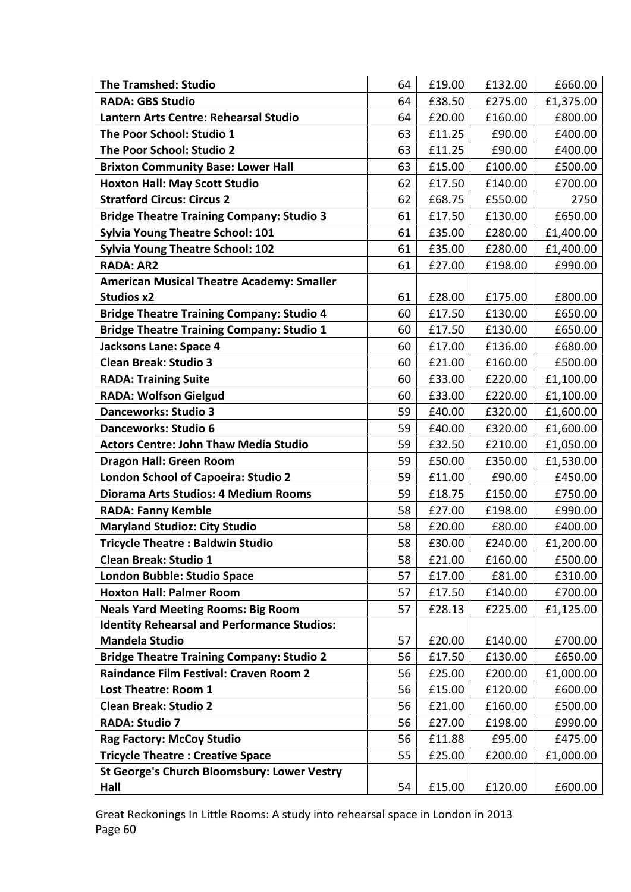| | | | | |
|---|---|---|---|---|
| **The Tramshed: Studio** | 64 | £19.00 | £132.00 | £660.00 |
| **RADA: GBS Studio** | 64 | £38.50 | £275.00 | £1,375.00 |
| **Lantern Arts Centre: Rehearsal Studio** | 64 | £20.00 | £160.00 | £800.00 |
| **The Poor School: Studio 1** | 63 | £11.25 | £90.00 | £400.00 |
| **The Poor School: Studio 2** | 63 | £11.25 | £90.00 | £400.00 |
| **Brixton Community Base: Lower Hall** | 63 | £15.00 | £100.00 | £500.00 |
| **Hoxton Hall: May Scott Studio** | 62 | £17.50 | £140.00 | £700.00 |
| **Stratford Circus: Circus 2** | 62 | £68.75 | £550.00 | 2750 |
| **Bridge Theatre Training Company: Studio 3** | 61 | £17.50 | £130.00 | £650.00 |
| **Sylvia Young Theatre School: 101** | 61 | £35.00 | £280.00 | £1,400.00 |
| **Sylvia Young Theatre School: 102** | 61 | £35.00 | £280.00 | £1,400.00 |
| **RADA: AR2** | 61 | £27.00 | £198.00 | £990.00 |
| **American Musical Theatre Academy: Smaller Studios x2** | 61 | £28.00 | £175.00 | £800.00 |
| **Bridge Theatre Training Company: Studio 4** | 60 | £17.50 | £130.00 | £650.00 |
| **Bridge Theatre Training Company: Studio 1** | 60 | £17.50 | £130.00 | £650.00 |
| **Jacksons Lane: Space 4** | 60 | £17.00 | £136.00 | £680.00 |
| **Clean Break: Studio 3** | 60 | £21.00 | £160.00 | £500.00 |
| **RADA: Training Suite** | 60 | £33.00 | £220.00 | £1,100.00 |
| **RADA: Wolfson Gielgud** | 60 | £33.00 | £220.00 | £1,100.00 |
| **Danceworks: Studio 3** | 59 | £40.00 | £320.00 | £1,600.00 |
| **Danceworks: Studio 6** | 59 | £40.00 | £320.00 | £1,600.00 |
| **Actors Centre: John Thaw Media Studio** | 59 | £32.50 | £210.00 | £1,050.00 |
| **Dragon Hall: Green Room** | 59 | £50.00 | £350.00 | £1,530.00 |
| **London School of Capoeira: Studio 2** | 59 | £11.00 | £90.00 | £450.00 |
| **Diorama Arts Studios: 4 Medium Rooms** | 59 | £18.75 | £150.00 | £750.00 |
| **RADA: Fanny Kemble** | 58 | £27.00 | £198.00 | £990.00 |
| **Maryland Studioz: City Studio** | 58 | £20.00 | £80.00 | £400.00 |
| **Tricycle Theatre : Baldwin Studio** | 58 | £30.00 | £240.00 | £1,200.00 |
| **Clean Break: Studio 1** | 58 | £21.00 | £160.00 | £500.00 |
| **London Bubble: Studio Space** | 57 | £17.00 | £81.00 | £310.00 |
| **Hoxton Hall: Palmer Room** | 57 | £17.50 | £140.00 | £700.00 |
| **Neals Yard Meeting Rooms: Big Room** | 57 | £28.13 | £225.00 | £1,125.00 |
| **Identity Rehearsal and Performance Studios: Mandela Studio** | 57 | £20.00 | £140.00 | £700.00 |
| **Bridge Theatre Training Company: Studio 2** | 56 | £17.50 | £130.00 | £650.00 |
| **Raindance Film Festival: Craven Room 2** | 56 | £25.00 | £200.00 | £1,000.00 |
| **Lost Theatre: Room 1** | 56 | £15.00 | £120.00 | £600.00 |
| **Clean Break: Studio 2** | 56 | £21.00 | £160.00 | £500.00 |
| **RADA: Studio 7** | 56 | £27.00 | £198.00 | £990.00 |
| **Rag Factory: McCoy Studio** | 56 | £11.88 | £95.00 | £475.00 |
| **Tricycle Theatre : Creative Space** | 55 | £25.00 | £200.00 | £1,000.00 |
| **St George's Church Bloomsbury: Lower Vestry Hall** | 54 | £15.00 | £120.00 | £600.00 |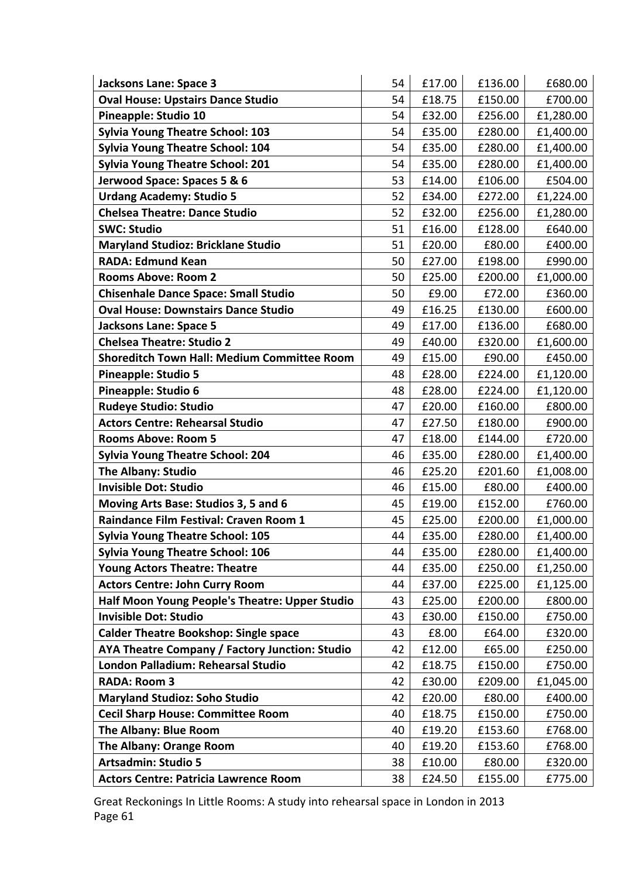| | | | | |
|---|---|---|---|---|
| **Jacksons Lane: Space 3** | 54 | £17.00 | £136.00 | £680.00 |
| **Oval House: Upstairs Dance Studio** | 54 | £18.75 | £150.00 | £700.00 |
| **Pineapple: Studio 10** | 54 | £32.00 | £256.00 | £1,280.00 |
| **Sylvia Young Theatre School: 103** | 54 | £35.00 | £280.00 | £1,400.00 |
| **Sylvia Young Theatre School: 104** | 54 | £35.00 | £280.00 | £1,400.00 |
| **Sylvia Young Theatre School: 201** | 54 | £35.00 | £280.00 | £1,400.00 |
| **Jerwood Space: Spaces 5 & 6** | 53 | £14.00 | £106.00 | £504.00 |
| **Urdang Academy: Studio 5** | 52 | £34.00 | £272.00 | £1,224.00 |
| **Chelsea Theatre: Dance Studio** | 52 | £32.00 | £256.00 | £1,280.00 |
| **SWC: Studio** | 51 | £16.00 | £128.00 | £640.00 |
| **Maryland Studioz: Bricklane Studio** | 51 | £20.00 | £80.00 | £400.00 |
| **RADA: Edmund Kean** | 50 | £27.00 | £198.00 | £990.00 |
| **Rooms Above: Room 2** | 50 | £25.00 | £200.00 | £1,000.00 |
| **Chisenhale Dance Space: Small Studio** | 50 | £9.00 | £72.00 | £360.00 |
| **Oval House: Downstairs Dance Studio** | 49 | £16.25 | £130.00 | £600.00 |
| **Jacksons Lane: Space 5** | 49 | £17.00 | £136.00 | £680.00 |
| **Chelsea Theatre: Studio 2** | 49 | £40.00 | £320.00 | £1,600.00 |
| **Shoreditch Town Hall: Medium Committee Room** | 49 | £15.00 | £90.00 | £450.00 |
| **Pineapple: Studio 5** | 48 | £28.00 | £224.00 | £1,120.00 |
| **Pineapple: Studio 6** | 48 | £28.00 | £224.00 | £1,120.00 |
| **Rudeye Studio: Studio** | 47 | £20.00 | £160.00 | £800.00 |
| **Actors Centre: Rehearsal Studio** | 47 | £27.50 | £180.00 | £900.00 |
| **Rooms Above: Room 5** | 47 | £18.00 | £144.00 | £720.00 |
| **Sylvia Young Theatre School: 204** | 46 | £35.00 | £280.00 | £1,400.00 |
| **The Albany: Studio** | 46 | £25.20 | £201.60 | £1,008.00 |
| **Invisible Dot: Studio** | 46 | £15.00 | £80.00 | £400.00 |
| **Moving Arts Base: Studios 3, 5 and 6** | 45 | £19.00 | £152.00 | £760.00 |
| **Raindance Film Festival: Craven Room 1** | 45 | £25.00 | £200.00 | £1,000.00 |
| **Sylvia Young Theatre School: 105** | 44 | £35.00 | £280.00 | £1,400.00 |
| **Sylvia Young Theatre School: 106** | 44 | £35.00 | £280.00 | £1,400.00 |
| **Young Actors Theatre: Theatre** | 44 | £35.00 | £250.00 | £1,250.00 |
| **Actors Centre: John Curry Room** | 44 | £37.00 | £225.00 | £1,125.00 |
| **Half Moon Young People's Theatre: Upper Studio** | 43 | £25.00 | £200.00 | £800.00 |
| **Invisible Dot: Studio** | 43 | £30.00 | £150.00 | £750.00 |
| **Calder Theatre Bookshop: Single space** | 43 | £8.00 | £64.00 | £320.00 |
| **AYA Theatre Company / Factory Junction: Studio** | 42 | £12.00 | £65.00 | £250.00 |
| **London Palladium: Rehearsal Studio** | 42 | £18.75 | £150.00 | £750.00 |
| **RADA: Room 3** | 42 | £30.00 | £209.00 | £1,045.00 |
| **Maryland Studioz: Soho Studio** | 42 | £20.00 | £80.00 | £400.00 |
| **Cecil Sharp House: Committee Room** | 40 | £18.75 | £150.00 | £750.00 |
| **The Albany: Blue Room** | 40 | £19.20 | £153.60 | £768.00 |
| **The Albany: Orange Room** | 40 | £19.20 | £153.60 | £768.00 |
| **Artsadmin: Studio 5** | 38 | £10.00 | £80.00 | £320.00 |
| **Actors Centre: Patricia Lawrence Room** | 38 | £24.50 | £155.00 | £775.00 |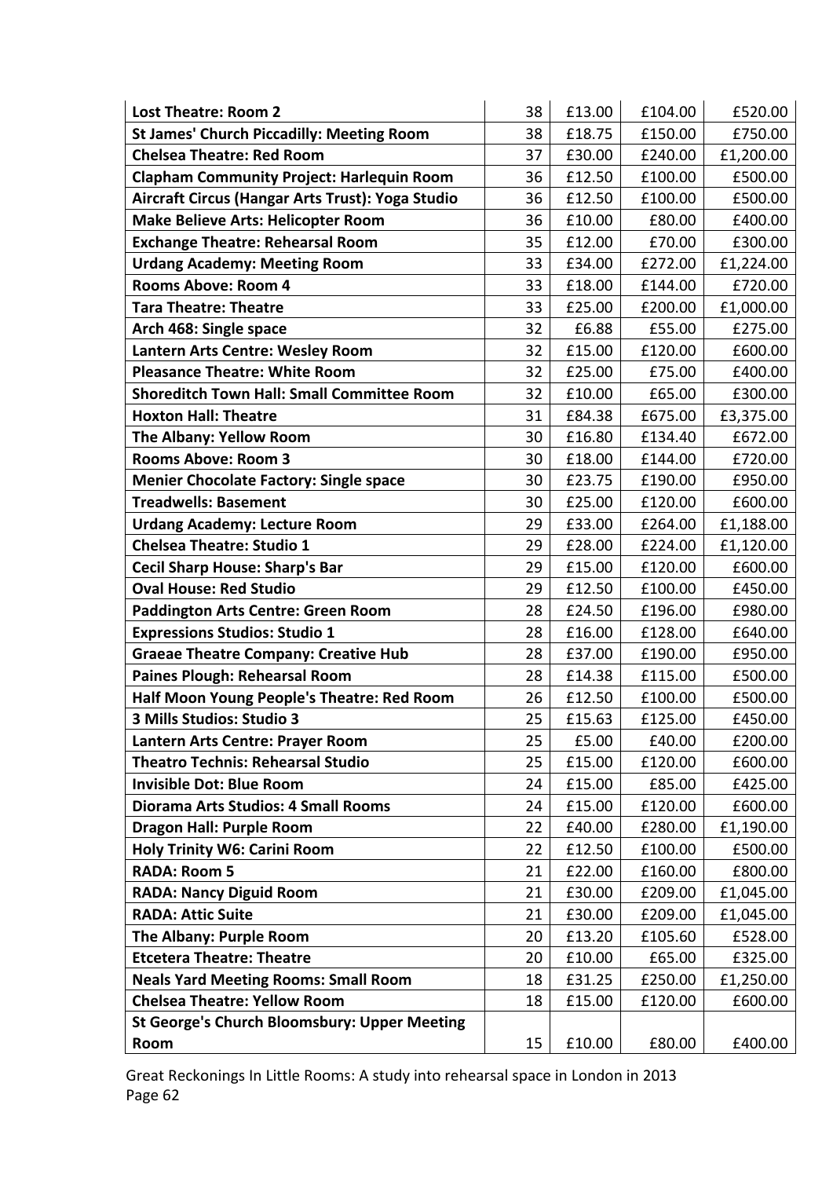| | | | | |
|---|---|---|---|---|
| **Lost Theatre: Room 2** | 38 | £13.00 | £104.00 | £520.00 |
| **St James' Church Piccadilly: Meeting Room** | 38 | £18.75 | £150.00 | £750.00 |
| **Chelsea Theatre: Red Room** | 37 | £30.00 | £240.00 | £1,200.00 |
| **Clapham Community Project: Harlequin Room** | 36 | £12.50 | £100.00 | £500.00 |
| **Aircraft Circus (Hangar Arts Trust): Yoga Studio** | 36 | £12.50 | £100.00 | £500.00 |
| **Make Believe Arts: Helicopter Room** | 36 | £10.00 | £80.00 | £400.00 |
| **Exchange Theatre: Rehearsal Room** | 35 | £12.00 | £70.00 | £300.00 |
| **Urdang Academy: Meeting Room** | 33 | £34.00 | £272.00 | £1,224.00 |
| **Rooms Above: Room 4** | 33 | £18.00 | £144.00 | £720.00 |
| **Tara Theatre: Theatre** | 33 | £25.00 | £200.00 | £1,000.00 |
| **Arch 468: Single space** | 32 | £6.88 | £55.00 | £275.00 |
| **Lantern Arts Centre: Wesley Room** | 32 | £15.00 | £120.00 | £600.00 |
| **Pleasance Theatre: White Room** | 32 | £25.00 | £75.00 | £400.00 |
| **Shoreditch Town Hall: Small Committee Room** | 32 | £10.00 | £65.00 | £300.00 |
| **Hoxton Hall: Theatre** | 31 | £84.38 | £675.00 | £3,375.00 |
| **The Albany: Yellow Room** | 30 | £16.80 | £134.40 | £672.00 |
| **Rooms Above: Room 3** | 30 | £18.00 | £144.00 | £720.00 |
| **Menier Chocolate Factory: Single space** | 30 | £23.75 | £190.00 | £950.00 |
| **Treadwells: Basement** | 30 | £25.00 | £120.00 | £600.00 |
| **Urdang Academy: Lecture Room** | 29 | £33.00 | £264.00 | £1,188.00 |
| **Chelsea Theatre: Studio 1** | 29 | £28.00 | £224.00 | £1,120.00 |
| **Cecil Sharp House: Sharp's Bar** | 29 | £15.00 | £120.00 | £600.00 |
| **Oval House: Red Studio** | 29 | £12.50 | £100.00 | £450.00 |
| **Paddington Arts Centre: Green Room** | 28 | £24.50 | £196.00 | £980.00 |
| **Expressions Studios: Studio 1** | 28 | £16.00 | £128.00 | £640.00 |
| **Graeae Theatre Company: Creative Hub** | 28 | £37.00 | £190.00 | £950.00 |
| **Paines Plough: Rehearsal Room** | 28 | £14.38 | £115.00 | £500.00 |
| **Half Moon Young People's Theatre: Red Room** | 26 | £12.50 | £100.00 | £500.00 |
| **3 Mills Studios: Studio 3** | 25 | £15.63 | £125.00 | £450.00 |
| **Lantern Arts Centre: Prayer Room** | 25 | £5.00 | £40.00 | £200.00 |
| **Theatro Technis: Rehearsal Studio** | 25 | £15.00 | £120.00 | £600.00 |
| **Invisible Dot: Blue Room** | 24 | £15.00 | £85.00 | £425.00 |
| **Diorama Arts Studios: 4 Small Rooms** | 24 | £15.00 | £120.00 | £600.00 |
| **Dragon Hall: Purple Room** | 22 | £40.00 | £280.00 | £1,190.00 |
| **Holy Trinity W6: Carini Room** | 22 | £12.50 | £100.00 | £500.00 |
| **RADA: Room 5** | 21 | £22.00 | £160.00 | £800.00 |
| **RADA: Nancy Diguid Room** | 21 | £30.00 | £209.00 | £1,045.00 |
| **RADA: Attic Suite** | 21 | £30.00 | £209.00 | £1,045.00 |
| **The Albany: Purple Room** | 20 | £13.20 | £105.60 | £528.00 |
| **Etcetera Theatre: Theatre** | 20 | £10.00 | £65.00 | £325.00 |
| **Neals Yard Meeting Rooms: Small Room** | 18 | £31.25 | £250.00 | £1,250.00 |
| **Chelsea Theatre: Yellow Room** | 18 | £15.00 | £120.00 | £600.00 |
| **St George's Church Bloomsbury: Upper Meeting Room** | 15 | £10.00 | £80.00 | £400.00 |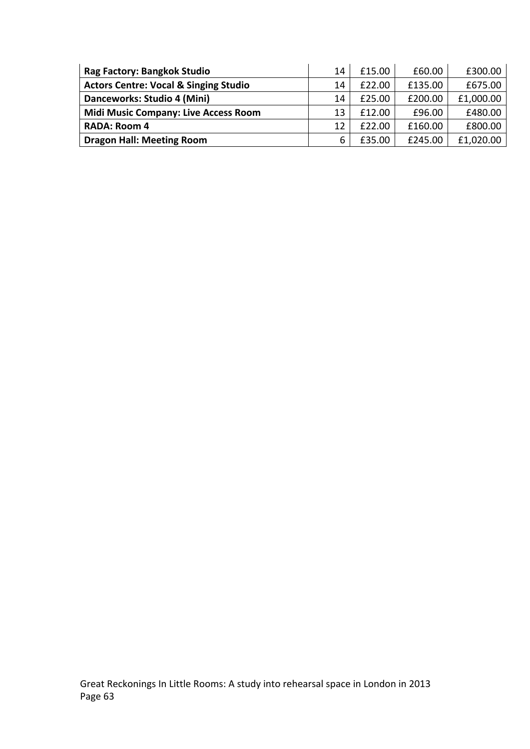| | | | | |
|---|---|---|---|---|
| **Rag Factory: Bangkok Studio** | 14 | £15.00 | £60.00 | £300.00 |
| **Actors Centre: Vocal & Singing Studio** | 14 | £22.00 | £135.00 | £675.00 |
| **Danceworks: Studio 4 (Mini)** | 14 | £25.00 | £200.00 | £1,000.00 |
| **Midi Music Company: Live Access Room** | 13 | £12.00 | £96.00 | £480.00 |
| **RADA: Room 4** | 12 | £22.00 | £160.00 | £800.00 |
| **Dragon Hall: Meeting Room** | 6 | £35.00 | £245.00 | £1,020.00 |